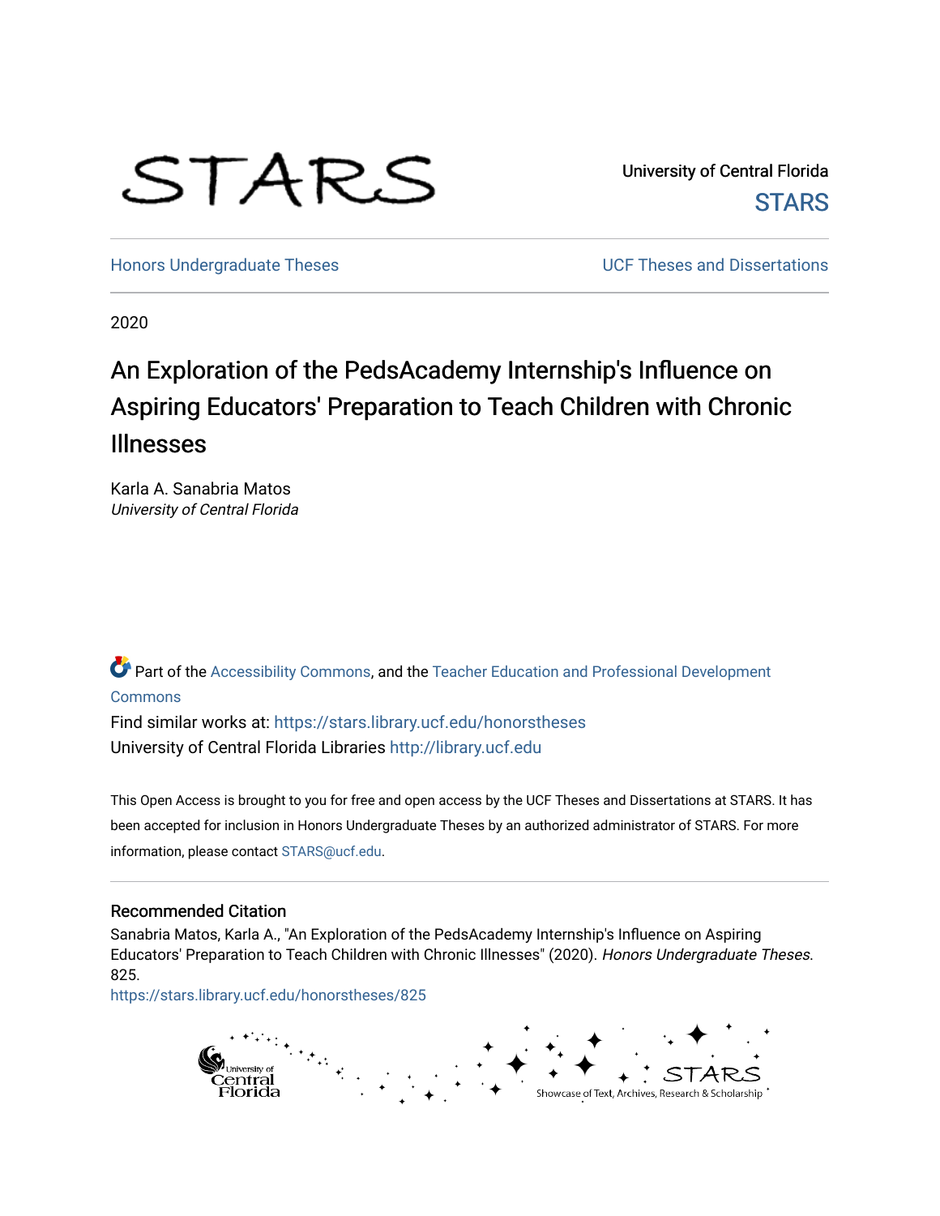STARS

University of Central Florida

STARS

Honors Undergraduate Theses

UCF Theses and Dissertations

2020

# An Exploration of the PedsAcademy Internship's Influence on Aspiring Educators' Preparation to Teach Children with Chronic Illnesses

Karla A. Sanabria Matos
*University of Central Florida*

Part of the Accessibility Commons, and the Teacher Education and Professional Development Commons

Find similar works at: https://stars.library.ucf.edu/honorstheses
University of Central Florida Libraries http://library.ucf.edu

This Open Access is brought to you for free and open access by the UCF Theses and Dissertations at STARS. It has been accepted for inclusion in Honors Undergraduate Theses by an authorized administrator of STARS. For more information, please contact STARS@ucf.edu.

## Recommended Citation

Sanabria Matos, Karla A., "An Exploration of the PedsAcademy Internship's Influence on Aspiring Educators' Preparation to Teach Children with Chronic Illnesses" (2020). *Honors Undergraduate Theses*. 825.
https://stars.library.ucf.edu/honorstheses/825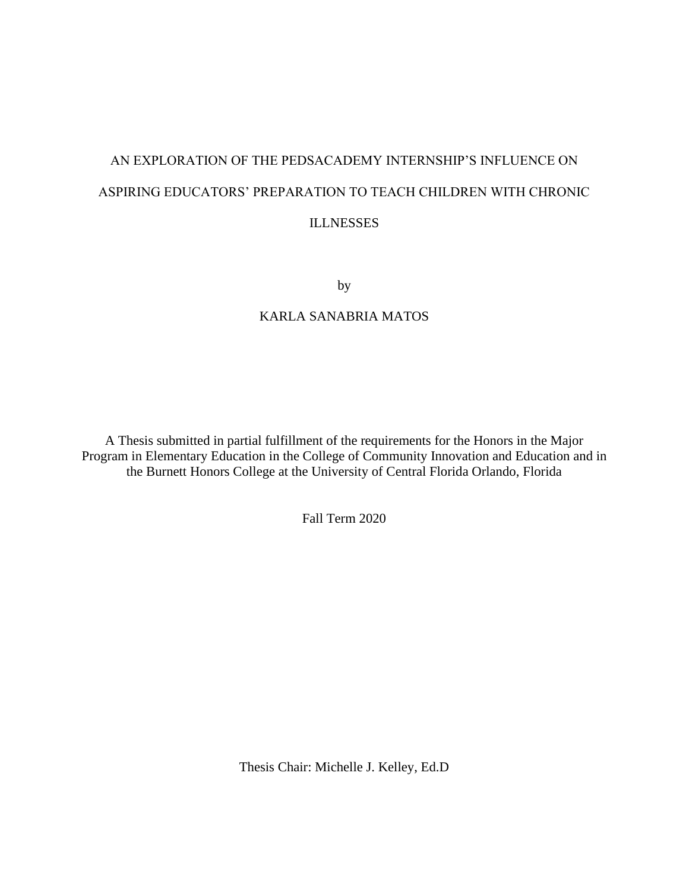# AN EXPLORATION OF THE PEDSACADEMY INTERNSHIP'S INFLUENCE ON ASPIRING EDUCATORS' PREPARATION TO TEACH CHILDREN WITH CHRONIC ILLNESSES

by

KARLA SANABRIA MATOS

A Thesis submitted in partial fulfillment of the requirements for the Honors in the Major Program in Elementary Education in the College of Community Innovation and Education and in the Burnett Honors College at the University of Central Florida Orlando, Florida

Fall Term 2020

Thesis Chair: Michelle J. Kelley, Ed.D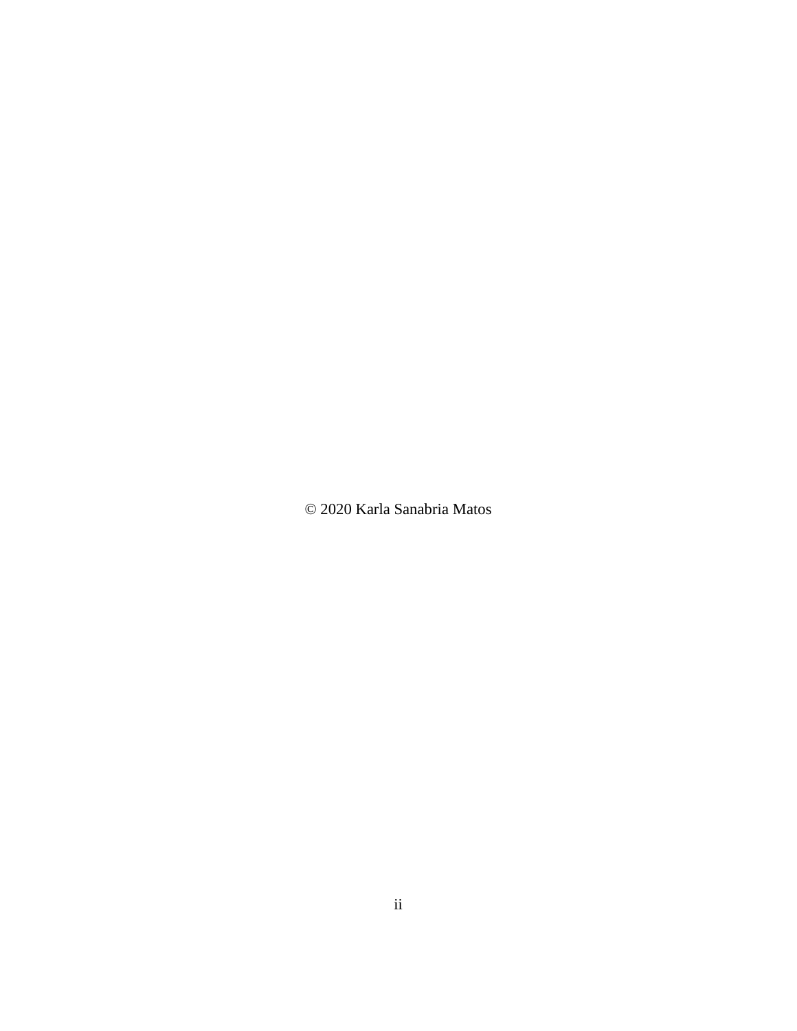© 2020 Karla Sanabria Matos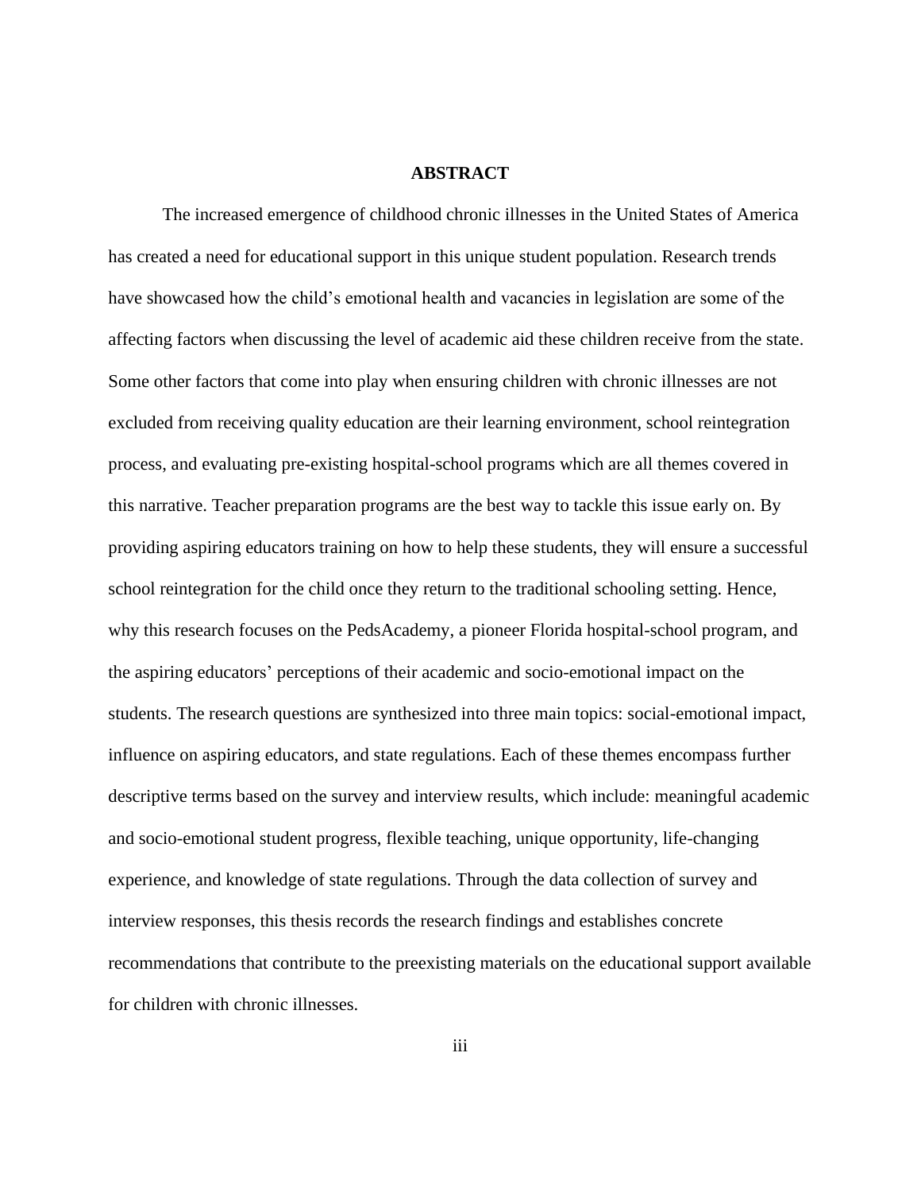## ABSTRACT

The increased emergence of childhood chronic illnesses in the United States of America has created a need for educational support in this unique student population. Research trends have showcased how the child's emotional health and vacancies in legislation are some of the affecting factors when discussing the level of academic aid these children receive from the state. Some other factors that come into play when ensuring children with chronic illnesses are not excluded from receiving quality education are their learning environment, school reintegration process, and evaluating pre-existing hospital-school programs which are all themes covered in this narrative. Teacher preparation programs are the best way to tackle this issue early on. By providing aspiring educators training on how to help these students, they will ensure a successful school reintegration for the child once they return to the traditional schooling setting. Hence, why this research focuses on the PedsAcademy, a pioneer Florida hospital-school program, and the aspiring educators' perceptions of their academic and socio-emotional impact on the students. The research questions are synthesized into three main topics: social-emotional impact, influence on aspiring educators, and state regulations. Each of these themes encompass further descriptive terms based on the survey and interview results, which include: meaningful academic and socio-emotional student progress, flexible teaching, unique opportunity, life-changing experience, and knowledge of state regulations. Through the data collection of survey and interview responses, this thesis records the research findings and establishes concrete recommendations that contribute to the preexisting materials on the educational support available for children with chronic illnesses.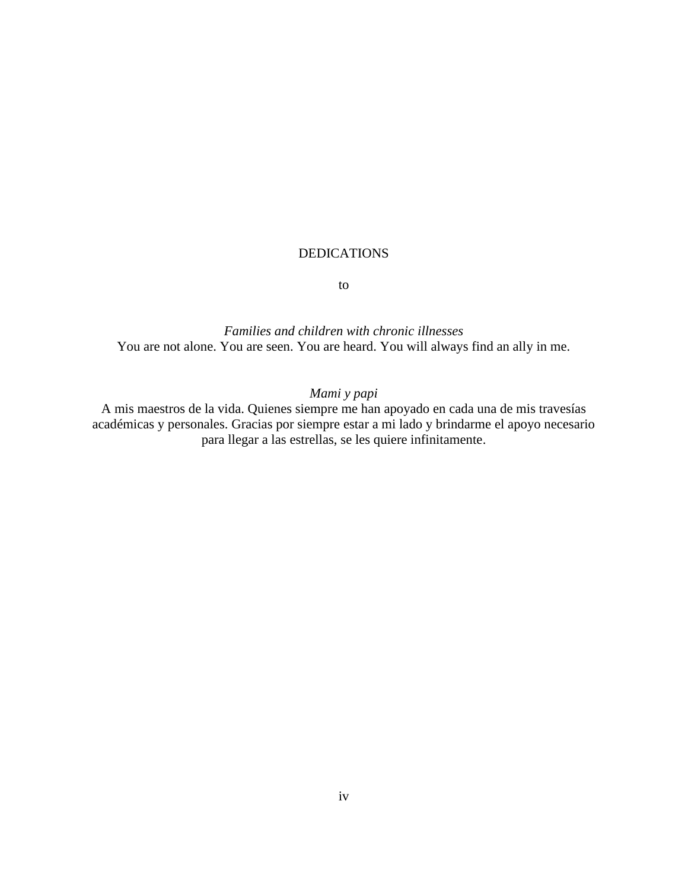# DEDICATIONS

to

*Families and children with chronic illnesses*

You are not alone. You are seen. You are heard. You will always find an ally in me.

*Mami y papi*

A mis maestros de la vida. Quienes siempre me han apoyado en cada una de mis travesías académicas y personales. Gracias por siempre estar a mi lado y brindarme el apoyo necesario para llegar a las estrellas, se les quiere infinitamente.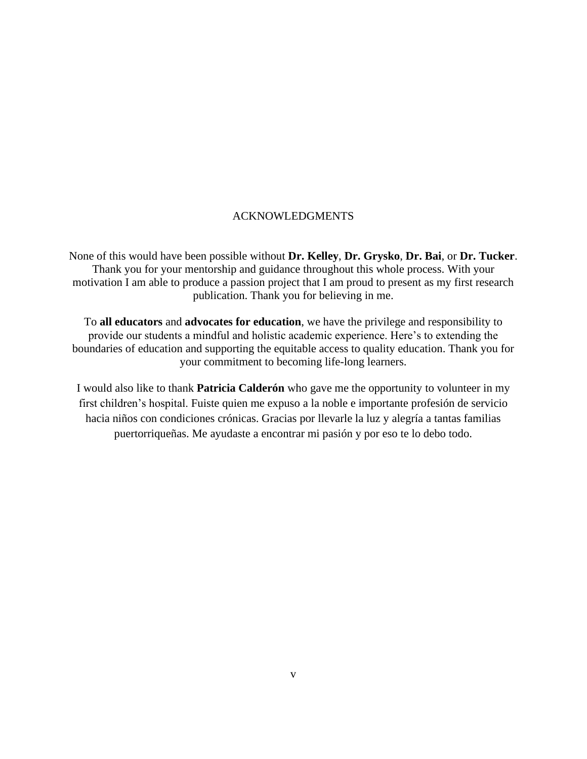# ACKNOWLEDGMENTS

None of this would have been possible without **Dr. Kelley**, **Dr. Grysko**, **Dr. Bai**, or **Dr. Tucker**. Thank you for your mentorship and guidance throughout this whole process. With your motivation I am able to produce a passion project that I am proud to present as my first research publication. Thank you for believing in me.

To **all educators** and **advocates for education**, we have the privilege and responsibility to provide our students a mindful and holistic academic experience. Here's to extending the boundaries of education and supporting the equitable access to quality education. Thank you for your commitment to becoming life-long learners.

I would also like to thank **Patricia Calderón** who gave me the opportunity to volunteer in my first children's hospital. Fuiste quien me expuso a la noble e importante profesión de servicio hacia niños con condiciones crónicas. Gracias por llevarle la luz y alegría a tantas familias puertorriqueñas. Me ayudaste a encontrar mi pasión y por eso te lo debo todo.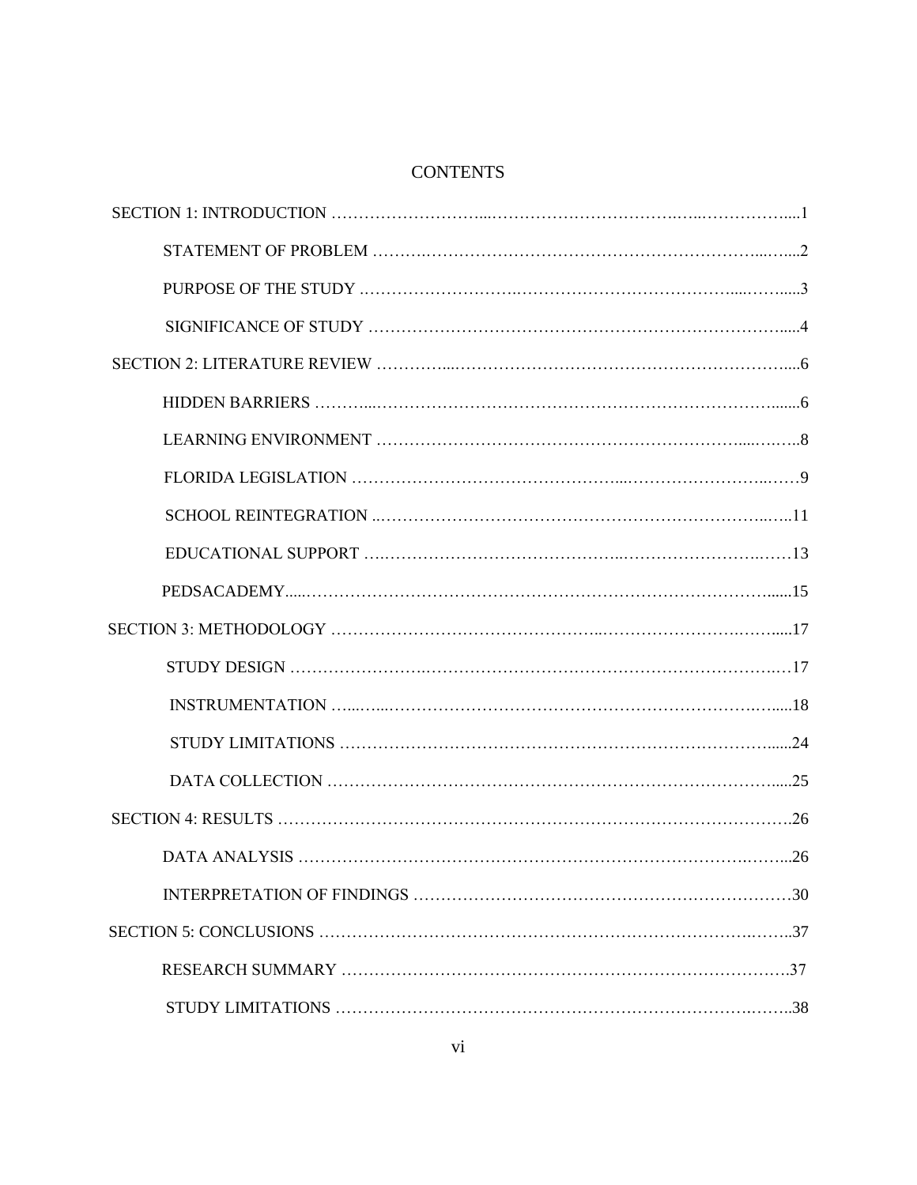# CONTENTS

SECTION 1: INTRODUCTION .....1

- STATEMENT OF PROBLEM .....2
- PURPOSE OF THE STUDY .....3
- SIGNIFICANCE OF STUDY .....4

SECTION 2: LITERATURE REVIEW .....6

- HIDDEN BARRIERS .....6
- LEARNING ENVIRONMENT .....8
- FLORIDA LEGISLATION .....9
- SCHOOL REINTEGRATION .....11
- EDUCATIONAL SUPPORT .....13
- PEDSACADEMY.....15

SECTION 3: METHODOLOGY .....17

- STUDY DESIGN .....17
- INSTRUMENTATION .....18
- STUDY LIMITATIONS .....24
- DATA COLLECTION .....25

SECTION 4: RESULTS .....26

- DATA ANALYSIS .....26
- INTERPRETATION OF FINDINGS .....30

SECTION 5: CONCLUSIONS .....37

- RESEARCH SUMMARY .....37
- STUDY LIMITATIONS .....38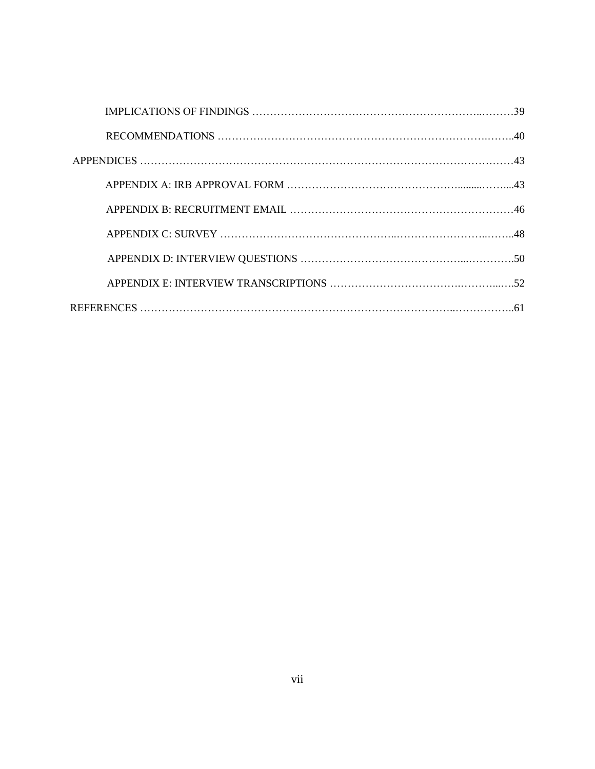IMPLICATIONS OF FINDINGS ……………………………………………………………..………39

RECOMMENDATIONS ………………………………………………………………….……..40

APPENDICES …………………………………………………………………………………………43

APPENDIX A: IRB APPROVAL FORM ………………………………………….........……...43

APPENDIX B: RECRUITMENT EMAIL ……………………………………………………46

APPENDIX C: SURVEY ………………………………………..……………………..……..48

APPENDIX D: INTERVIEW QUESTIONS ……………………………………...………….50

APPENDIX E: INTERVIEW TRANSCRIPTIONS …………………………….………...….52

REFERENCES ……………………………………………………………………..……………..61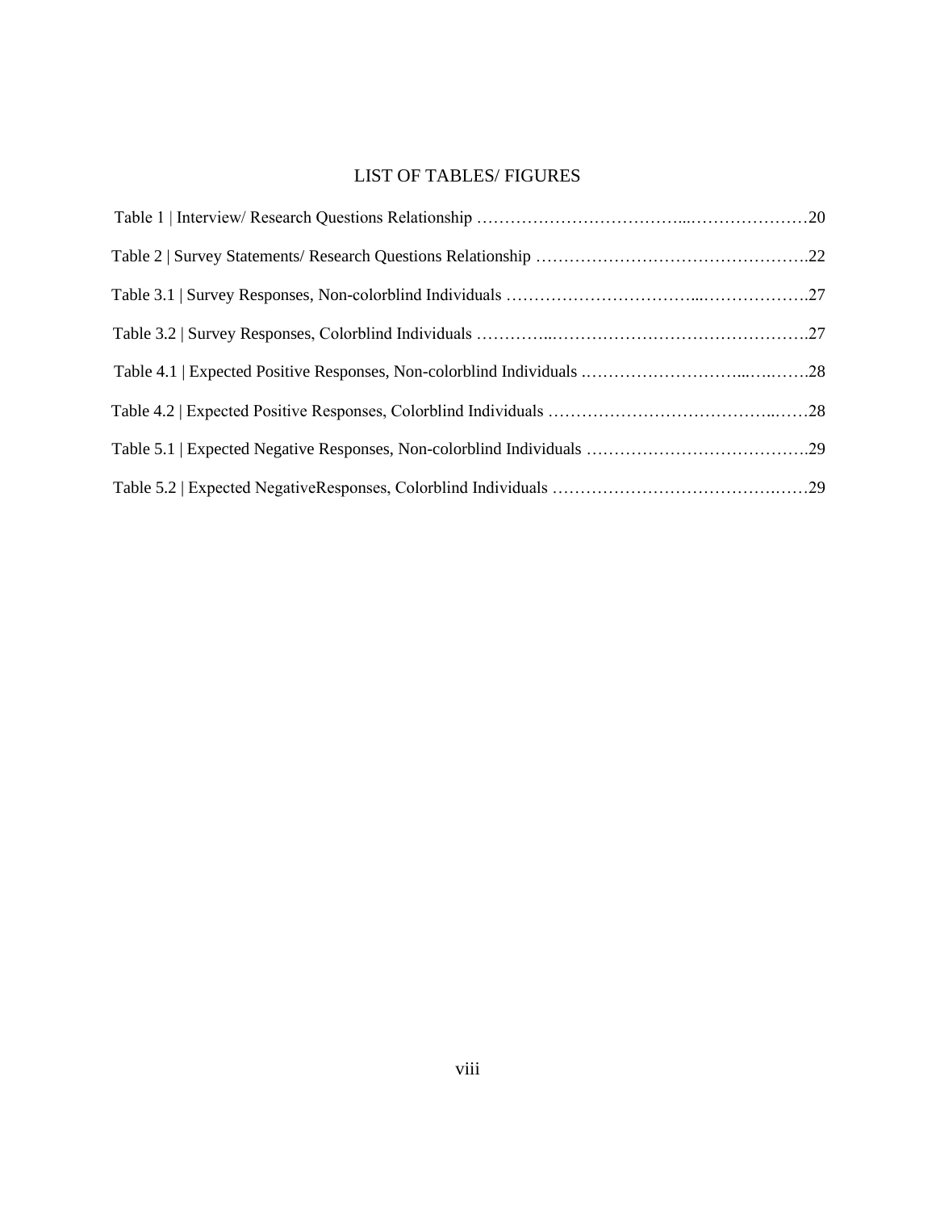# LIST OF TABLES/ FIGURES

Table 1 | Interview/ Research Questions Relationship ………………………………...…………………20

Table 2 | Survey Statements/ Research Questions Relationship ………………………………………….22

Table 3.1 | Survey Responses, Non-colorblind Individuals …………………………...……………….27

Table 3.2 | Survey Responses, Colorblind Individuals …………..……………………………………….27

Table 4.1 | Expected Positive Responses, Non-colorblind Individuals ..……………………...….…….28

Table 4.2 | Expected Positive Responses, Colorblind Individuals ………………………………..……28

Table 5.1 | Expected Negative Responses, Non-colorblind Individuals ………………………………….29

Table 5.2 | Expected NegativeResponses, Colorblind Individuals ……………………………….……29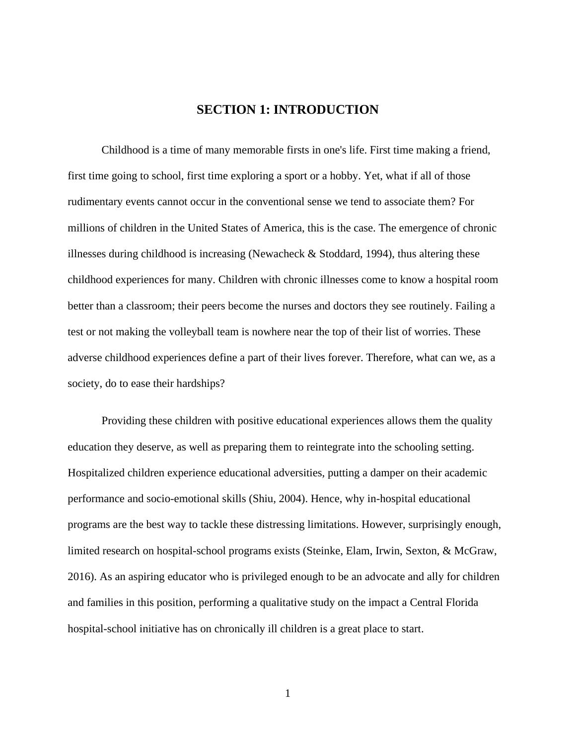# SECTION 1: INTRODUCTION

Childhood is a time of many memorable firsts in one's life. First time making a friend, first time going to school, first time exploring a sport or a hobby. Yet, what if all of those rudimentary events cannot occur in the conventional sense we tend to associate them? For millions of children in the United States of America, this is the case. The emergence of chronic illnesses during childhood is increasing (Newacheck & Stoddard, 1994), thus altering these childhood experiences for many. Children with chronic illnesses come to know a hospital room better than a classroom; their peers become the nurses and doctors they see routinely. Failing a test or not making the volleyball team is nowhere near the top of their list of worries. These adverse childhood experiences define a part of their lives forever. Therefore, what can we, as a society, do to ease their hardships?

Providing these children with positive educational experiences allows them the quality education they deserve, as well as preparing them to reintegrate into the schooling setting. Hospitalized children experience educational adversities, putting a damper on their academic performance and socio-emotional skills (Shiu, 2004). Hence, why in-hospital educational programs are the best way to tackle these distressing limitations. However, surprisingly enough, limited research on hospital-school programs exists (Steinke, Elam, Irwin, Sexton, & McGraw, 2016). As an aspiring educator who is privileged enough to be an advocate and ally for children and families in this position, performing a qualitative study on the impact a Central Florida hospital-school initiative has on chronically ill children is a great place to start.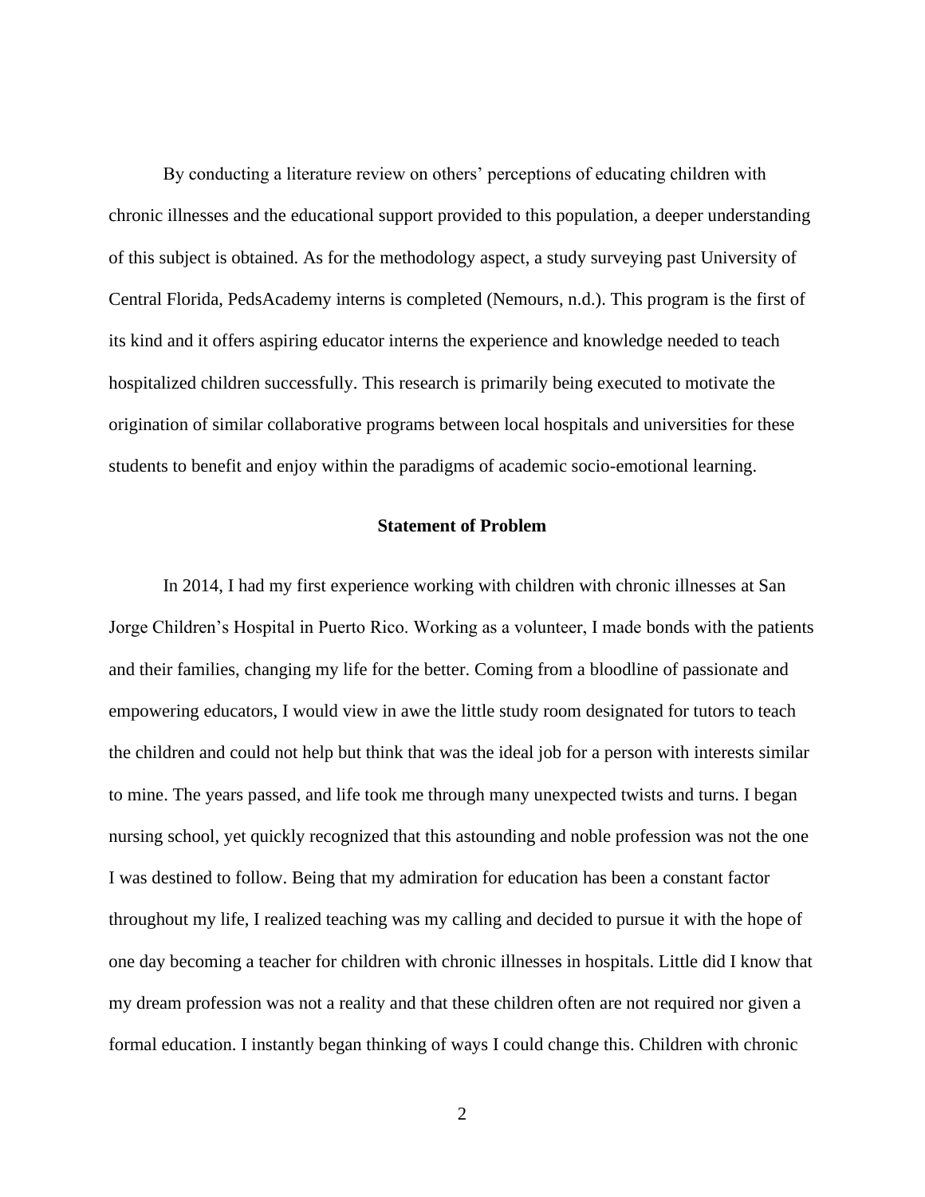By conducting a literature review on others' perceptions of educating children with chronic illnesses and the educational support provided to this population, a deeper understanding of this subject is obtained. As for the methodology aspect, a study surveying past University of Central Florida, PedsAcademy interns is completed (Nemours, n.d.). This program is the first of its kind and it offers aspiring educator interns the experience and knowledge needed to teach hospitalized children successfully. This research is primarily being executed to motivate the origination of similar collaborative programs between local hospitals and universities for these students to benefit and enjoy within the paradigms of academic socio-emotional learning.

## Statement of Problem

In 2014, I had my first experience working with children with chronic illnesses at San Jorge Children's Hospital in Puerto Rico. Working as a volunteer, I made bonds with the patients and their families, changing my life for the better. Coming from a bloodline of passionate and empowering educators, I would view in awe the little study room designated for tutors to teach the children and could not help but think that was the ideal job for a person with interests similar to mine. The years passed, and life took me through many unexpected twists and turns. I began nursing school, yet quickly recognized that this astounding and noble profession was not the one I was destined to follow. Being that my admiration for education has been a constant factor throughout my life, I realized teaching was my calling and decided to pursue it with the hope of one day becoming a teacher for children with chronic illnesses in hospitals. Little did I know that my dream profession was not a reality and that these children often are not required nor given a formal education. I instantly began thinking of ways I could change this. Children with chronic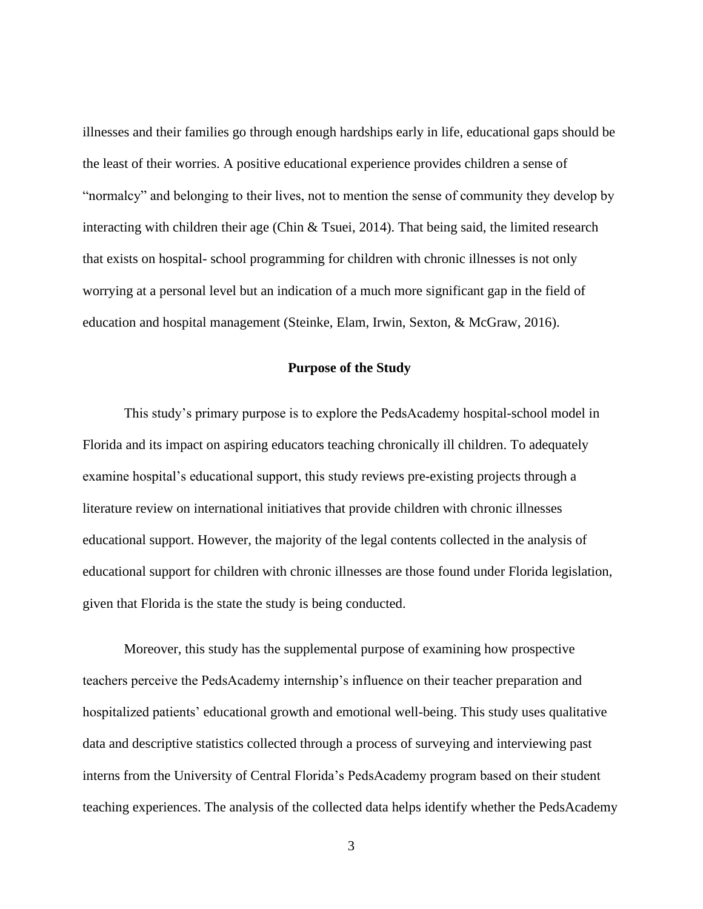illnesses and their families go through enough hardships early in life, educational gaps should be the least of their worries. A positive educational experience provides children a sense of "normalcy" and belonging to their lives, not to mention the sense of community they develop by interacting with children their age (Chin & Tsuei, 2014). That being said, the limited research that exists on hospital- school programming for children with chronic illnesses is not only worrying at a personal level but an indication of a much more significant gap in the field of education and hospital management (Steinke, Elam, Irwin, Sexton, & McGraw, 2016).

## Purpose of the Study

This study's primary purpose is to explore the PedsAcademy hospital-school model in Florida and its impact on aspiring educators teaching chronically ill children. To adequately examine hospital's educational support, this study reviews pre-existing projects through a literature review on international initiatives that provide children with chronic illnesses educational support. However, the majority of the legal contents collected in the analysis of educational support for children with chronic illnesses are those found under Florida legislation, given that Florida is the state the study is being conducted.

Moreover, this study has the supplemental purpose of examining how prospective teachers perceive the PedsAcademy internship's influence on their teacher preparation and hospitalized patients' educational growth and emotional well-being. This study uses qualitative data and descriptive statistics collected through a process of surveying and interviewing past interns from the University of Central Florida's PedsAcademy program based on their student teaching experiences. The analysis of the collected data helps identify whether the PedsAcademy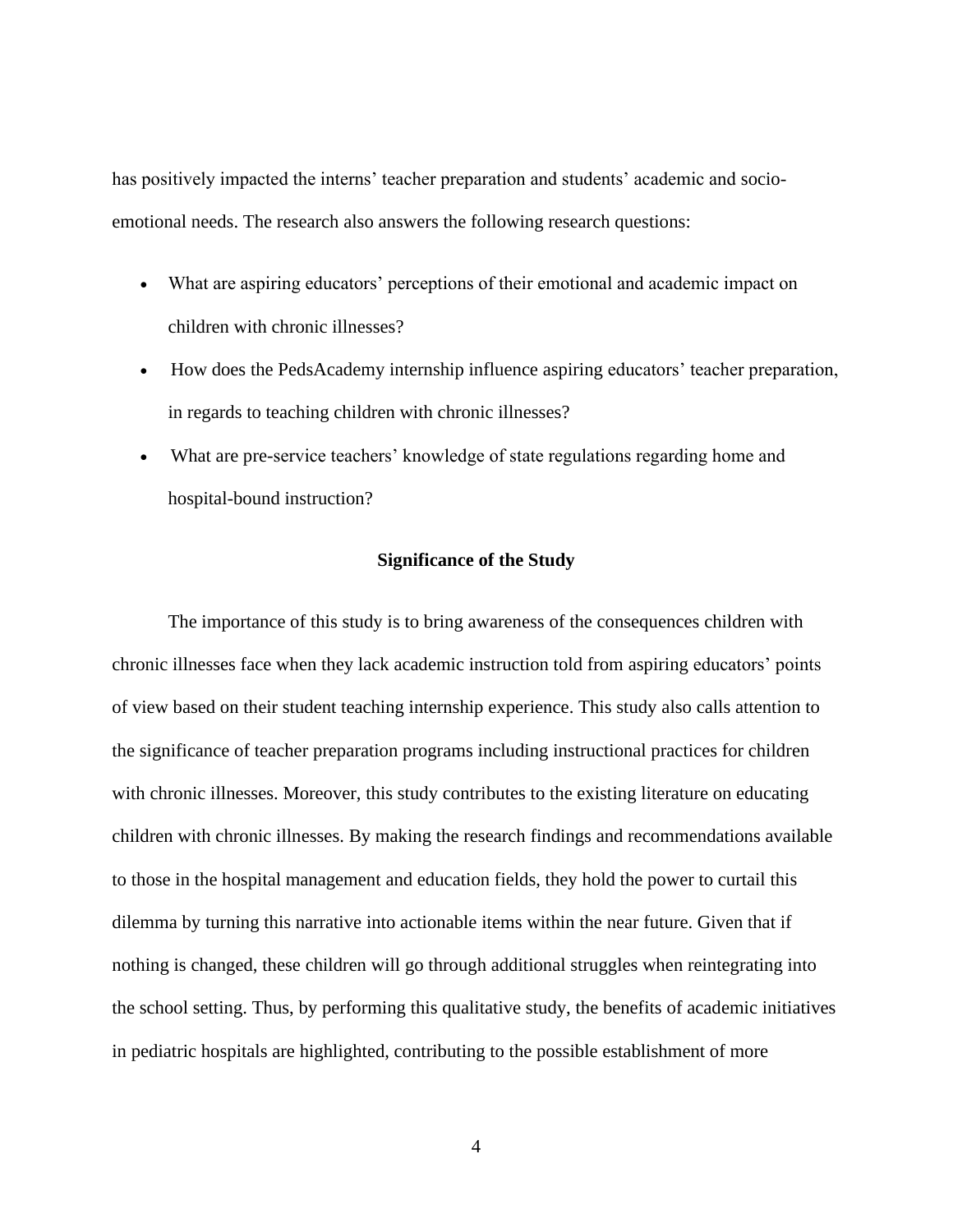has positively impacted the interns' teacher preparation and students' academic and socio-emotional needs. The research also answers the following research questions:

- What are aspiring educators' perceptions of their emotional and academic impact on children with chronic illnesses?
- How does the PedsAcademy internship influence aspiring educators' teacher preparation, in regards to teaching children with chronic illnesses?
- What are pre-service teachers' knowledge of state regulations regarding home and hospital-bound instruction?

## Significance of the Study

The importance of this study is to bring awareness of the consequences children with chronic illnesses face when they lack academic instruction told from aspiring educators' points of view based on their student teaching internship experience. This study also calls attention to the significance of teacher preparation programs including instructional practices for children with chronic illnesses. Moreover, this study contributes to the existing literature on educating children with chronic illnesses. By making the research findings and recommendations available to those in the hospital management and education fields, they hold the power to curtail this dilemma by turning this narrative into actionable items within the near future. Given that if nothing is changed, these children will go through additional struggles when reintegrating into the school setting. Thus, by performing this qualitative study, the benefits of academic initiatives in pediatric hospitals are highlighted, contributing to the possible establishment of more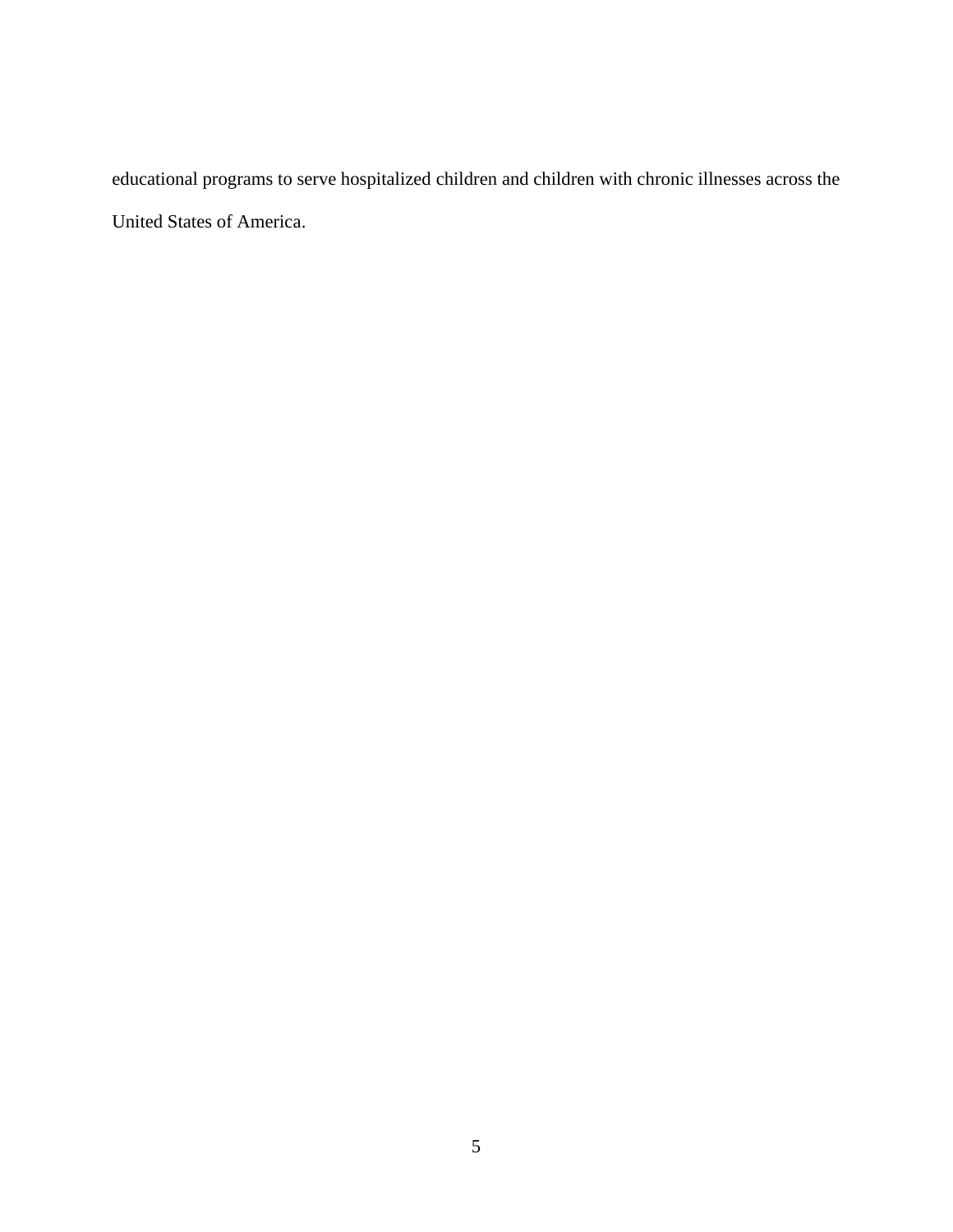educational programs to serve hospitalized children and children with chronic illnesses across the United States of America.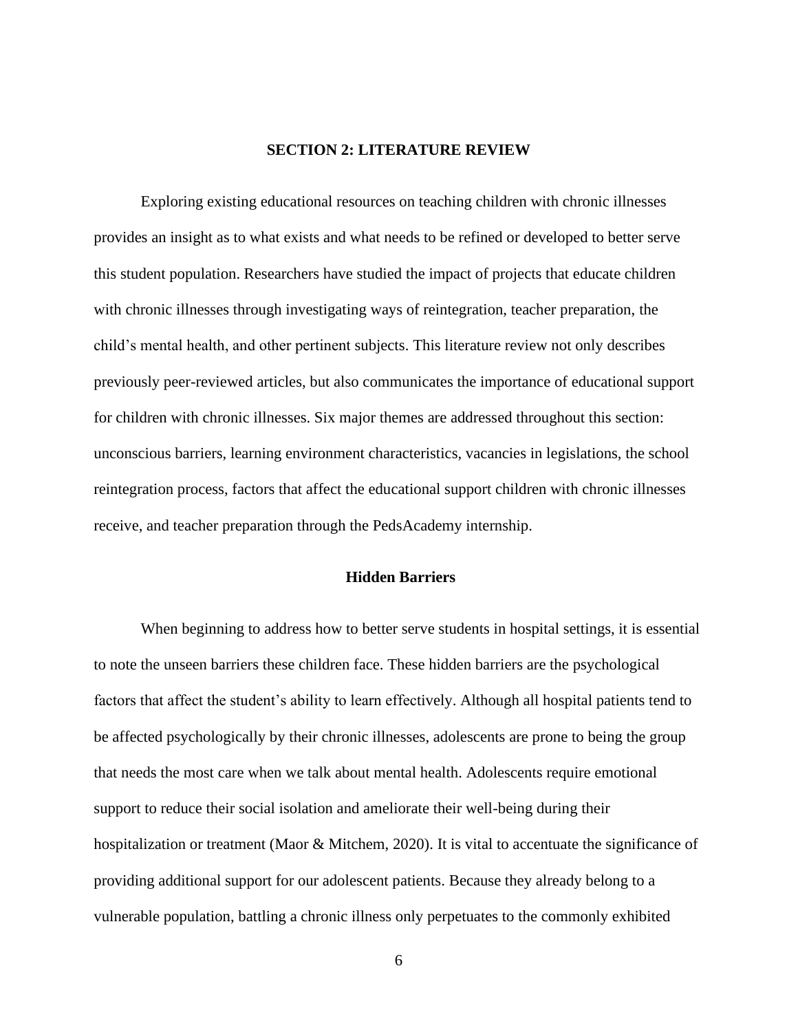## SECTION 2: LITERATURE REVIEW

Exploring existing educational resources on teaching children with chronic illnesses provides an insight as to what exists and what needs to be refined or developed to better serve this student population. Researchers have studied the impact of projects that educate children with chronic illnesses through investigating ways of reintegration, teacher preparation, the child's mental health, and other pertinent subjects. This literature review not only describes previously peer-reviewed articles, but also communicates the importance of educational support for children with chronic illnesses. Six major themes are addressed throughout this section: unconscious barriers, learning environment characteristics, vacancies in legislations, the school reintegration process, factors that affect the educational support children with chronic illnesses receive, and teacher preparation through the PedsAcademy internship.

### Hidden Barriers

When beginning to address how to better serve students in hospital settings, it is essential to note the unseen barriers these children face. These hidden barriers are the psychological factors that affect the student's ability to learn effectively. Although all hospital patients tend to be affected psychologically by their chronic illnesses, adolescents are prone to being the group that needs the most care when we talk about mental health. Adolescents require emotional support to reduce their social isolation and ameliorate their well-being during their hospitalization or treatment (Maor & Mitchem, 2020). It is vital to accentuate the significance of providing additional support for our adolescent patients. Because they already belong to a vulnerable population, battling a chronic illness only perpetuates to the commonly exhibited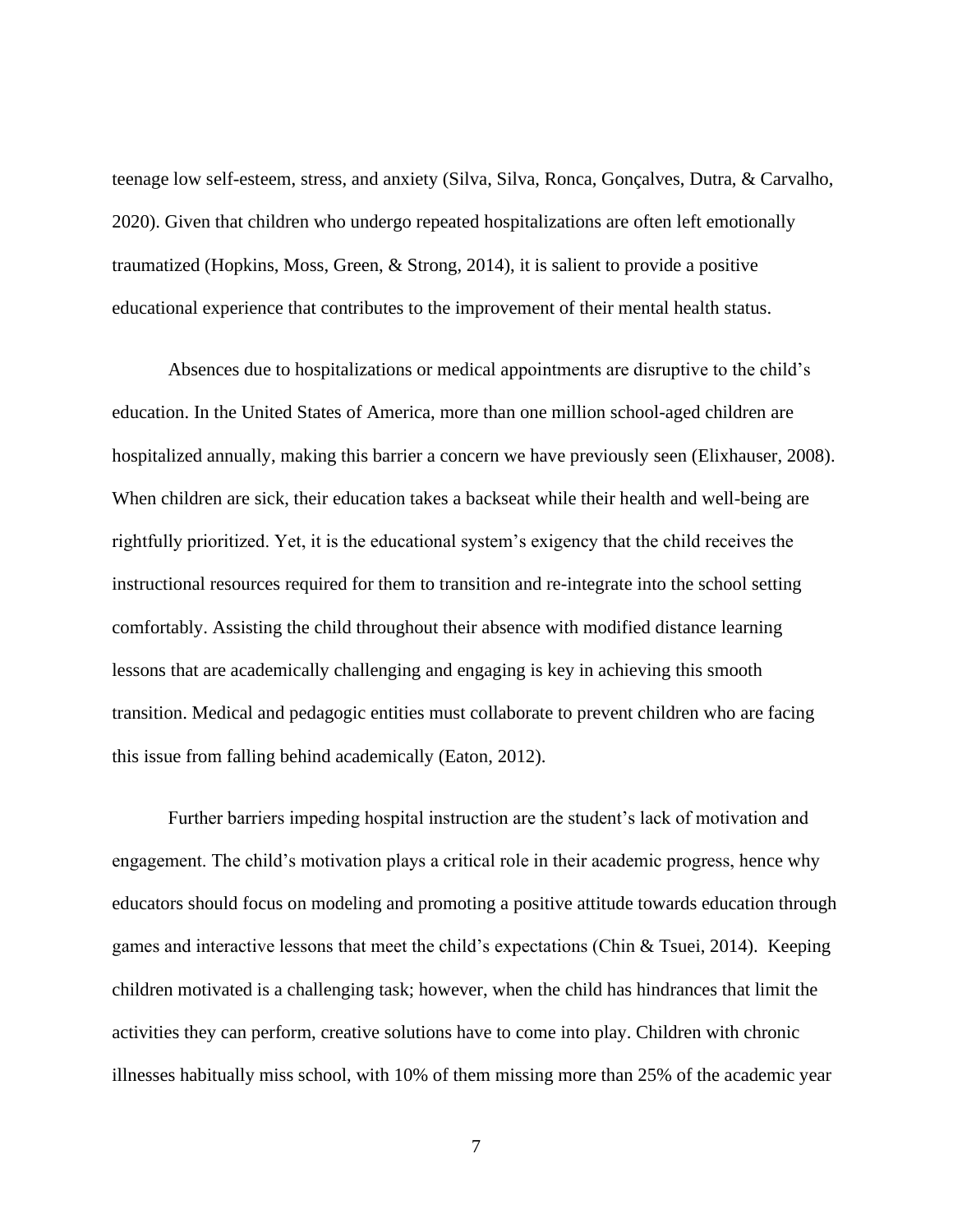teenage low self-esteem, stress, and anxiety (Silva, Silva, Ronca, Gonçalves, Dutra, & Carvalho, 2020). Given that children who undergo repeated hospitalizations are often left emotionally traumatized (Hopkins, Moss, Green, & Strong, 2014), it is salient to provide a positive educational experience that contributes to the improvement of their mental health status.

Absences due to hospitalizations or medical appointments are disruptive to the child's education. In the United States of America, more than one million school-aged children are hospitalized annually, making this barrier a concern we have previously seen (Elixhauser, 2008). When children are sick, their education takes a backseat while their health and well-being are rightfully prioritized. Yet, it is the educational system's exigency that the child receives the instructional resources required for them to transition and re-integrate into the school setting comfortably. Assisting the child throughout their absence with modified distance learning lessons that are academically challenging and engaging is key in achieving this smooth transition. Medical and pedagogic entities must collaborate to prevent children who are facing this issue from falling behind academically (Eaton, 2012).

Further barriers impeding hospital instruction are the student's lack of motivation and engagement. The child's motivation plays a critical role in their academic progress, hence why educators should focus on modeling and promoting a positive attitude towards education through games and interactive lessons that meet the child's expectations (Chin & Tsuei, 2014). Keeping children motivated is a challenging task; however, when the child has hindrances that limit the activities they can perform, creative solutions have to come into play. Children with chronic illnesses habitually miss school, with 10% of them missing more than 25% of the academic year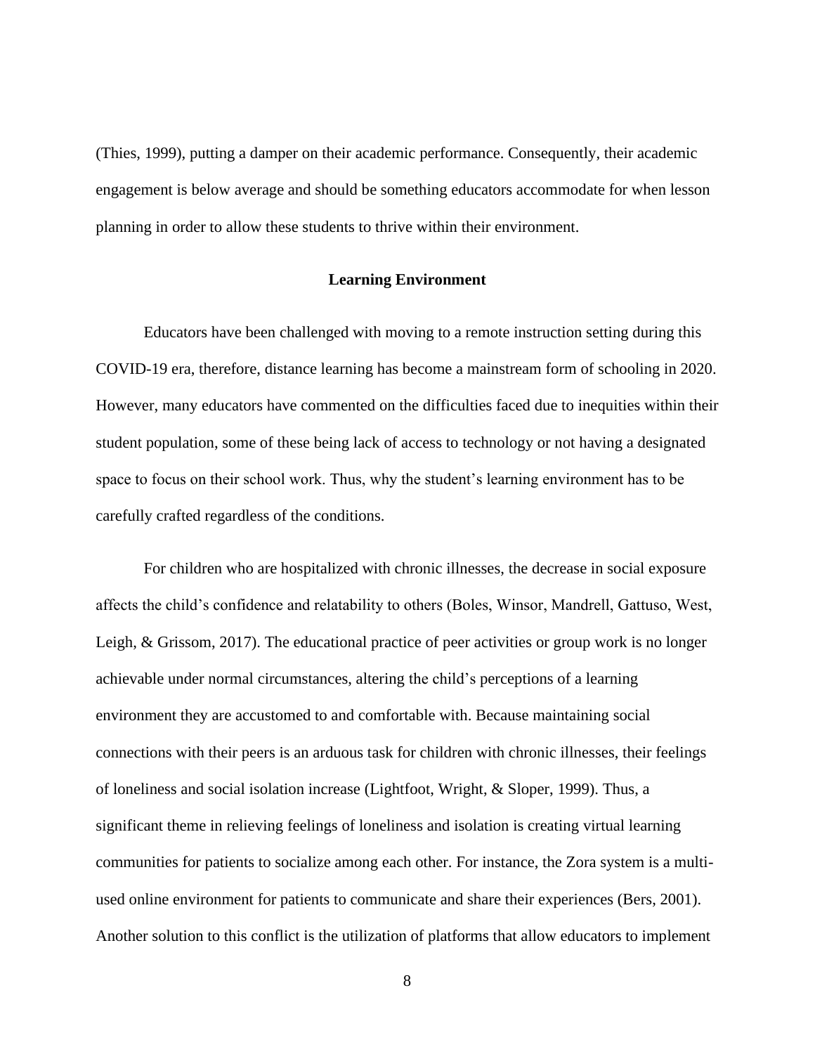(Thies, 1999), putting a damper on their academic performance. Consequently, their academic engagement is below average and should be something educators accommodate for when lesson planning in order to allow these students to thrive within their environment.

## Learning Environment

Educators have been challenged with moving to a remote instruction setting during this COVID-19 era, therefore, distance learning has become a mainstream form of schooling in 2020. However, many educators have commented on the difficulties faced due to inequities within their student population, some of these being lack of access to technology or not having a designated space to focus on their school work. Thus, why the student's learning environment has to be carefully crafted regardless of the conditions.

For children who are hospitalized with chronic illnesses, the decrease in social exposure affects the child's confidence and relatability to others (Boles, Winsor, Mandrell, Gattuso, West, Leigh, & Grissom, 2017). The educational practice of peer activities or group work is no longer achievable under normal circumstances, altering the child's perceptions of a learning environment they are accustomed to and comfortable with. Because maintaining social connections with their peers is an arduous task for children with chronic illnesses, their feelings of loneliness and social isolation increase (Lightfoot, Wright, & Sloper, 1999). Thus, a significant theme in relieving feelings of loneliness and isolation is creating virtual learning communities for patients to socialize among each other. For instance, the Zora system is a multi-used online environment for patients to communicate and share their experiences (Bers, 2001). Another solution to this conflict is the utilization of platforms that allow educators to implement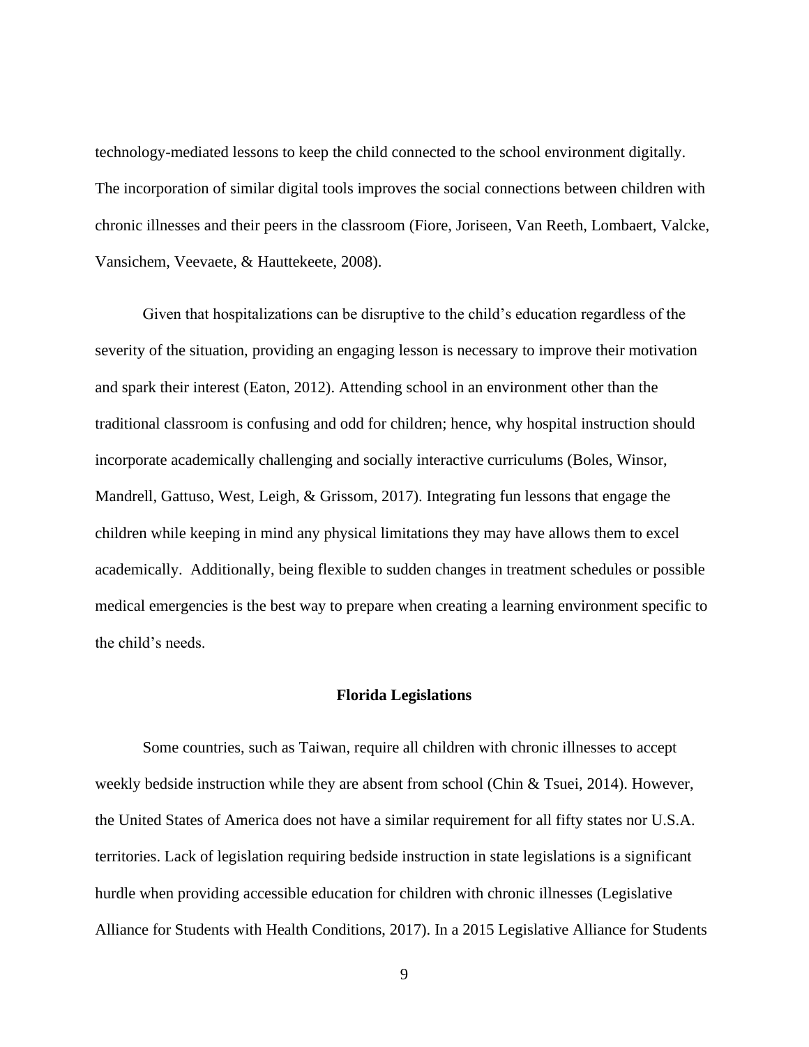technology-mediated lessons to keep the child connected to the school environment digitally. The incorporation of similar digital tools improves the social connections between children with chronic illnesses and their peers in the classroom (Fiore, Joriseen, Van Reeth, Lombaert, Valcke, Vansichem, Veevaete, & Hauttekeete, 2008).

Given that hospitalizations can be disruptive to the child's education regardless of the severity of the situation, providing an engaging lesson is necessary to improve their motivation and spark their interest (Eaton, 2012). Attending school in an environment other than the traditional classroom is confusing and odd for children; hence, why hospital instruction should incorporate academically challenging and socially interactive curriculums (Boles, Winsor, Mandrell, Gattuso, West, Leigh, & Grissom, 2017). Integrating fun lessons that engage the children while keeping in mind any physical limitations they may have allows them to excel academically. Additionally, being flexible to sudden changes in treatment schedules or possible medical emergencies is the best way to prepare when creating a learning environment specific to the child's needs.

## Florida Legislations

Some countries, such as Taiwan, require all children with chronic illnesses to accept weekly bedside instruction while they are absent from school (Chin & Tsuei, 2014). However, the United States of America does not have a similar requirement for all fifty states nor U.S.A. territories. Lack of legislation requiring bedside instruction in state legislations is a significant hurdle when providing accessible education for children with chronic illnesses (Legislative Alliance for Students with Health Conditions, 2017). In a 2015 Legislative Alliance for Students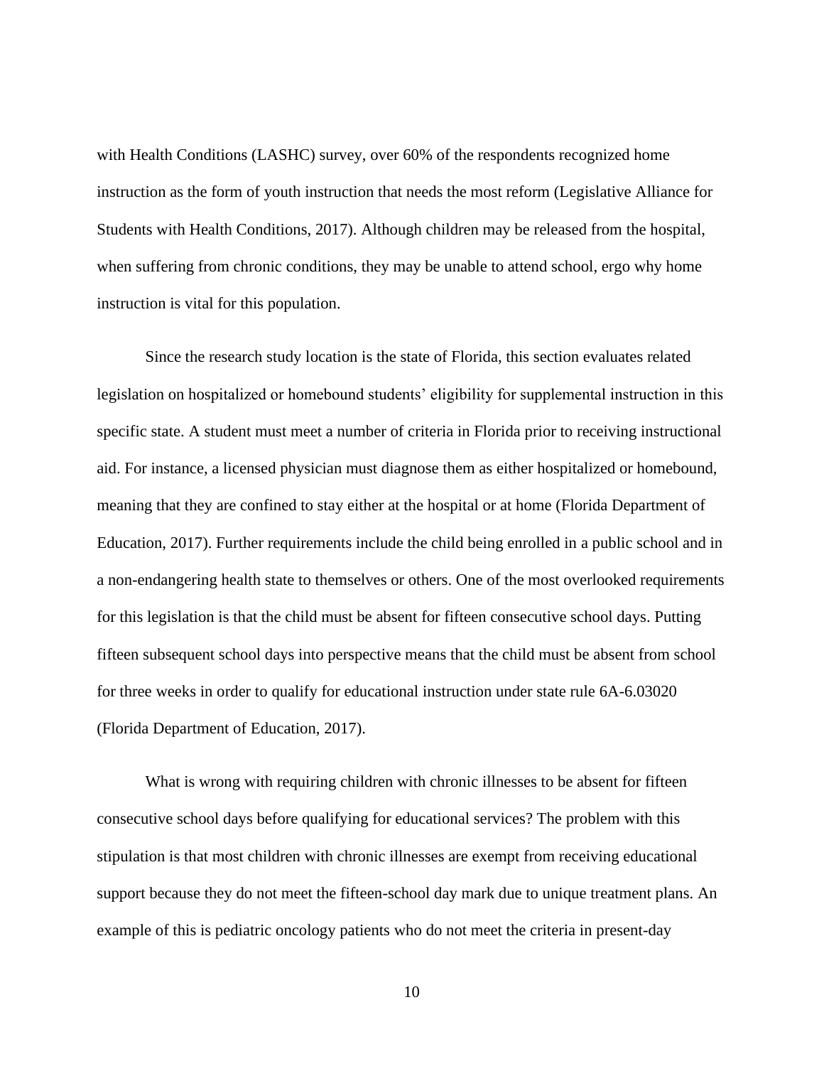with Health Conditions (LASHC) survey, over 60% of the respondents recognized home instruction as the form of youth instruction that needs the most reform (Legislative Alliance for Students with Health Conditions, 2017). Although children may be released from the hospital, when suffering from chronic conditions, they may be unable to attend school, ergo why home instruction is vital for this population.

Since the research study location is the state of Florida, this section evaluates related legislation on hospitalized or homebound students' eligibility for supplemental instruction in this specific state. A student must meet a number of criteria in Florida prior to receiving instructional aid. For instance, a licensed physician must diagnose them as either hospitalized or homebound, meaning that they are confined to stay either at the hospital or at home (Florida Department of Education, 2017). Further requirements include the child being enrolled in a public school and in a non-endangering health state to themselves or others. One of the most overlooked requirements for this legislation is that the child must be absent for fifteen consecutive school days. Putting fifteen subsequent school days into perspective means that the child must be absent from school for three weeks in order to qualify for educational instruction under state rule 6A-6.03020 (Florida Department of Education, 2017).

What is wrong with requiring children with chronic illnesses to be absent for fifteen consecutive school days before qualifying for educational services? The problem with this stipulation is that most children with chronic illnesses are exempt from receiving educational support because they do not meet the fifteen-school day mark due to unique treatment plans. An example of this is pediatric oncology patients who do not meet the criteria in present-day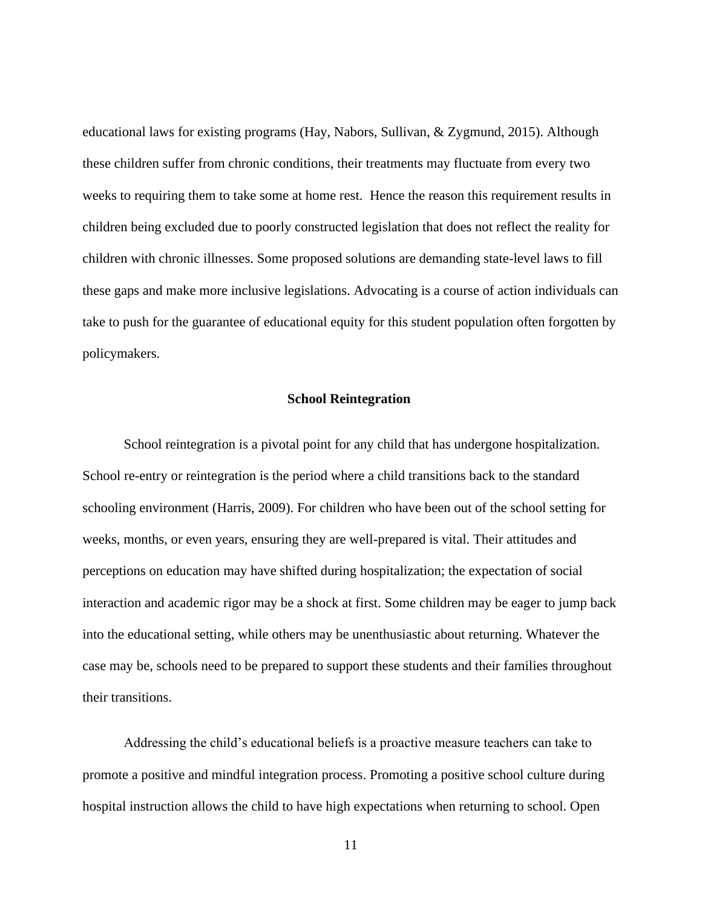educational laws for existing programs (Hay, Nabors, Sullivan, & Zygmund, 2015). Although these children suffer from chronic conditions, their treatments may fluctuate from every two weeks to requiring them to take some at home rest.  Hence the reason this requirement results in children being excluded due to poorly constructed legislation that does not reflect the reality for children with chronic illnesses. Some proposed solutions are demanding state-level laws to fill these gaps and make more inclusive legislations. Advocating is a course of action individuals can take to push for the guarantee of educational equity for this student population often forgotten by policymakers.

## School Reintegration

School reintegration is a pivotal point for any child that has undergone hospitalization. School re-entry or reintegration is the period where a child transitions back to the standard schooling environment (Harris, 2009). For children who have been out of the school setting for weeks, months, or even years, ensuring they are well-prepared is vital. Their attitudes and perceptions on education may have shifted during hospitalization; the expectation of social interaction and academic rigor may be a shock at first. Some children may be eager to jump back into the educational setting, while others may be unenthusiastic about returning. Whatever the case may be, schools need to be prepared to support these students and their families throughout their transitions.

Addressing the child's educational beliefs is a proactive measure teachers can take to promote a positive and mindful integration process. Promoting a positive school culture during hospital instruction allows the child to have high expectations when returning to school. Open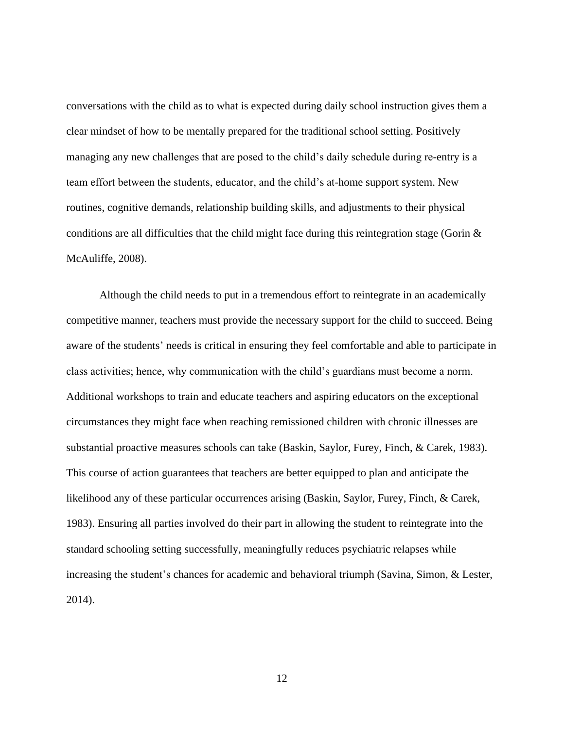conversations with the child as to what is expected during daily school instruction gives them a clear mindset of how to be mentally prepared for the traditional school setting. Positively managing any new challenges that are posed to the child's daily schedule during re-entry is a team effort between the students, educator, and the child's at-home support system. New routines, cognitive demands, relationship building skills, and adjustments to their physical conditions are all difficulties that the child might face during this reintegration stage (Gorin & McAuliffe, 2008).

Although the child needs to put in a tremendous effort to reintegrate in an academically competitive manner, teachers must provide the necessary support for the child to succeed. Being aware of the students' needs is critical in ensuring they feel comfortable and able to participate in class activities; hence, why communication with the child's guardians must become a norm. Additional workshops to train and educate teachers and aspiring educators on the exceptional circumstances they might face when reaching remissioned children with chronic illnesses are substantial proactive measures schools can take (Baskin, Saylor, Furey, Finch, & Carek, 1983). This course of action guarantees that teachers are better equipped to plan and anticipate the likelihood any of these particular occurrences arising (Baskin, Saylor, Furey, Finch, & Carek, 1983). Ensuring all parties involved do their part in allowing the student to reintegrate into the standard schooling setting successfully, meaningfully reduces psychiatric relapses while increasing the student's chances for academic and behavioral triumph (Savina, Simon, & Lester, 2014).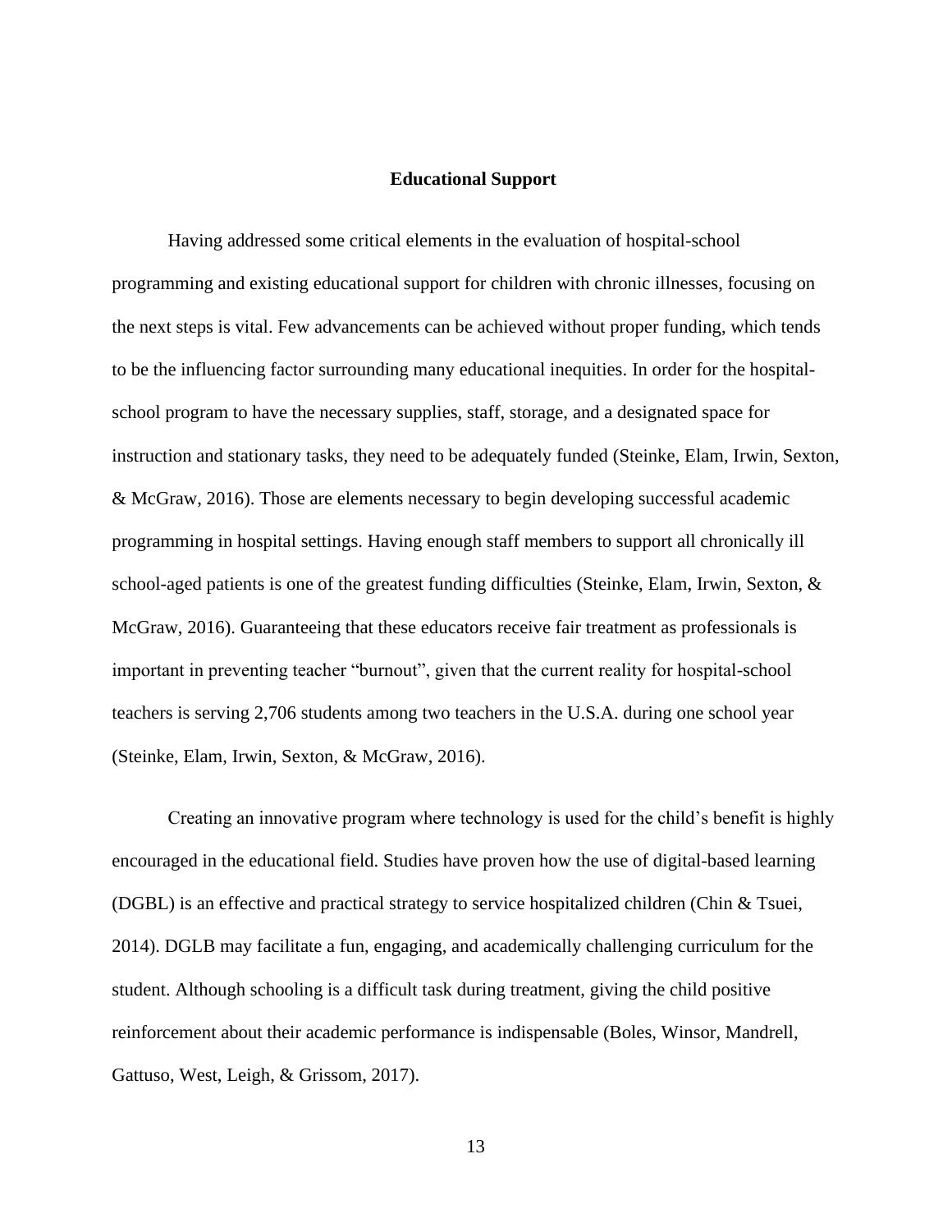## Educational Support

Having addressed some critical elements in the evaluation of hospital-school programming and existing educational support for children with chronic illnesses, focusing on the next steps is vital. Few advancements can be achieved without proper funding, which tends to be the influencing factor surrounding many educational inequities. In order for the hospital-school program to have the necessary supplies, staff, storage, and a designated space for instruction and stationary tasks, they need to be adequately funded (Steinke, Elam, Irwin, Sexton, & McGraw, 2016). Those are elements necessary to begin developing successful academic programming in hospital settings. Having enough staff members to support all chronically ill school-aged patients is one of the greatest funding difficulties (Steinke, Elam, Irwin, Sexton, & McGraw, 2016). Guaranteeing that these educators receive fair treatment as professionals is important in preventing teacher "burnout", given that the current reality for hospital-school teachers is serving 2,706 students among two teachers in the U.S.A. during one school year (Steinke, Elam, Irwin, Sexton, & McGraw, 2016).

Creating an innovative program where technology is used for the child's benefit is highly encouraged in the educational field. Studies have proven how the use of digital-based learning (DGBL) is an effective and practical strategy to service hospitalized children (Chin & Tsuei, 2014). DGLB may facilitate a fun, engaging, and academically challenging curriculum for the student. Although schooling is a difficult task during treatment, giving the child positive reinforcement about their academic performance is indispensable (Boles, Winsor, Mandrell, Gattuso, West, Leigh, & Grissom, 2017).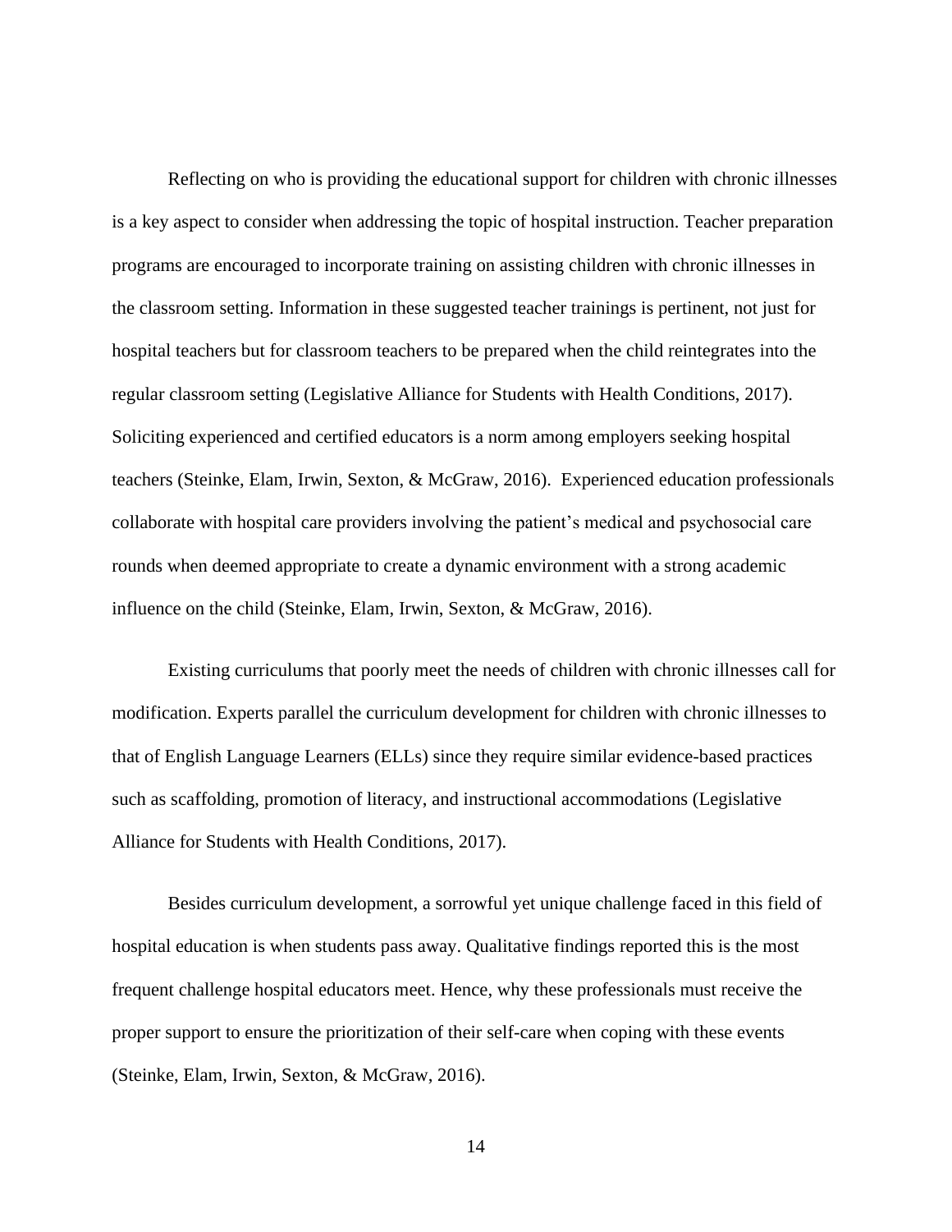Reflecting on who is providing the educational support for children with chronic illnesses is a key aspect to consider when addressing the topic of hospital instruction. Teacher preparation programs are encouraged to incorporate training on assisting children with chronic illnesses in the classroom setting. Information in these suggested teacher trainings is pertinent, not just for hospital teachers but for classroom teachers to be prepared when the child reintegrates into the regular classroom setting (Legislative Alliance for Students with Health Conditions, 2017). Soliciting experienced and certified educators is a norm among employers seeking hospital teachers (Steinke, Elam, Irwin, Sexton, & McGraw, 2016). Experienced education professionals collaborate with hospital care providers involving the patient's medical and psychosocial care rounds when deemed appropriate to create a dynamic environment with a strong academic influence on the child (Steinke, Elam, Irwin, Sexton, & McGraw, 2016).

Existing curriculums that poorly meet the needs of children with chronic illnesses call for modification. Experts parallel the curriculum development for children with chronic illnesses to that of English Language Learners (ELLs) since they require similar evidence-based practices such as scaffolding, promotion of literacy, and instructional accommodations (Legislative Alliance for Students with Health Conditions, 2017).

Besides curriculum development, a sorrowful yet unique challenge faced in this field of hospital education is when students pass away. Qualitative findings reported this is the most frequent challenge hospital educators meet. Hence, why these professionals must receive the proper support to ensure the prioritization of their self-care when coping with these events (Steinke, Elam, Irwin, Sexton, & McGraw, 2016).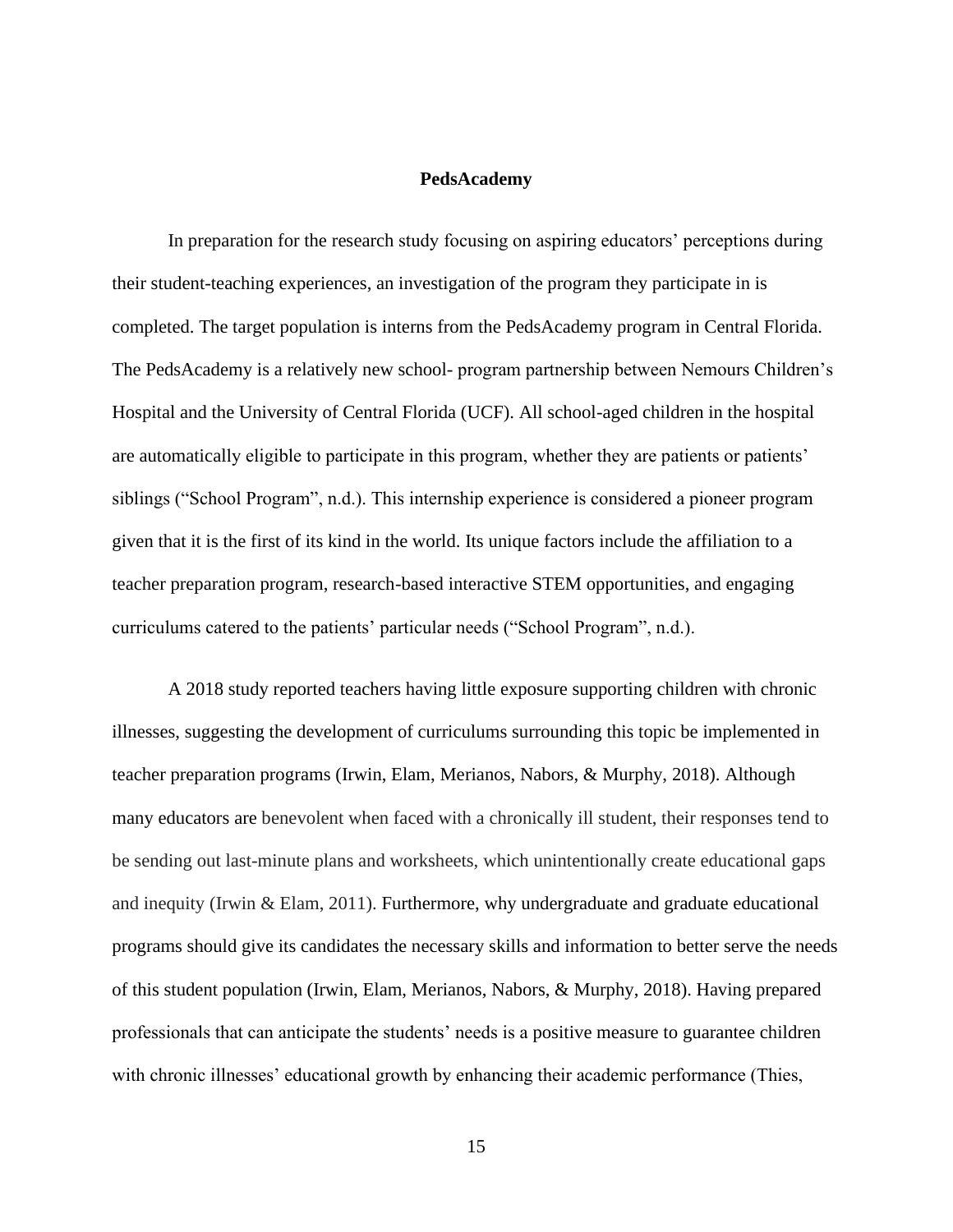**PedsAcademy**

In preparation for the research study focusing on aspiring educators' perceptions during their student-teaching experiences, an investigation of the program they participate in is completed. The target population is interns from the PedsAcademy program in Central Florida. The PedsAcademy is a relatively new school- program partnership between Nemours Children's Hospital and the University of Central Florida (UCF). All school-aged children in the hospital are automatically eligible to participate in this program, whether they are patients or patients' siblings ("School Program", n.d.). This internship experience is considered a pioneer program given that it is the first of its kind in the world. Its unique factors include the affiliation to a teacher preparation program, research-based interactive STEM opportunities, and engaging curriculums catered to the patients' particular needs ("School Program", n.d.).

A 2018 study reported teachers having little exposure supporting children with chronic illnesses, suggesting the development of curriculums surrounding this topic be implemented in teacher preparation programs (Irwin, Elam, Merianos, Nabors, & Murphy, 2018). Although many educators are benevolent when faced with a chronically ill student, their responses tend to be sending out last-minute plans and worksheets, which unintentionally create educational gaps and inequity (Irwin & Elam, 2011). Furthermore, why undergraduate and graduate educational programs should give its candidates the necessary skills and information to better serve the needs of this student population (Irwin, Elam, Merianos, Nabors, & Murphy, 2018). Having prepared professionals that can anticipate the students' needs is a positive measure to guarantee children with chronic illnesses' educational growth by enhancing their academic performance (Thies,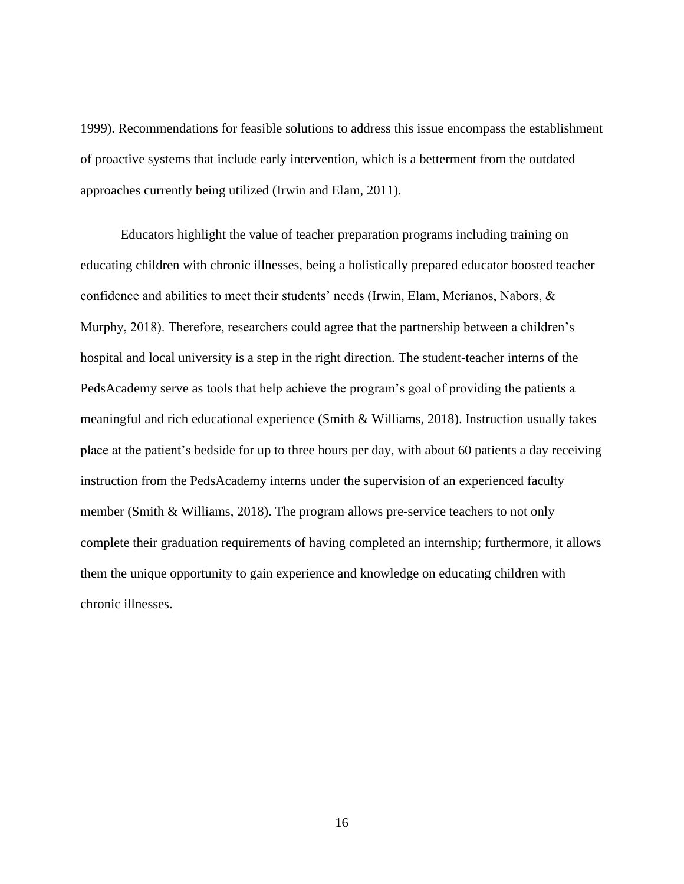1999). Recommendations for feasible solutions to address this issue encompass the establishment of proactive systems that include early intervention, which is a betterment from the outdated approaches currently being utilized (Irwin and Elam, 2011).

Educators highlight the value of teacher preparation programs including training on educating children with chronic illnesses, being a holistically prepared educator boosted teacher confidence and abilities to meet their students' needs (Irwin, Elam, Merianos, Nabors, & Murphy, 2018). Therefore, researchers could agree that the partnership between a children's hospital and local university is a step in the right direction. The student-teacher interns of the PedsAcademy serve as tools that help achieve the program's goal of providing the patients a meaningful and rich educational experience (Smith & Williams, 2018). Instruction usually takes place at the patient's bedside for up to three hours per day, with about 60 patients a day receiving instruction from the PedsAcademy interns under the supervision of an experienced faculty member (Smith & Williams, 2018). The program allows pre-service teachers to not only complete their graduation requirements of having completed an internship; furthermore, it allows them the unique opportunity to gain experience and knowledge on educating children with chronic illnesses.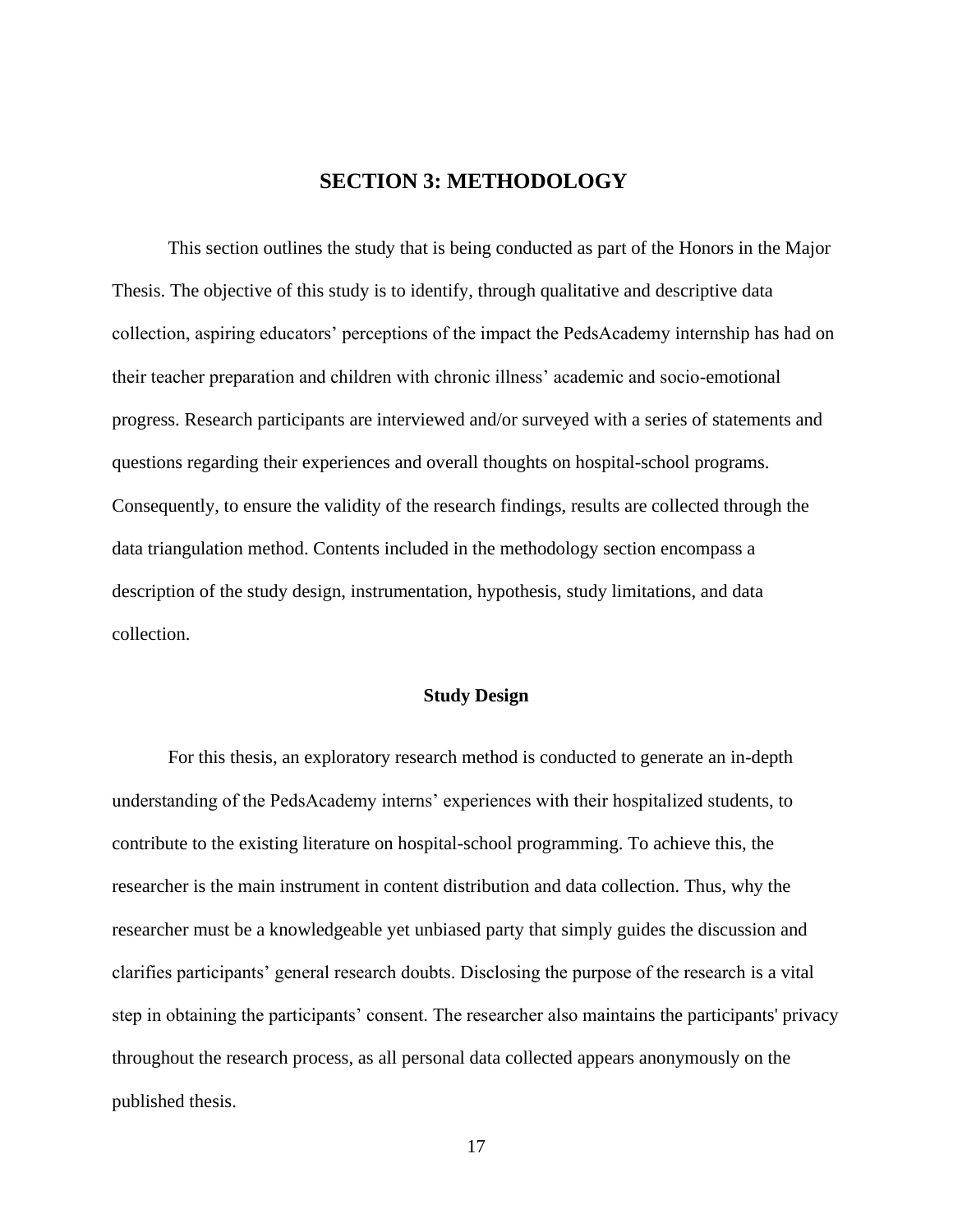# SECTION 3: METHODOLOGY

This section outlines the study that is being conducted as part of the Honors in the Major Thesis. The objective of this study is to identify, through qualitative and descriptive data collection, aspiring educators' perceptions of the impact the PedsAcademy internship has had on their teacher preparation and children with chronic illness' academic and socio-emotional progress. Research participants are interviewed and/or surveyed with a series of statements and questions regarding their experiences and overall thoughts on hospital-school programs. Consequently, to ensure the validity of the research findings, results are collected through the data triangulation method. Contents included in the methodology section encompass a description of the study design, instrumentation, hypothesis, study limitations, and data collection.

## Study Design

For this thesis, an exploratory research method is conducted to generate an in-depth understanding of the PedsAcademy interns' experiences with their hospitalized students, to contribute to the existing literature on hospital-school programming. To achieve this, the researcher is the main instrument in content distribution and data collection. Thus, why the researcher must be a knowledgeable yet unbiased party that simply guides the discussion and clarifies participants' general research doubts. Disclosing the purpose of the research is a vital step in obtaining the participants' consent. The researcher also maintains the participants' privacy throughout the research process, as all personal data collected appears anonymously on the published thesis.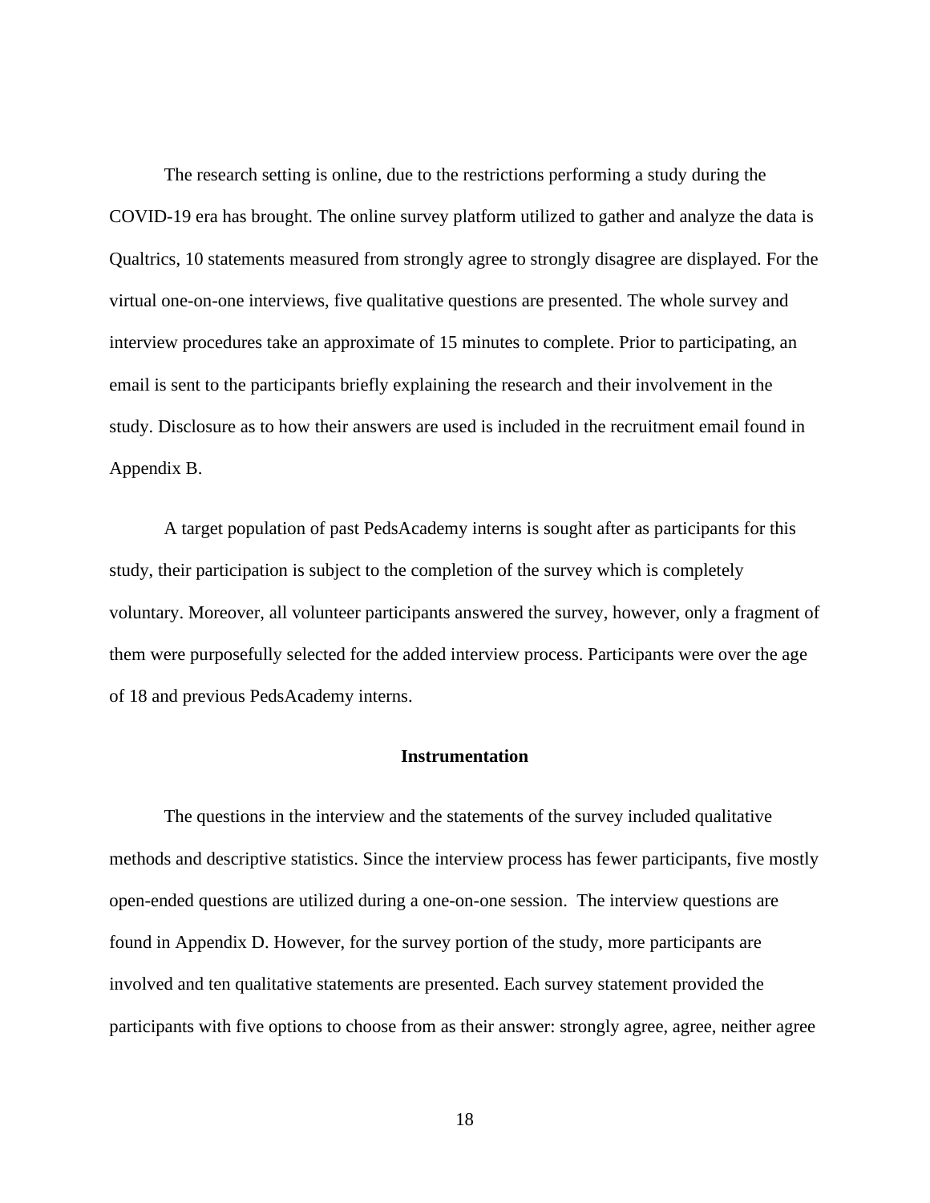The research setting is online, due to the restrictions performing a study during the COVID-19 era has brought. The online survey platform utilized to gather and analyze the data is Qualtrics, 10 statements measured from strongly agree to strongly disagree are displayed. For the virtual one-on-one interviews, five qualitative questions are presented. The whole survey and interview procedures take an approximate of 15 minutes to complete. Prior to participating, an email is sent to the participants briefly explaining the research and their involvement in the study. Disclosure as to how their answers are used is included in the recruitment email found in Appendix B.

A target population of past PedsAcademy interns is sought after as participants for this study, their participation is subject to the completion of the survey which is completely voluntary. Moreover, all volunteer participants answered the survey, however, only a fragment of them were purposefully selected for the added interview process. Participants were over the age of 18 and previous PedsAcademy interns.

## Instrumentation

The questions in the interview and the statements of the survey included qualitative methods and descriptive statistics. Since the interview process has fewer participants, five mostly open-ended questions are utilized during a one-on-one session. The interview questions are found in Appendix D. However, for the survey portion of the study, more participants are involved and ten qualitative statements are presented. Each survey statement provided the participants with five options to choose from as their answer: strongly agree, agree, neither agree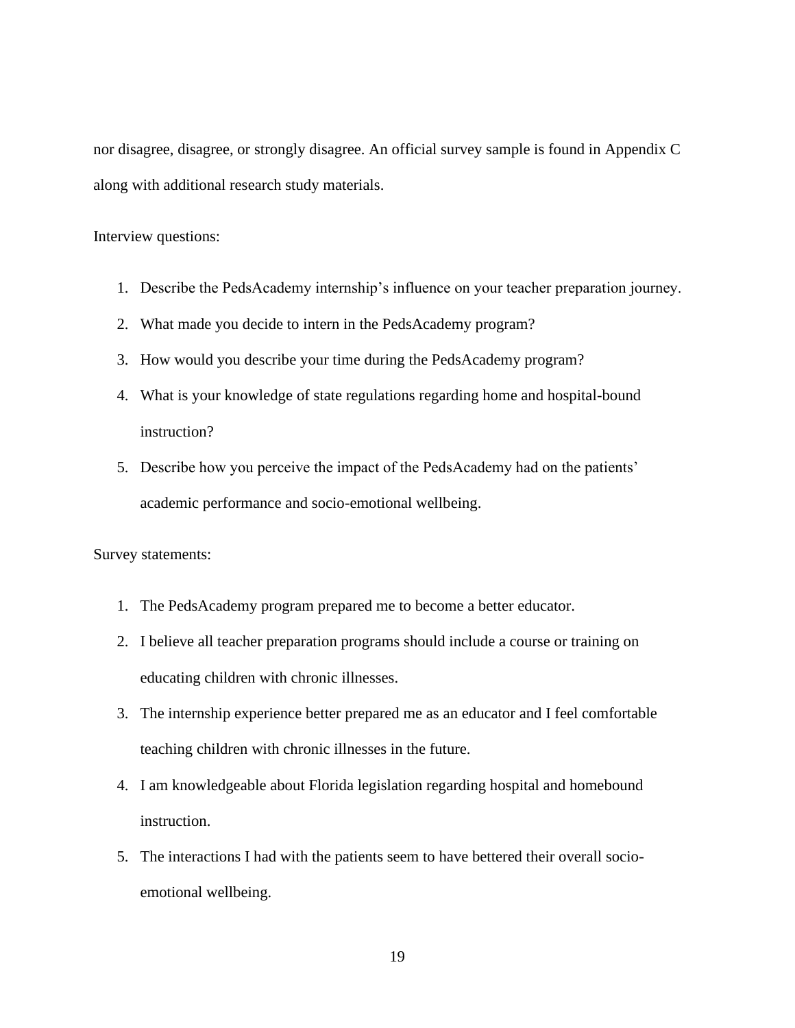nor disagree, disagree, or strongly disagree. An official survey sample is found in Appendix C along with additional research study materials.

Interview questions:

1. Describe the PedsAcademy internship's influence on your teacher preparation journey.
2. What made you decide to intern in the PedsAcademy program?
3. How would you describe your time during the PedsAcademy program?
4. What is your knowledge of state regulations regarding home and hospital-bound instruction?
5. Describe how you perceive the impact of the PedsAcademy had on the patients' academic performance and socio-emotional wellbeing.

Survey statements:

1. The PedsAcademy program prepared me to become a better educator.
2. I believe all teacher preparation programs should include a course or training on educating children with chronic illnesses.
3. The internship experience better prepared me as an educator and I feel comfortable teaching children with chronic illnesses in the future.
4. I am knowledgeable about Florida legislation regarding hospital and homebound instruction.
5. The interactions I had with the patients seem to have bettered their overall socio-emotional wellbeing.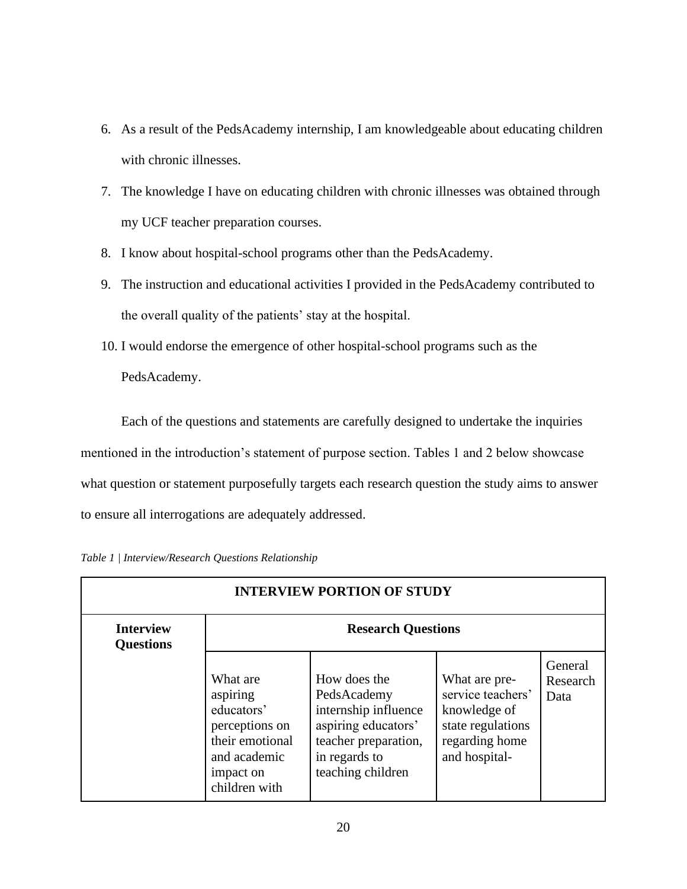6. As a result of the PedsAcademy internship, I am knowledgeable about educating children with chronic illnesses.
7. The knowledge I have on educating children with chronic illnesses was obtained through my UCF teacher preparation courses.
8. I know about hospital-school programs other than the PedsAcademy.
9. The instruction and educational activities I provided in the PedsAcademy contributed to the overall quality of the patients' stay at the hospital.
10. I would endorse the emergence of other hospital-school programs such as the PedsAcademy.

Each of the questions and statements are carefully designed to undertake the inquiries mentioned in the introduction's statement of purpose section. Tables 1 and 2 below showcase what question or statement purposefully targets each research question the study aims to answer to ensure all interrogations are adequately addressed.

*Table 1 | Interview/Research Questions Relationship*

| **INTERVIEW PORTION OF STUDY** | | | | |
|---|---|---|---|---|
| **Interview Questions** | **Research Questions** | | | |
| | What are aspiring educators' perceptions on their emotional and academic impact on children with | How does the PedsAcademy internship influence aspiring educators' teacher preparation, in regards to teaching children | What are pre-service teachers' knowledge of state regulations regarding home and hospital- | General Research Data |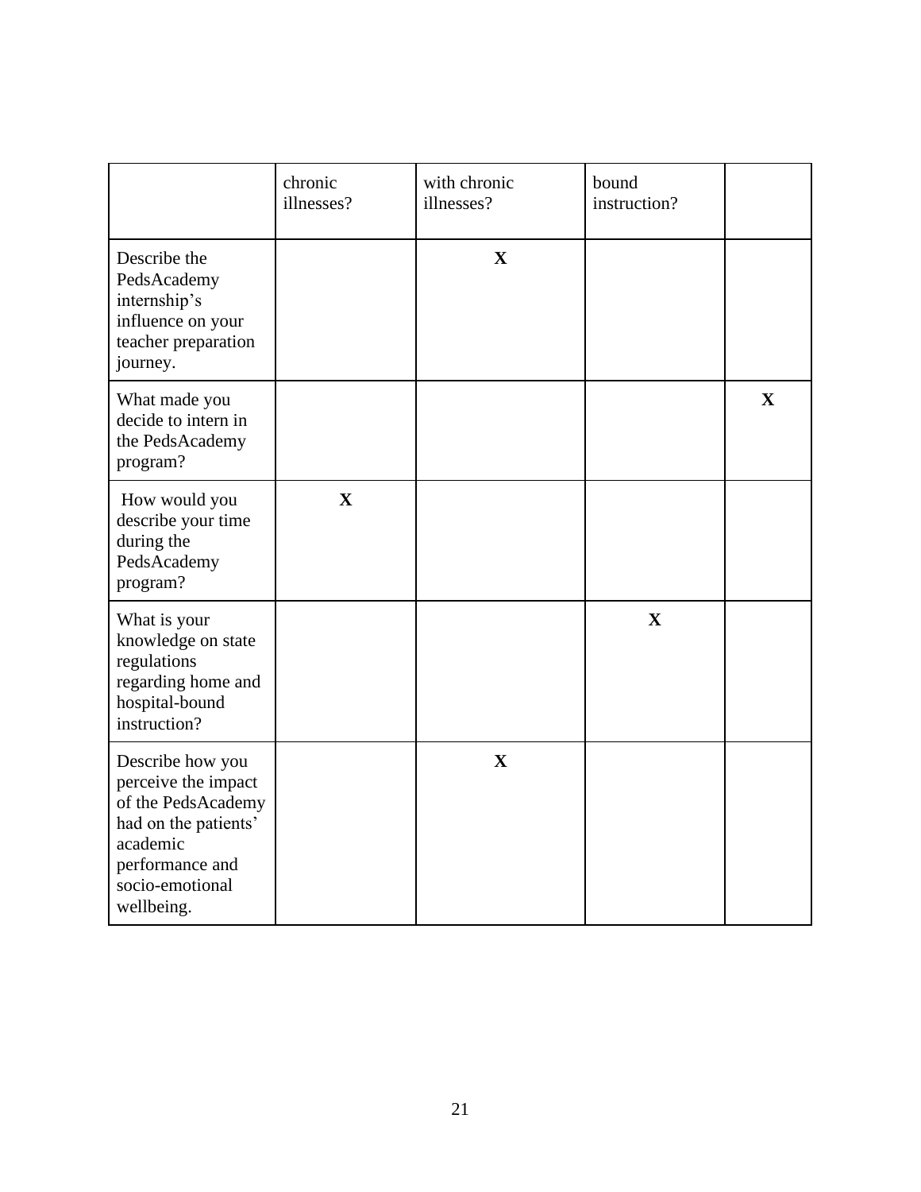| | chronic illnesses? | with chronic illnesses? | bound instruction? | |
|---|---|---|---|---|
| Describe the PedsAcademy internship's influence on your teacher preparation journey. | | **X** | | |
| What made you decide to intern in the PedsAcademy program? | | | | **X** |
| How would you describe your time during the PedsAcademy program? | **X** | | | |
| What is your knowledge on state regulations regarding home and hospital-bound instruction? | | | **X** | |
| Describe how you perceive the impact of the PedsAcademy had on the patients' academic performance and socio-emotional wellbeing. | | **X** | | |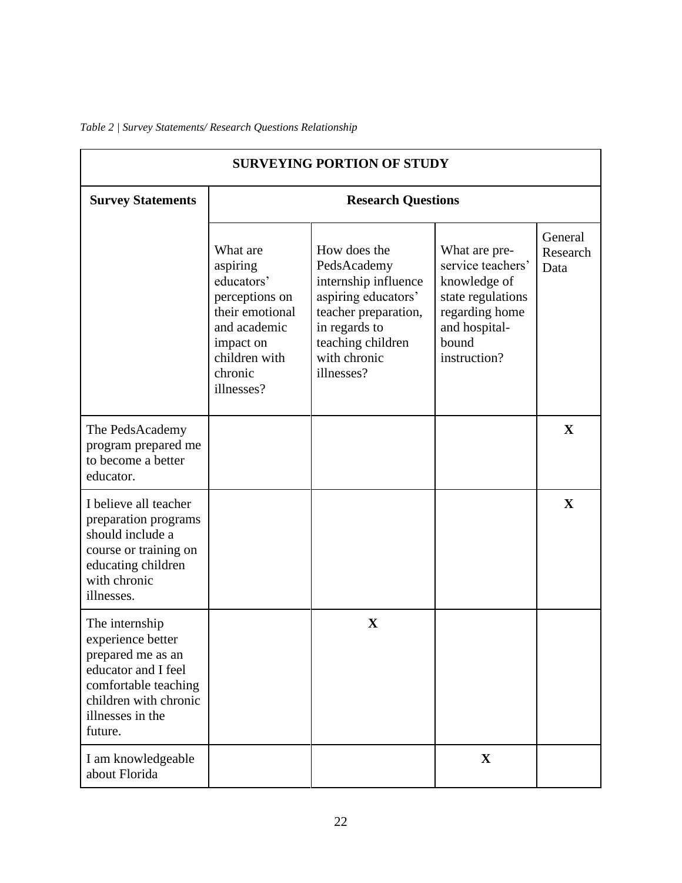*Table 2 | Survey Statements/ Research Questions Relationship*

| SURVEYING PORTION OF STUDY | | | | |
|---|---|---|---|---|
| **Survey Statements** | **Research Questions** | | | |
| | What are aspiring educators' perceptions on their emotional and academic impact on children with chronic illnesses? | How does the PedsAcademy internship influence aspiring educators' teacher preparation, in regards to teaching children with chronic illnesses? | What are pre-service teachers' knowledge of state regulations regarding home and hospital-bound instruction? | General Research Data |
| The PedsAcademy program prepared me to become a better educator. | | | | **X** |
| I believe all teacher preparation programs should include a course or training on educating children with chronic illnesses. | | | | **X** |
| The internship experience better prepared me as an educator and I feel comfortable teaching children with chronic illnesses in the future. | | **X** | | |
| I am knowledgeable about Florida | | | **X** | |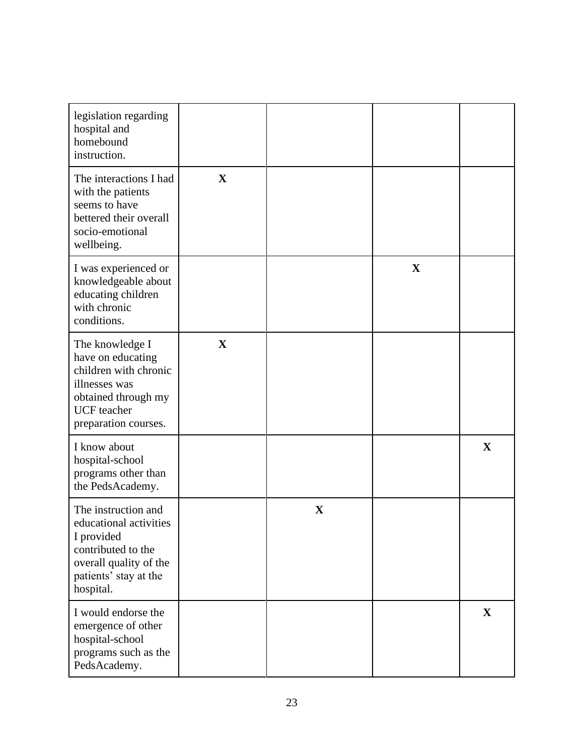| | | | | |
|---|---|---|---|---|
| legislation regarding hospital and homebound instruction. | | | | |
| The interactions I had with the patients seems to have bettered their overall socio-emotional wellbeing. | **X** | | | |
| I was experienced or knowledgeable about educating children with chronic conditions. | | | **X** | |
| The knowledge I have on educating children with chronic illnesses was obtained through my UCF teacher preparation courses. | **X** | | | |
| I know about hospital-school programs other than the PedsAcademy. | | | | **X** |
| The instruction and educational activities I provided contributed to the overall quality of the patients' stay at the hospital. | | **X** | | |
| I would endorse the emergence of other hospital-school programs such as the PedsAcademy. | | | | **X** |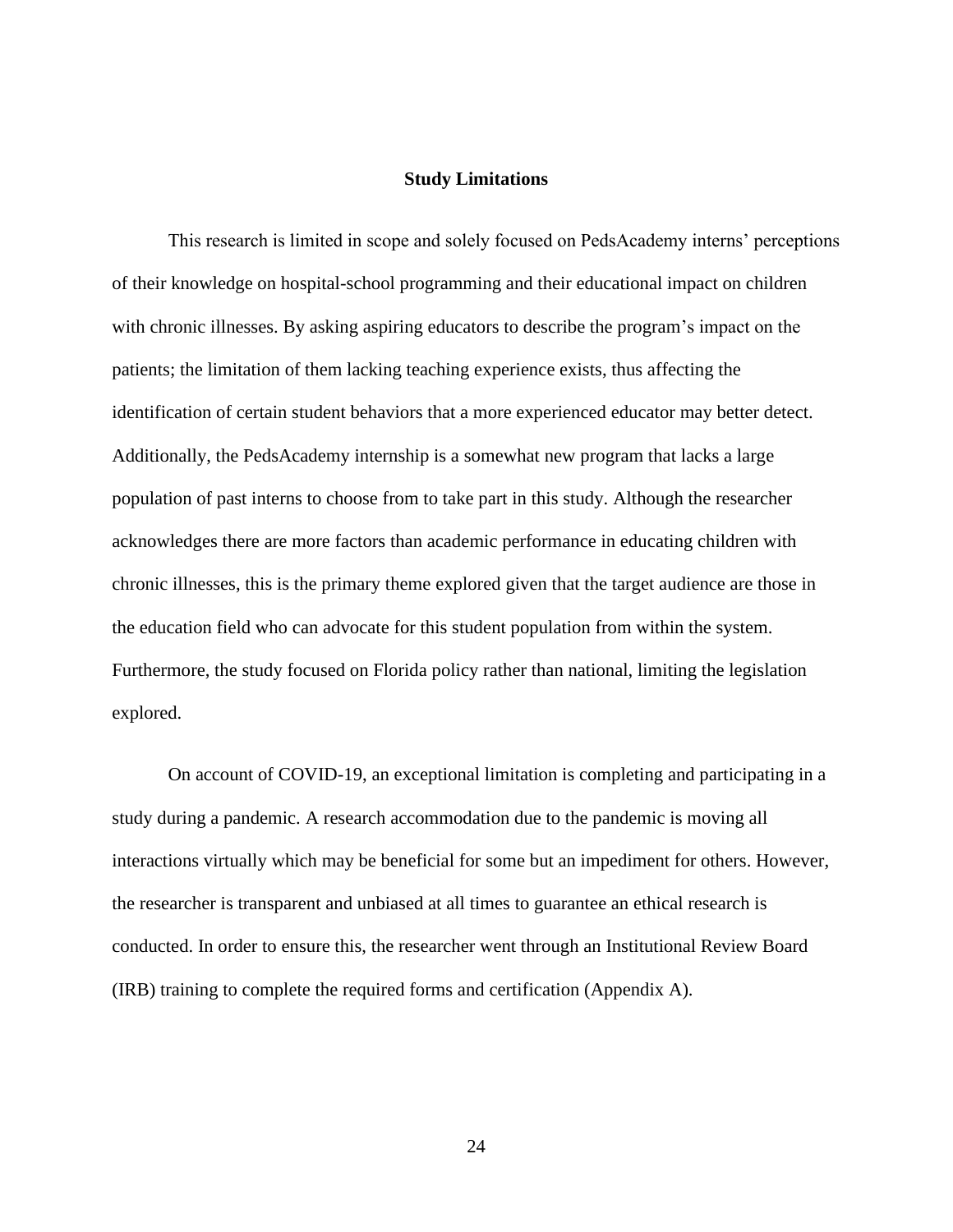## Study Limitations

This research is limited in scope and solely focused on PedsAcademy interns' perceptions of their knowledge on hospital-school programming and their educational impact on children with chronic illnesses. By asking aspiring educators to describe the program's impact on the patients; the limitation of them lacking teaching experience exists, thus affecting the identification of certain student behaviors that a more experienced educator may better detect. Additionally, the PedsAcademy internship is a somewhat new program that lacks a large population of past interns to choose from to take part in this study. Although the researcher acknowledges there are more factors than academic performance in educating children with chronic illnesses, this is the primary theme explored given that the target audience are those in the education field who can advocate for this student population from within the system. Furthermore, the study focused on Florida policy rather than national, limiting the legislation explored.

On account of COVID-19, an exceptional limitation is completing and participating in a study during a pandemic. A research accommodation due to the pandemic is moving all interactions virtually which may be beneficial for some but an impediment for others. However, the researcher is transparent and unbiased at all times to guarantee an ethical research is conducted. In order to ensure this, the researcher went through an Institutional Review Board (IRB) training to complete the required forms and certification (Appendix A).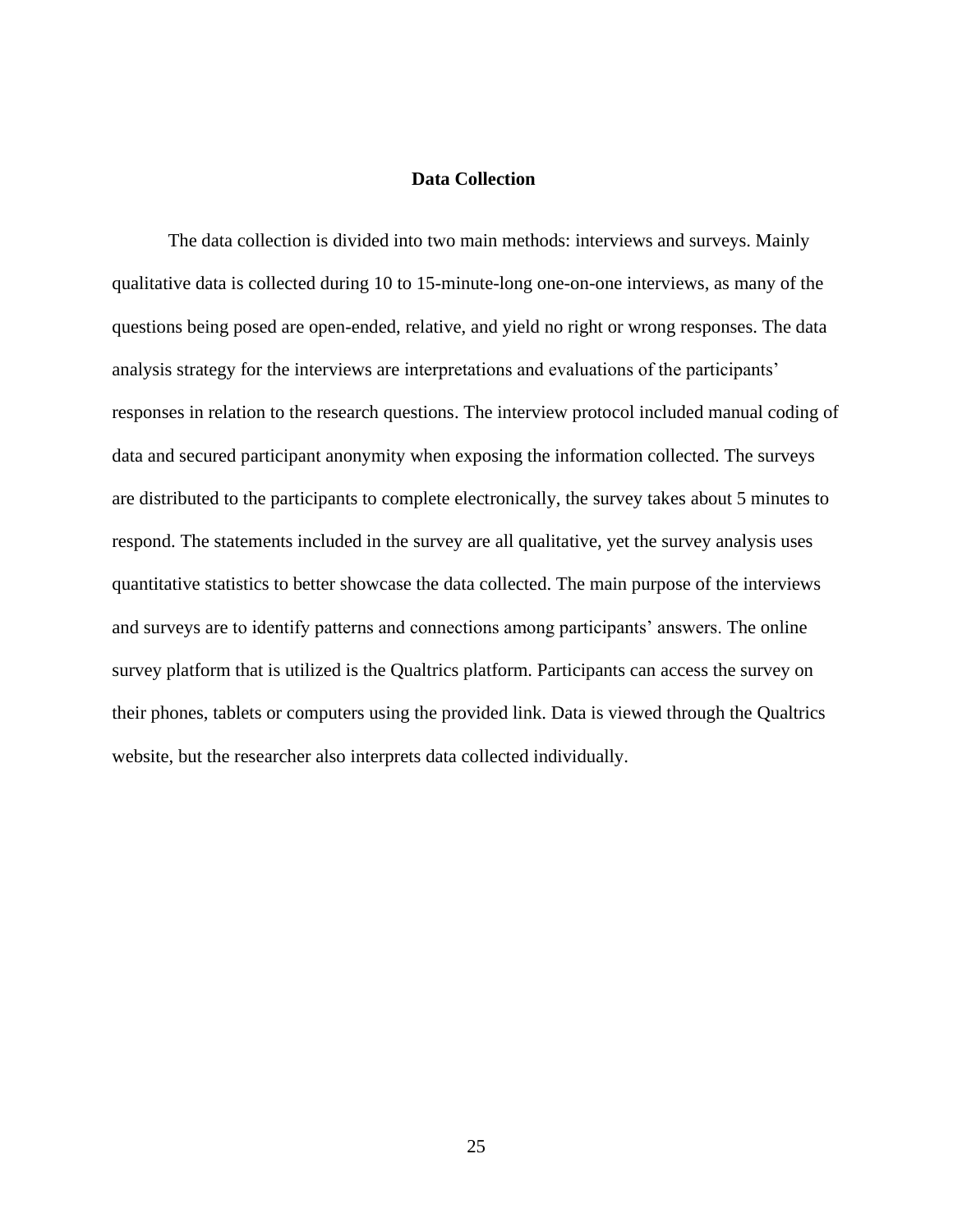## Data Collection

The data collection is divided into two main methods: interviews and surveys. Mainly qualitative data is collected during 10 to 15-minute-long one-on-one interviews, as many of the questions being posed are open-ended, relative, and yield no right or wrong responses. The data analysis strategy for the interviews are interpretations and evaluations of the participants' responses in relation to the research questions. The interview protocol included manual coding of data and secured participant anonymity when exposing the information collected. The surveys are distributed to the participants to complete electronically, the survey takes about 5 minutes to respond. The statements included in the survey are all qualitative, yet the survey analysis uses quantitative statistics to better showcase the data collected. The main purpose of the interviews and surveys are to identify patterns and connections among participants' answers. The online survey platform that is utilized is the Qualtrics platform. Participants can access the survey on their phones, tablets or computers using the provided link. Data is viewed through the Qualtrics website, but the researcher also interprets data collected individually.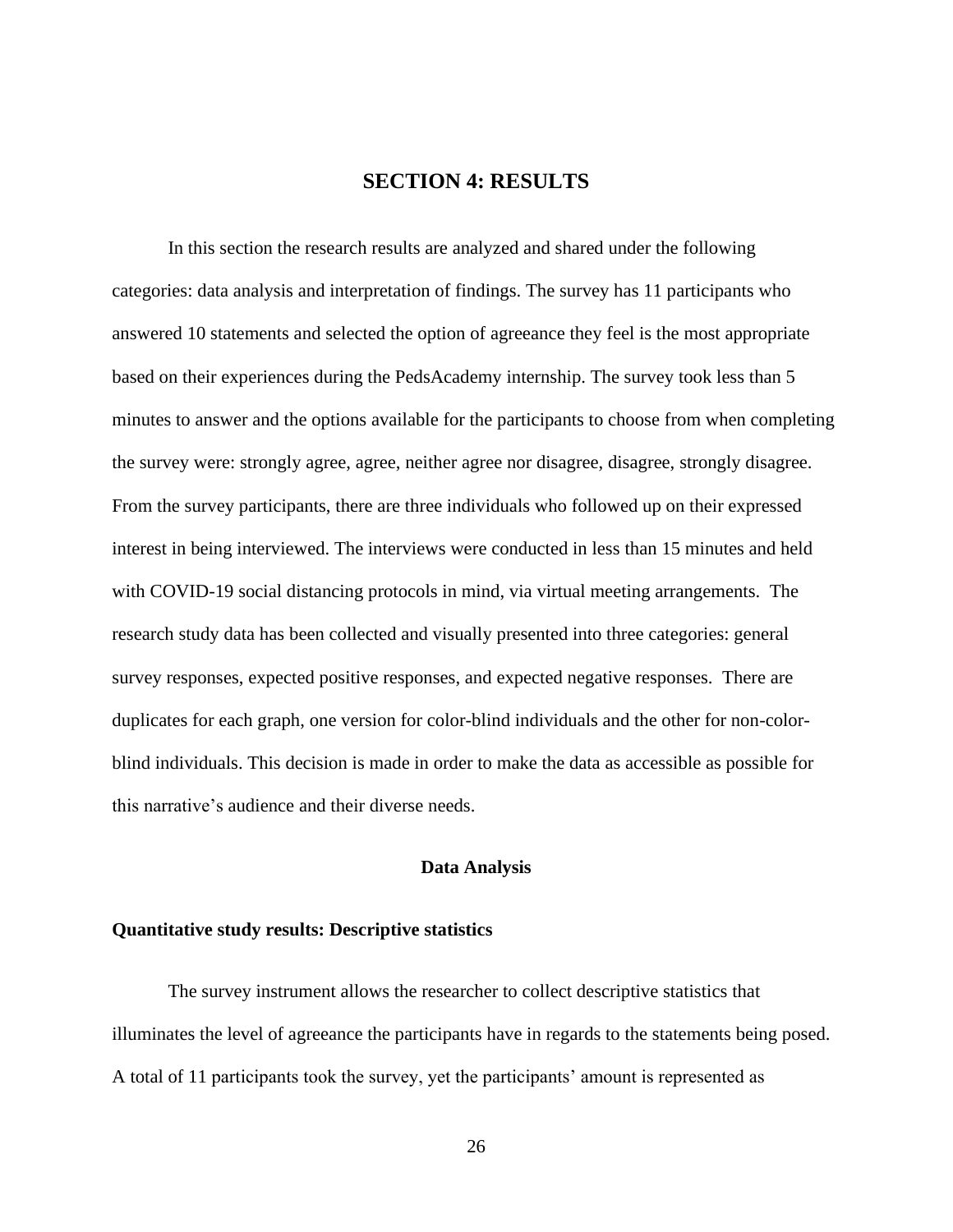# SECTION 4: RESULTS

In this section the research results are analyzed and shared under the following categories: data analysis and interpretation of findings. The survey has 11 participants who answered 10 statements and selected the option of agreeance they feel is the most appropriate based on their experiences during the PedsAcademy internship. The survey took less than 5 minutes to answer and the options available for the participants to choose from when completing the survey were: strongly agree, agree, neither agree nor disagree, disagree, strongly disagree. From the survey participants, there are three individuals who followed up on their expressed interest in being interviewed. The interviews were conducted in less than 15 minutes and held with COVID-19 social distancing protocols in mind, via virtual meeting arrangements. The research study data has been collected and visually presented into three categories: general survey responses, expected positive responses, and expected negative responses. There are duplicates for each graph, one version for color-blind individuals and the other for non-color-blind individuals. This decision is made in order to make the data as accessible as possible for this narrative's audience and their diverse needs.

## Data Analysis

### Quantitative study results: Descriptive statistics

The survey instrument allows the researcher to collect descriptive statistics that illuminates the level of agreeance the participants have in regards to the statements being posed. A total of 11 participants took the survey, yet the participants' amount is represented as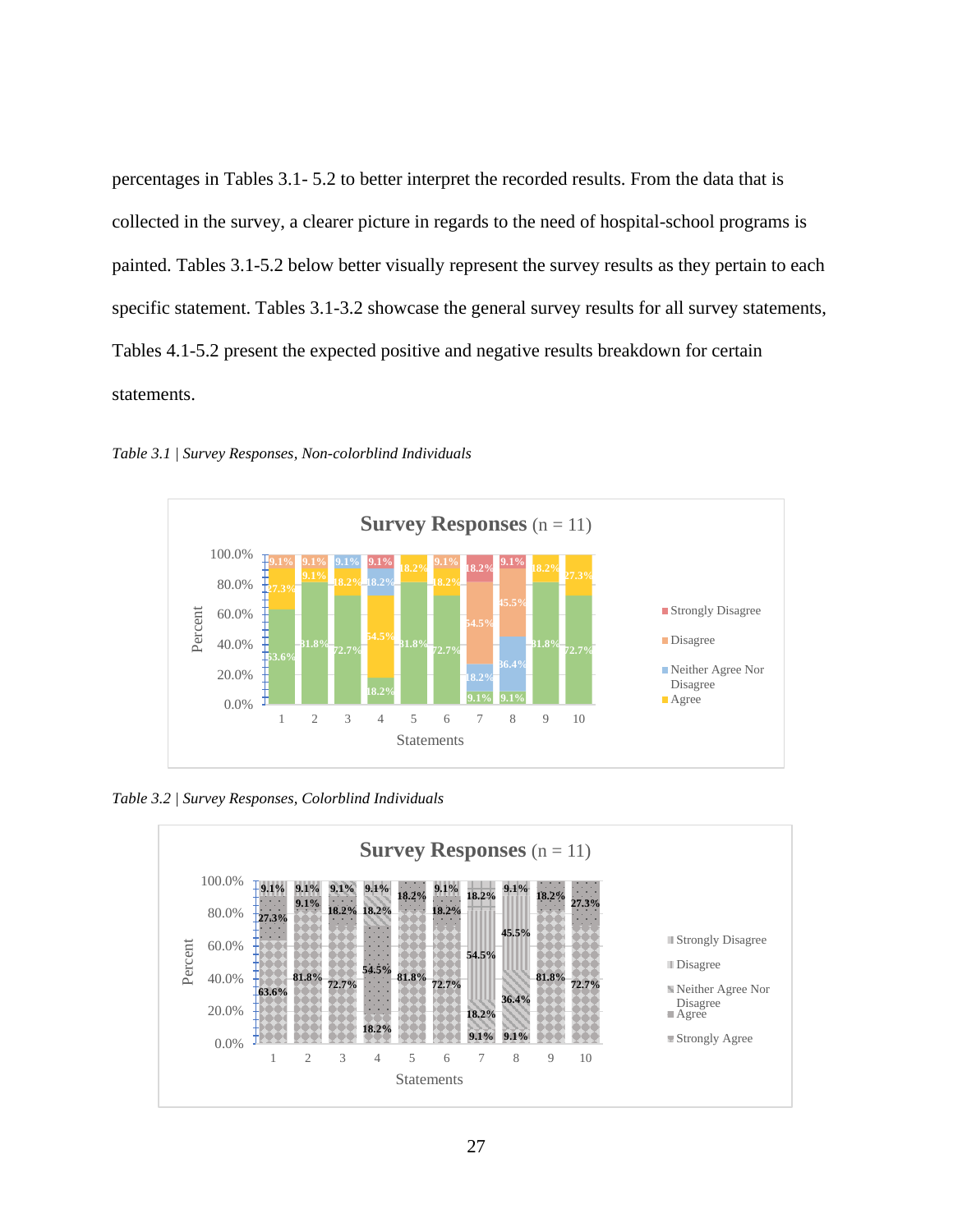percentages in Tables 3.1- 5.2 to better interpret the recorded results. From the data that is collected in the survey, a clearer picture in regards to the need of hospital-school programs is painted. Tables 3.1-5.2 below better visually represent the survey results as they pertain to each specific statement. Tables 3.1-3.2 showcase the general survey results for all survey statements, Tables 4.1-5.2 present the expected positive and negative results breakdown for certain statements.

*Table 3.1 | Survey Responses, Non-colorblind Individuals*

*Table 3.2 | Survey Responses, Colorblind Individuals*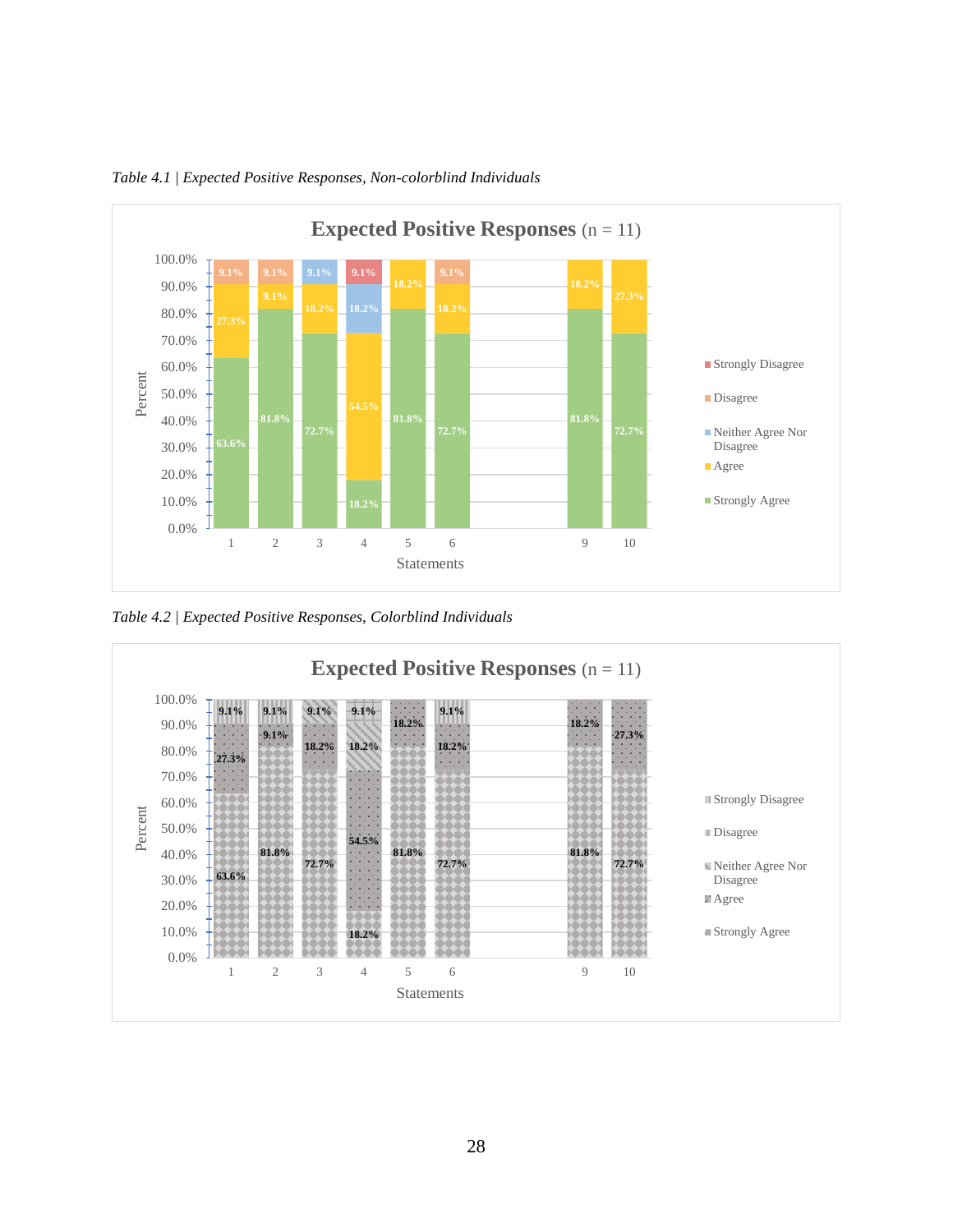*Table 4.1 | Expected Positive Responses, Non-colorblind Individuals*

**Expected Positive Responses** (n = 11)

| Statements | Strongly Agree | Agree | Neither Agree Nor Disagree | Disagree | Strongly Disagree |
|---|---|---|---|---|---|
| 1 | 63.6% | 27.3% | | 9.1% | |
| 2 | 81.8% | 9.1% | | 9.1% | |
| 3 | 72.7% | 18.2% | 9.1% | | |
| 4 | 18.2% | 54.5% | 18.2% | | 9.1% |
| 5 | 81.8% | 18.2% | | | |
| 6 | 72.7% | 18.2% | | 9.1% | |
| 9 | 81.8% | 18.2% | | | |
| 10 | 72.7% | 27.3% | | | |

*Table 4.2 | Expected Positive Responses, Colorblind Individuals*

**Expected Positive Responses** (n = 11)

| Statements | Strongly Agree | Agree | Neither Agree Nor Disagree | Disagree | Strongly Disagree |
|---|---|---|---|---|---|
| 1 | 63.6% | 27.3% | | 9.1% | |
| 2 | 81.8% | 9.1% | | 9.1% | |
| 3 | 72.7% | 18.2% | 9.1% | | |
| 4 | 18.2% | 54.5% | 18.2% | | 9.1% |
| 5 | 81.8% | 18.2% | | | |
| 6 | 72.7% | 18.2% | | 9.1% | |
| 9 | 81.8% | 18.2% | | | |
| 10 | 72.7% | 27.3% | | | |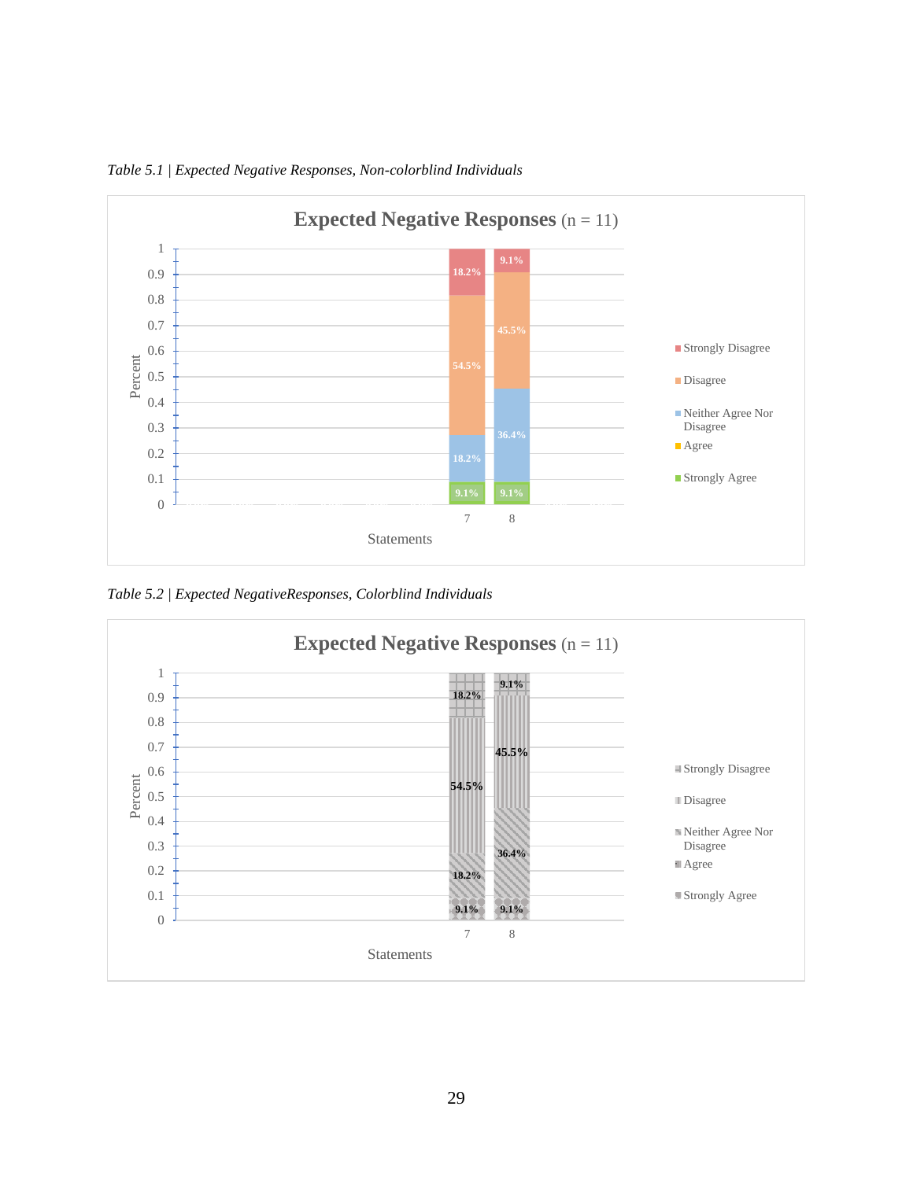*Table 5.1 | Expected Negative Responses, Non-colorblind Individuals*

**Expected Negative Responses** (n = 11)

| Statements | Strongly Agree | Agree | Neither Agree Nor Disagree | Disagree | Strongly Disagree |
|---|---|---|---|---|---|
| 7 | 9.1% | | 18.2% | 54.5% | 18.2% |
| 8 | 9.1% | | 36.4% | 45.5% | 9.1% |

*Table 5.2 | Expected NegativeResponses, Colorblind Individuals*

**Expected Negative Responses** (n = 11)

| Statements | Strongly Agree | Agree | Neither Agree Nor Disagree | Disagree | Strongly Disagree |
|---|---|---|---|---|---|
| 7 | 9.1% | | 18.2% | 54.5% | 18.2% |
| 8 | 9.1% | | 36.4% | 45.5% | 9.1% |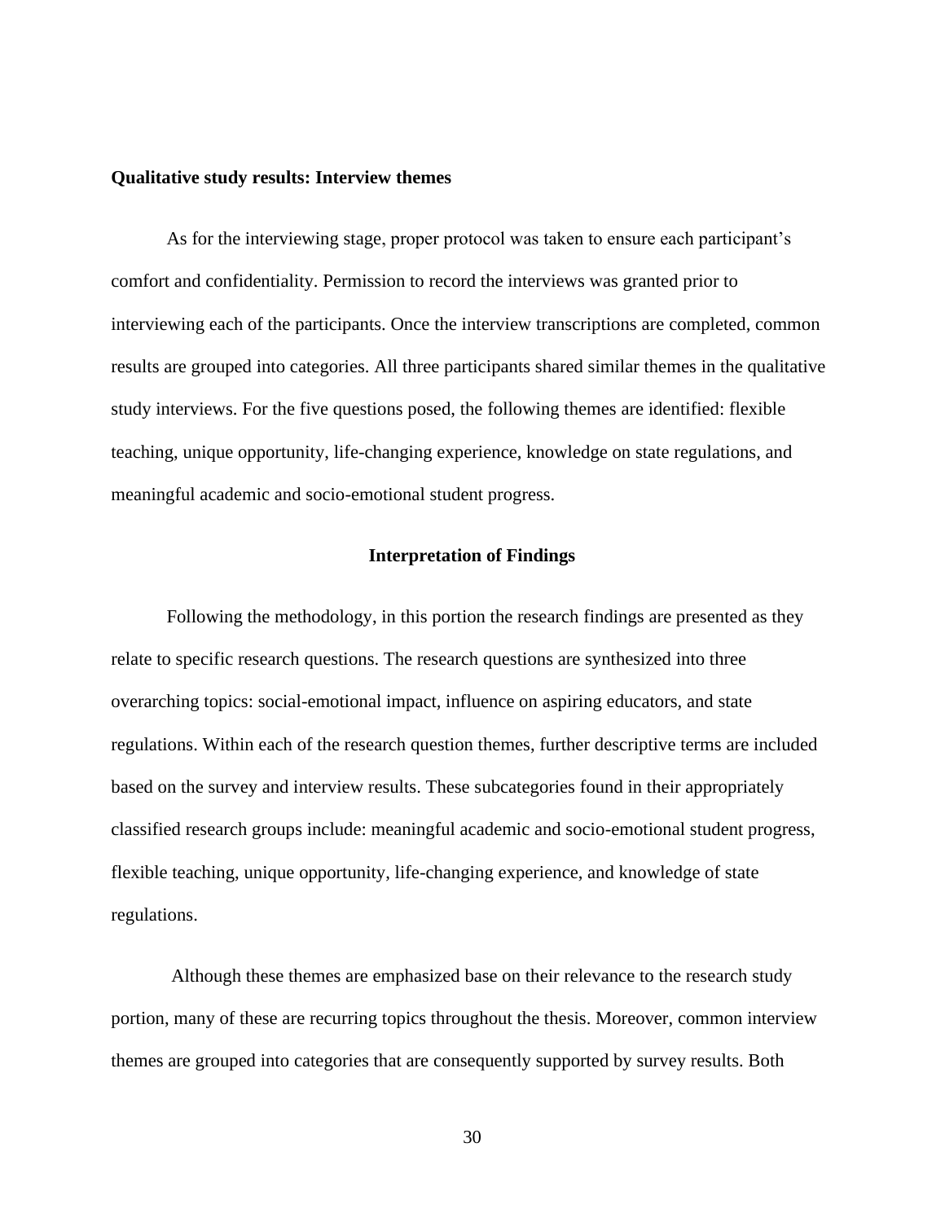**Qualitative study results: Interview themes**

As for the interviewing stage, proper protocol was taken to ensure each participant's comfort and confidentiality. Permission to record the interviews was granted prior to interviewing each of the participants. Once the interview transcriptions are completed, common results are grouped into categories. All three participants shared similar themes in the qualitative study interviews. For the five questions posed, the following themes are identified: flexible teaching, unique opportunity, life-changing experience, knowledge on state regulations, and meaningful academic and socio-emotional student progress.

## Interpretation of Findings

Following the methodology, in this portion the research findings are presented as they relate to specific research questions. The research questions are synthesized into three overarching topics: social-emotional impact, influence on aspiring educators, and state regulations. Within each of the research question themes, further descriptive terms are included based on the survey and interview results. These subcategories found in their appropriately classified research groups include: meaningful academic and socio-emotional student progress, flexible teaching, unique opportunity, life-changing experience, and knowledge of state regulations.

Although these themes are emphasized base on their relevance to the research study portion, many of these are recurring topics throughout the thesis. Moreover, common interview themes are grouped into categories that are consequently supported by survey results. Both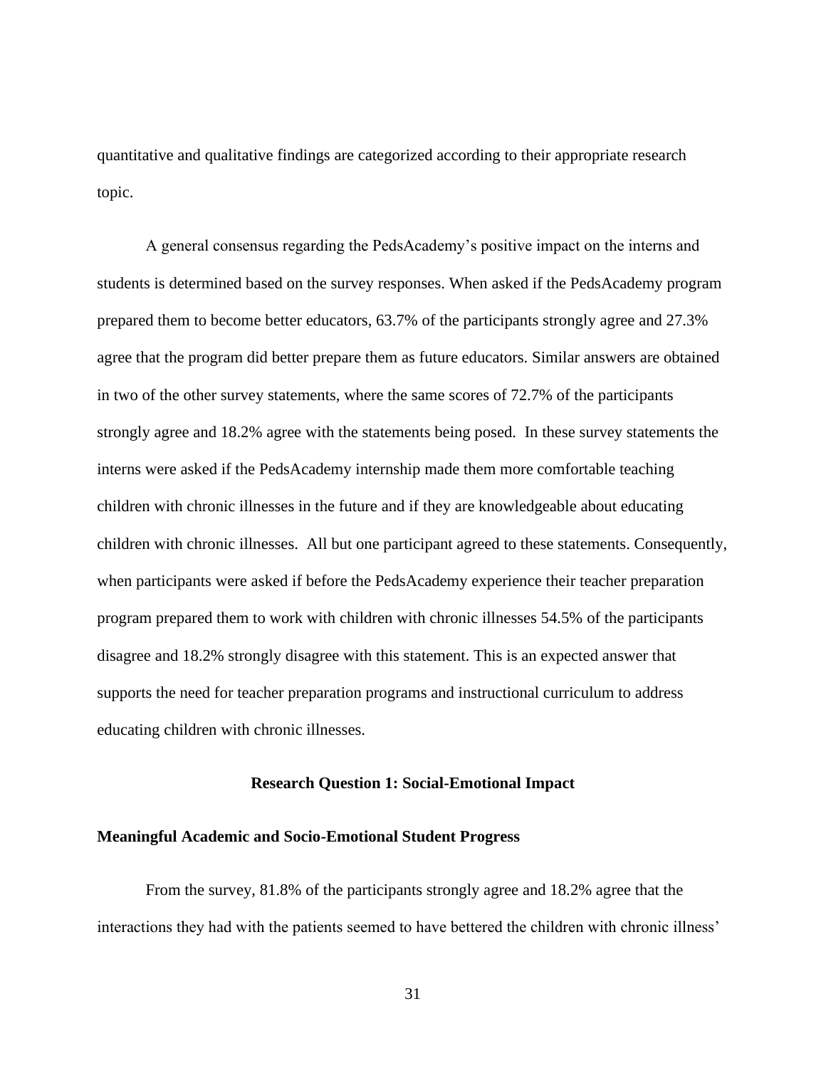quantitative and qualitative findings are categorized according to their appropriate research topic.

A general consensus regarding the PedsAcademy's positive impact on the interns and students is determined based on the survey responses. When asked if the PedsAcademy program prepared them to become better educators, 63.7% of the participants strongly agree and 27.3% agree that the program did better prepare them as future educators. Similar answers are obtained in two of the other survey statements, where the same scores of 72.7% of the participants strongly agree and 18.2% agree with the statements being posed. In these survey statements the interns were asked if the PedsAcademy internship made them more comfortable teaching children with chronic illnesses in the future and if they are knowledgeable about educating children with chronic illnesses. All but one participant agreed to these statements. Consequently, when participants were asked if before the PedsAcademy experience their teacher preparation program prepared them to work with children with chronic illnesses 54.5% of the participants disagree and 18.2% strongly disagree with this statement. This is an expected answer that supports the need for teacher preparation programs and instructional curriculum to address educating children with chronic illnesses.

## Research Question 1: Social-Emotional Impact

### Meaningful Academic and Socio-Emotional Student Progress

From the survey, 81.8% of the participants strongly agree and 18.2% agree that the interactions they had with the patients seemed to have bettered the children with chronic illness'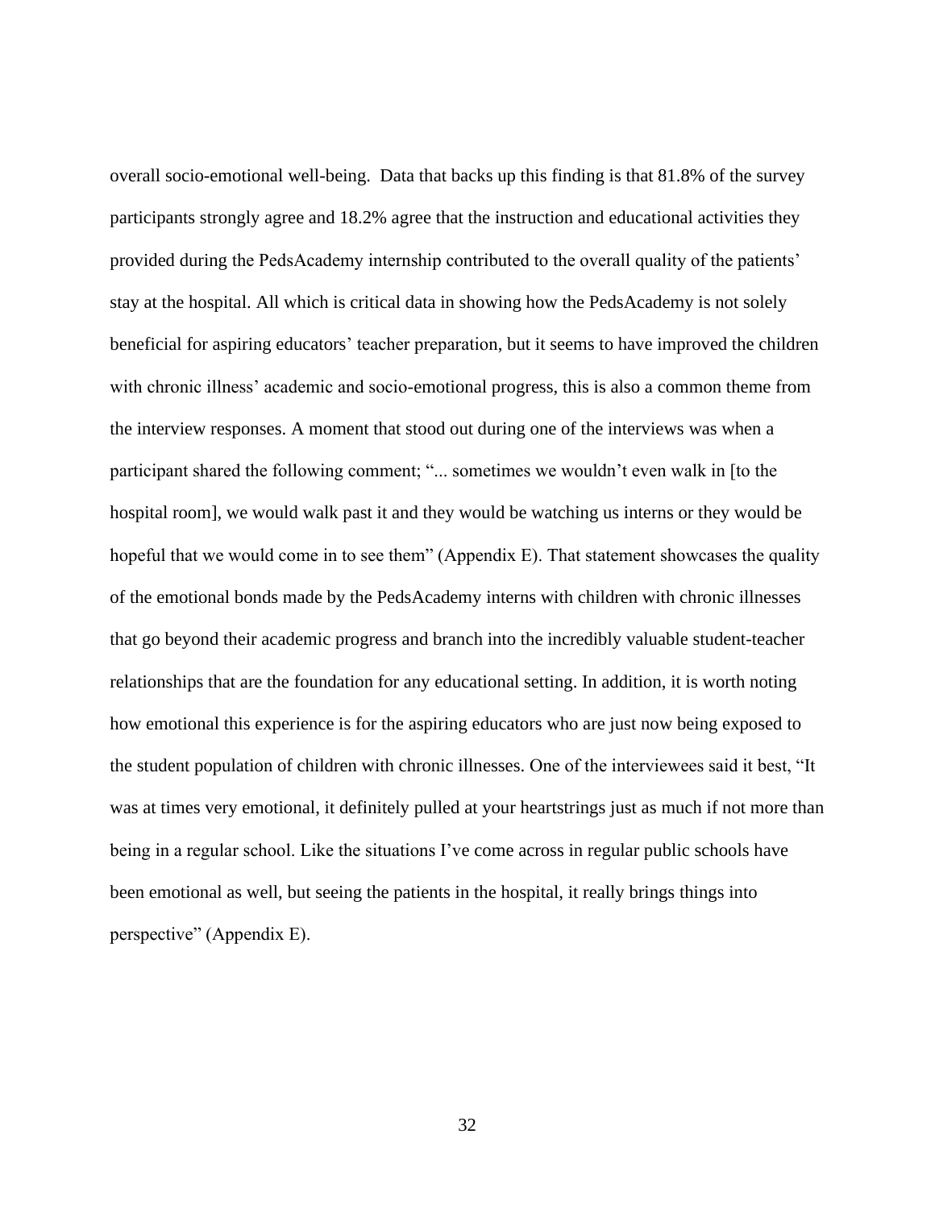overall socio-emotional well-being. Data that backs up this finding is that 81.8% of the survey participants strongly agree and 18.2% agree that the instruction and educational activities they provided during the PedsAcademy internship contributed to the overall quality of the patients' stay at the hospital. All which is critical data in showing how the PedsAcademy is not solely beneficial for aspiring educators' teacher preparation, but it seems to have improved the children with chronic illness' academic and socio-emotional progress, this is also a common theme from the interview responses. A moment that stood out during one of the interviews was when a participant shared the following comment; "... sometimes we wouldn't even walk in [to the hospital room], we would walk past it and they would be watching us interns or they would be hopeful that we would come in to see them" (Appendix E). That statement showcases the quality of the emotional bonds made by the PedsAcademy interns with children with chronic illnesses that go beyond their academic progress and branch into the incredibly valuable student-teacher relationships that are the foundation for any educational setting. In addition, it is worth noting how emotional this experience is for the aspiring educators who are just now being exposed to the student population of children with chronic illnesses. One of the interviewees said it best, "It was at times very emotional, it definitely pulled at your heartstrings just as much if not more than being in a regular school. Like the situations I've come across in regular public schools have been emotional as well, but seeing the patients in the hospital, it really brings things into perspective" (Appendix E).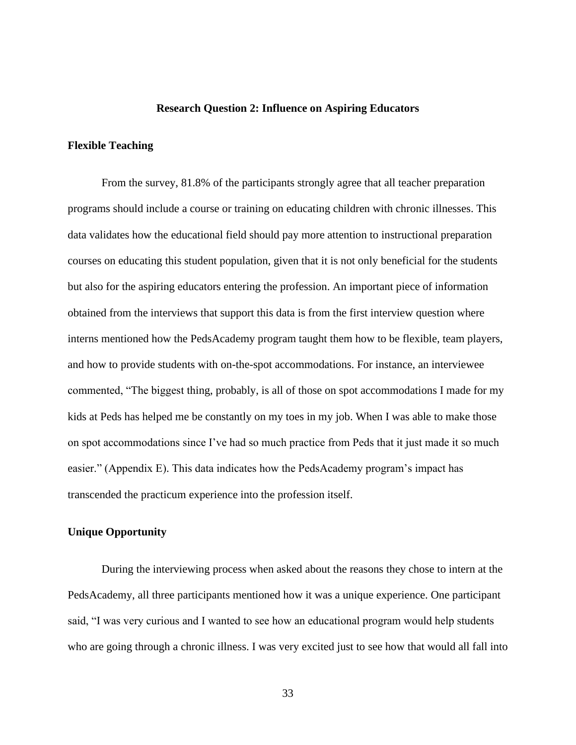## Research Question 2: Influence on Aspiring Educators

### Flexible Teaching

From the survey, 81.8% of the participants strongly agree that all teacher preparation programs should include a course or training on educating children with chronic illnesses. This data validates how the educational field should pay more attention to instructional preparation courses on educating this student population, given that it is not only beneficial for the students but also for the aspiring educators entering the profession. An important piece of information obtained from the interviews that support this data is from the first interview question where interns mentioned how the PedsAcademy program taught them how to be flexible, team players, and how to provide students with on-the-spot accommodations. For instance, an interviewee commented, "The biggest thing, probably, is all of those on spot accommodations I made for my kids at Peds has helped me be constantly on my toes in my job. When I was able to make those on spot accommodations since I've had so much practice from Peds that it just made it so much easier." (Appendix E). This data indicates how the PedsAcademy program's impact has transcended the practicum experience into the profession itself.

### Unique Opportunity

During the interviewing process when asked about the reasons they chose to intern at the PedsAcademy, all three participants mentioned how it was a unique experience. One participant said, "I was very curious and I wanted to see how an educational program would help students who are going through a chronic illness. I was very excited just to see how that would all fall into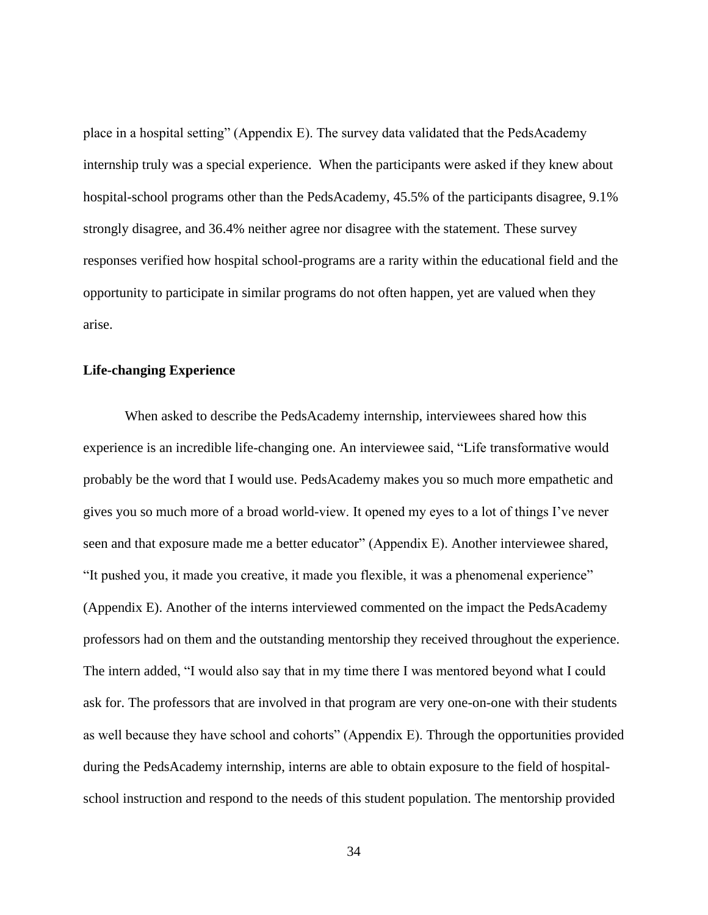place in a hospital setting" (Appendix E). The survey data validated that the PedsAcademy internship truly was a special experience. When the participants were asked if they knew about hospital-school programs other than the PedsAcademy, 45.5% of the participants disagree, 9.1% strongly disagree, and 36.4% neither agree nor disagree with the statement. These survey responses verified how hospital school-programs are a rarity within the educational field and the opportunity to participate in similar programs do not often happen, yet are valued when they arise.

**Life-changing Experience**

When asked to describe the PedsAcademy internship, interviewees shared how this experience is an incredible life-changing one. An interviewee said, "Life transformative would probably be the word that I would use. PedsAcademy makes you so much more empathetic and gives you so much more of a broad world-view. It opened my eyes to a lot of things I've never seen and that exposure made me a better educator" (Appendix E). Another interviewee shared, "It pushed you, it made you creative, it made you flexible, it was a phenomenal experience" (Appendix E). Another of the interns interviewed commented on the impact the PedsAcademy professors had on them and the outstanding mentorship they received throughout the experience. The intern added, "I would also say that in my time there I was mentored beyond what I could ask for. The professors that are involved in that program are very one-on-one with their students as well because they have school and cohorts" (Appendix E). Through the opportunities provided during the PedsAcademy internship, interns are able to obtain exposure to the field of hospital-school instruction and respond to the needs of this student population. The mentorship provided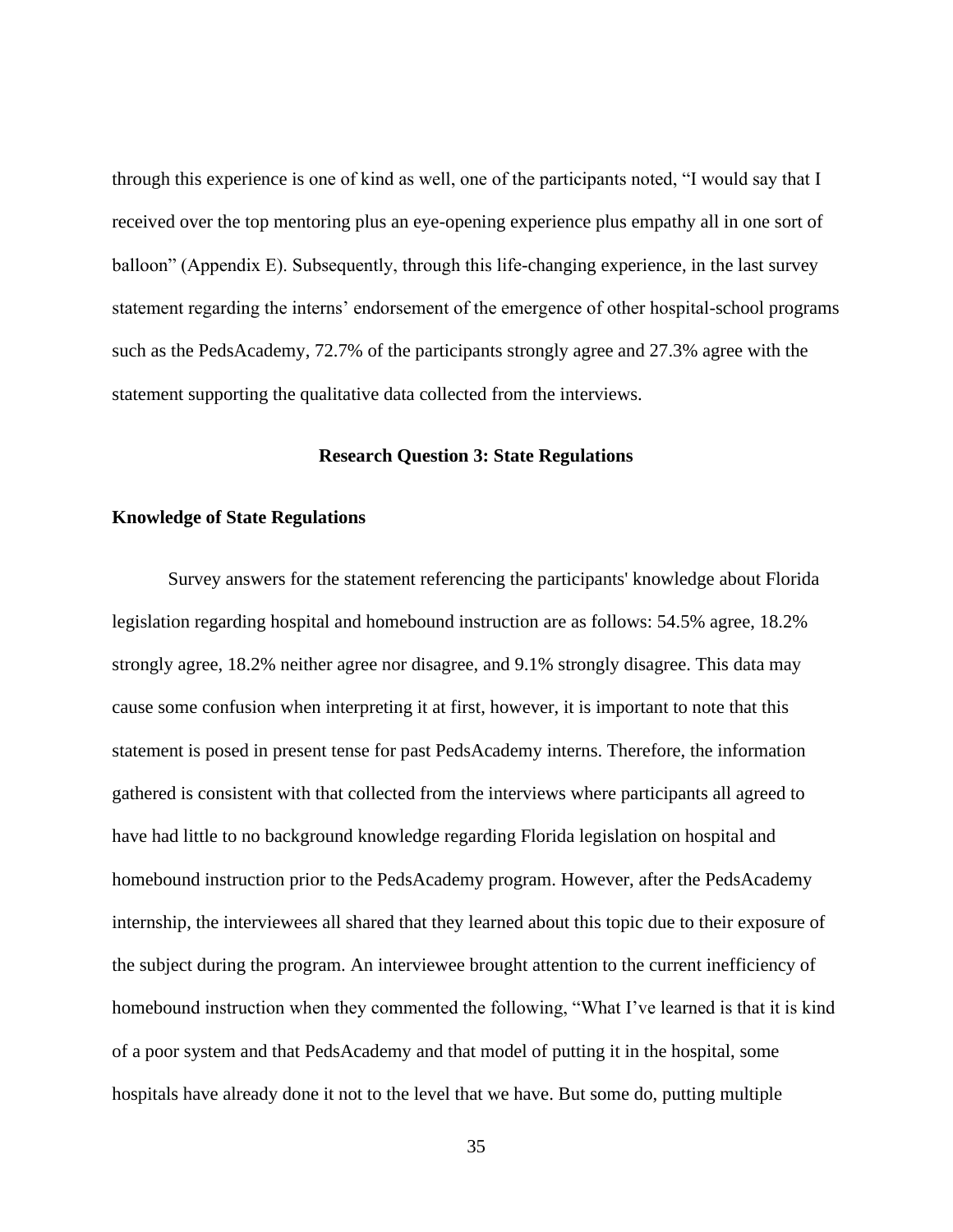through this experience is one of kind as well, one of the participants noted, "I would say that I received over the top mentoring plus an eye-opening experience plus empathy all in one sort of balloon" (Appendix E). Subsequently, through this life-changing experience, in the last survey statement regarding the interns' endorsement of the emergence of other hospital-school programs such as the PedsAcademy, 72.7% of the participants strongly agree and 27.3% agree with the statement supporting the qualitative data collected from the interviews.

## Research Question 3: State Regulations

### Knowledge of State Regulations

Survey answers for the statement referencing the participants' knowledge about Florida legislation regarding hospital and homebound instruction are as follows: 54.5% agree, 18.2% strongly agree, 18.2% neither agree nor disagree, and 9.1% strongly disagree. This data may cause some confusion when interpreting it at first, however, it is important to note that this statement is posed in present tense for past PedsAcademy interns. Therefore, the information gathered is consistent with that collected from the interviews where participants all agreed to have had little to no background knowledge regarding Florida legislation on hospital and homebound instruction prior to the PedsAcademy program. However, after the PedsAcademy internship, the interviewees all shared that they learned about this topic due to their exposure of the subject during the program. An interviewee brought attention to the current inefficiency of homebound instruction when they commented the following, "What I've learned is that it is kind of a poor system and that PedsAcademy and that model of putting it in the hospital, some hospitals have already done it not to the level that we have. But some do, putting multiple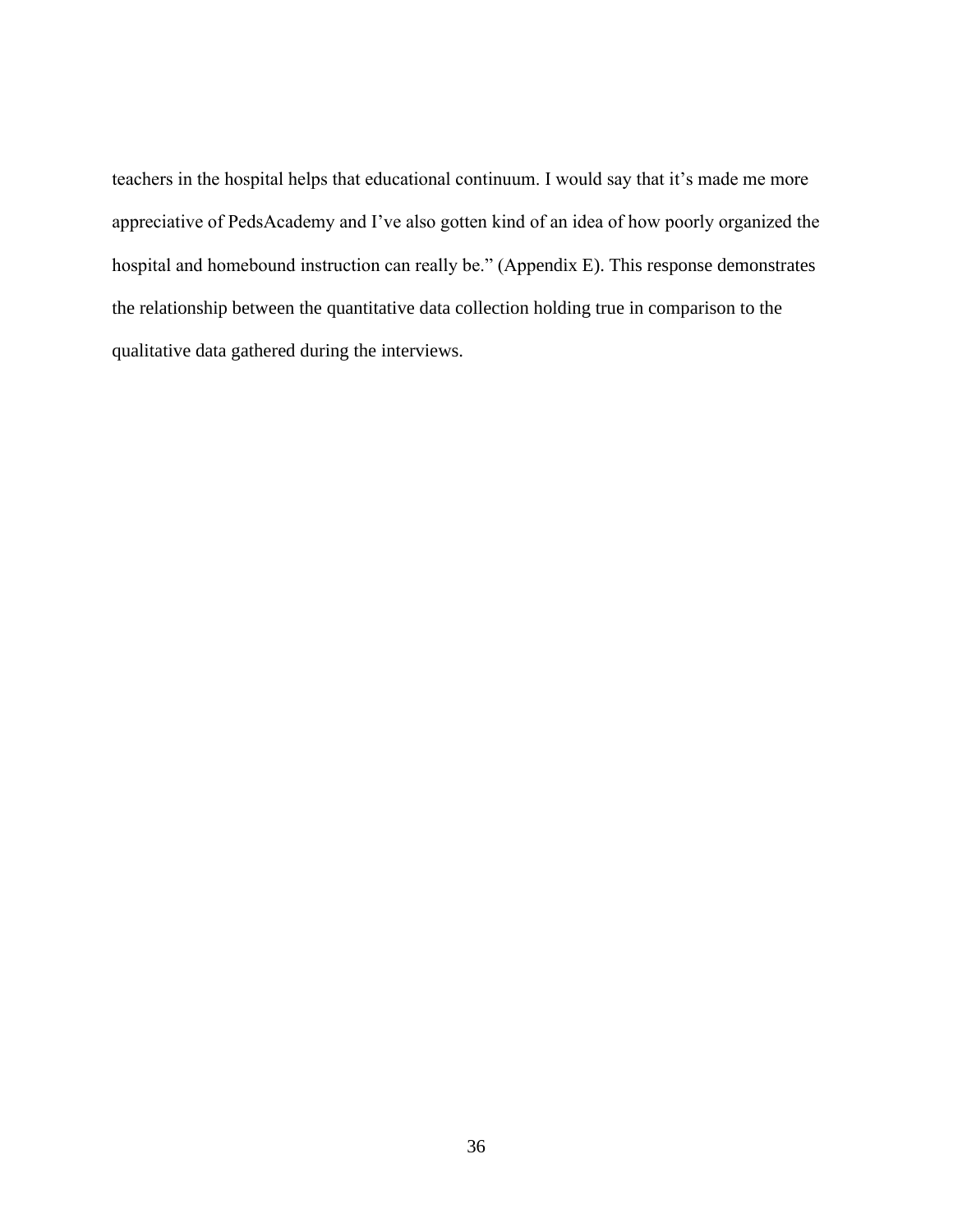teachers in the hospital helps that educational continuum. I would say that it's made me more appreciative of PedsAcademy and I've also gotten kind of an idea of how poorly organized the hospital and homebound instruction can really be." (Appendix E). This response demonstrates the relationship between the quantitative data collection holding true in comparison to the qualitative data gathered during the interviews.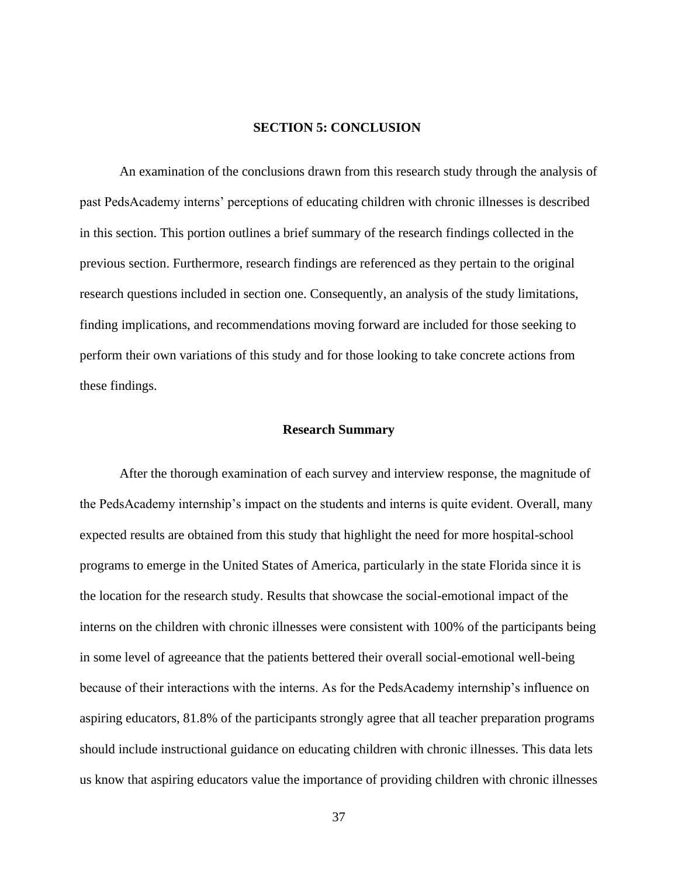## SECTION 5: CONCLUSION

An examination of the conclusions drawn from this research study through the analysis of past PedsAcademy interns' perceptions of educating children with chronic illnesses is described in this section. This portion outlines a brief summary of the research findings collected in the previous section. Furthermore, research findings are referenced as they pertain to the original research questions included in section one. Consequently, an analysis of the study limitations, finding implications, and recommendations moving forward are included for those seeking to perform their own variations of this study and for those looking to take concrete actions from these findings.

### Research Summary

After the thorough examination of each survey and interview response, the magnitude of the PedsAcademy internship's impact on the students and interns is quite evident. Overall, many expected results are obtained from this study that highlight the need for more hospital-school programs to emerge in the United States of America, particularly in the state Florida since it is the location for the research study. Results that showcase the social-emotional impact of the interns on the children with chronic illnesses were consistent with 100% of the participants being in some level of agreeance that the patients bettered their overall social-emotional well-being because of their interactions with the interns. As for the PedsAcademy internship's influence on aspiring educators, 81.8% of the participants strongly agree that all teacher preparation programs should include instructional guidance on educating children with chronic illnesses. This data lets us know that aspiring educators value the importance of providing children with chronic illnesses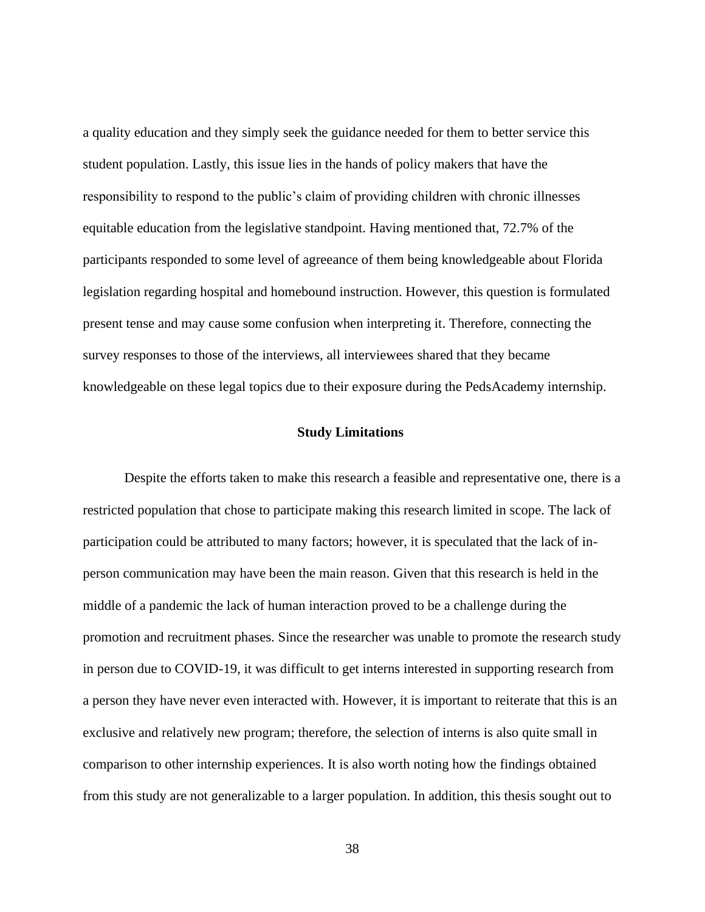a quality education and they simply seek the guidance needed for them to better service this student population. Lastly, this issue lies in the hands of policy makers that have the responsibility to respond to the public's claim of providing children with chronic illnesses equitable education from the legislative standpoint. Having mentioned that, 72.7% of the participants responded to some level of agreeance of them being knowledgeable about Florida legislation regarding hospital and homebound instruction. However, this question is formulated present tense and may cause some confusion when interpreting it. Therefore, connecting the survey responses to those of the interviews, all interviewees shared that they became knowledgeable on these legal topics due to their exposure during the PedsAcademy internship.

## Study Limitations

Despite the efforts taken to make this research a feasible and representative one, there is a restricted population that chose to participate making this research limited in scope. The lack of participation could be attributed to many factors; however, it is speculated that the lack of in-person communication may have been the main reason. Given that this research is held in the middle of a pandemic the lack of human interaction proved to be a challenge during the promotion and recruitment phases. Since the researcher was unable to promote the research study in person due to COVID-19, it was difficult to get interns interested in supporting research from a person they have never even interacted with. However, it is important to reiterate that this is an exclusive and relatively new program; therefore, the selection of interns is also quite small in comparison to other internship experiences. It is also worth noting how the findings obtained from this study are not generalizable to a larger population. In addition, this thesis sought out to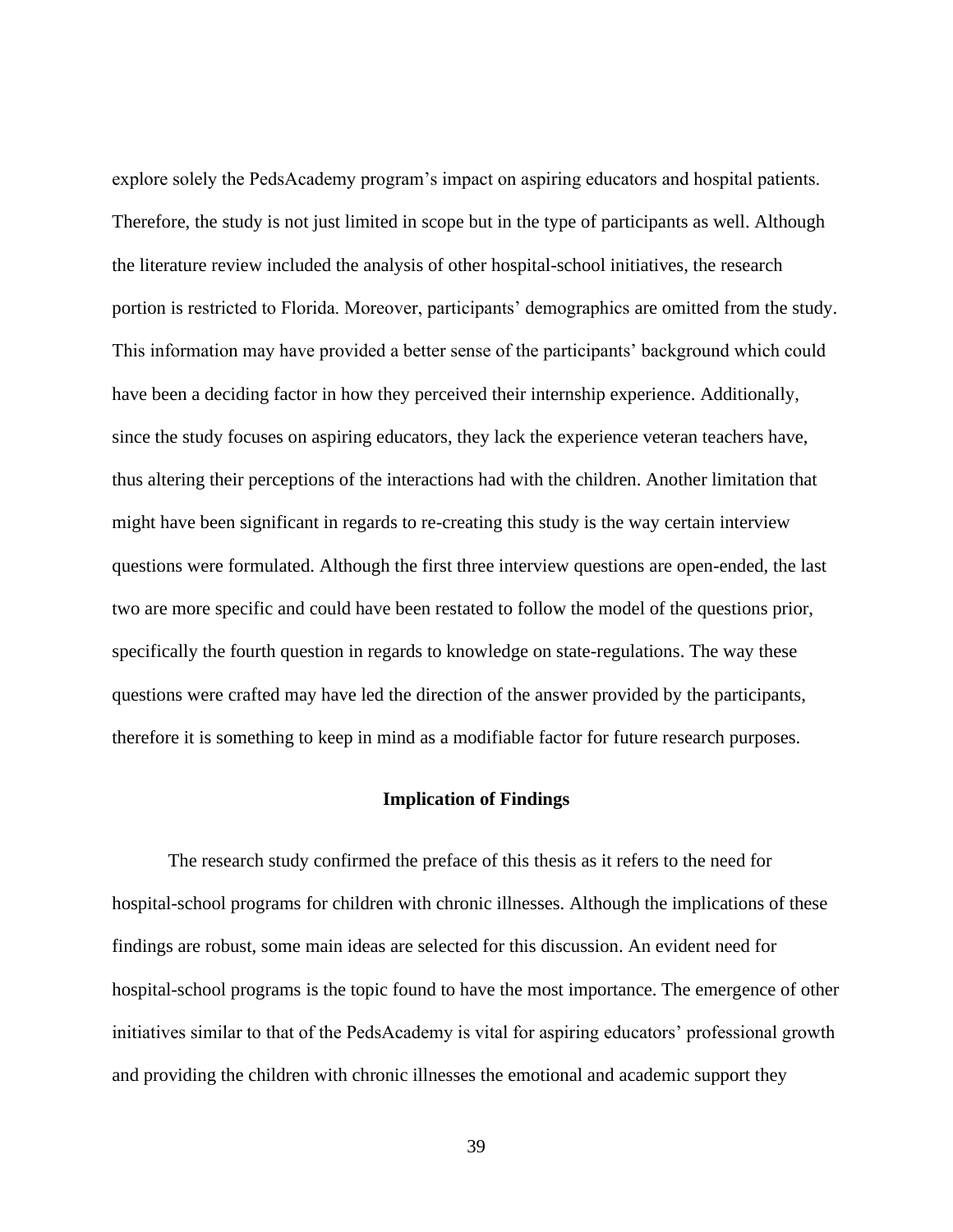explore solely the PedsAcademy program's impact on aspiring educators and hospital patients. Therefore, the study is not just limited in scope but in the type of participants as well. Although the literature review included the analysis of other hospital-school initiatives, the research portion is restricted to Florida. Moreover, participants' demographics are omitted from the study. This information may have provided a better sense of the participants' background which could have been a deciding factor in how they perceived their internship experience. Additionally, since the study focuses on aspiring educators, they lack the experience veteran teachers have, thus altering their perceptions of the interactions had with the children. Another limitation that might have been significant in regards to re-creating this study is the way certain interview questions were formulated. Although the first three interview questions are open-ended, the last two are more specific and could have been restated to follow the model of the questions prior, specifically the fourth question in regards to knowledge on state-regulations. The way these questions were crafted may have led the direction of the answer provided by the participants, therefore it is something to keep in mind as a modifiable factor for future research purposes.

## Implication of Findings

The research study confirmed the preface of this thesis as it refers to the need for hospital-school programs for children with chronic illnesses. Although the implications of these findings are robust, some main ideas are selected for this discussion. An evident need for hospital-school programs is the topic found to have the most importance. The emergence of other initiatives similar to that of the PedsAcademy is vital for aspiring educators' professional growth and providing the children with chronic illnesses the emotional and academic support they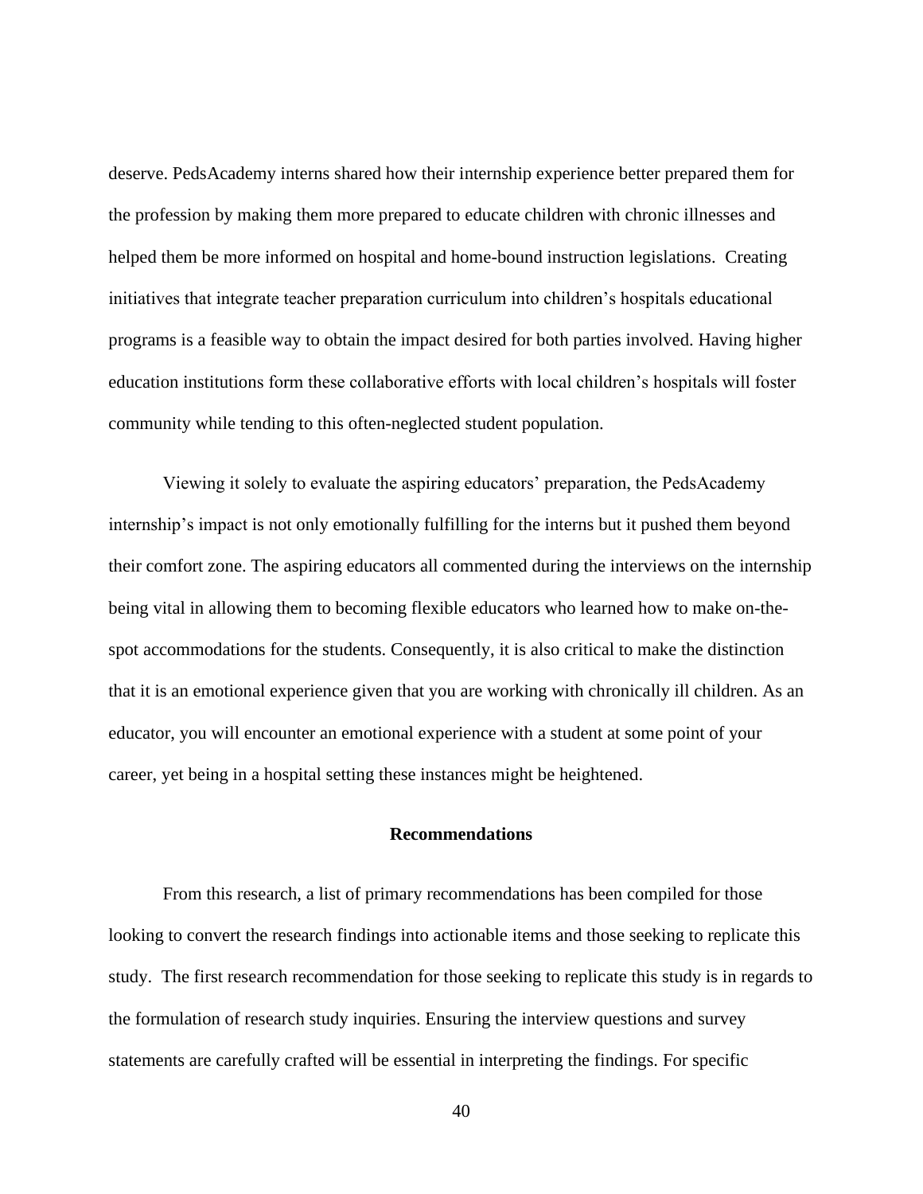deserve. PedsAcademy interns shared how their internship experience better prepared them for the profession by making them more prepared to educate children with chronic illnesses and helped them be more informed on hospital and home-bound instruction legislations. Creating initiatives that integrate teacher preparation curriculum into children's hospitals educational programs is a feasible way to obtain the impact desired for both parties involved. Having higher education institutions form these collaborative efforts with local children's hospitals will foster community while tending to this often-neglected student population.

Viewing it solely to evaluate the aspiring educators' preparation, the PedsAcademy internship's impact is not only emotionally fulfilling for the interns but it pushed them beyond their comfort zone. The aspiring educators all commented during the interviews on the internship being vital in allowing them to becoming flexible educators who learned how to make on-the-spot accommodations for the students. Consequently, it is also critical to make the distinction that it is an emotional experience given that you are working with chronically ill children. As an educator, you will encounter an emotional experience with a student at some point of your career, yet being in a hospital setting these instances might be heightened.

## Recommendations

From this research, a list of primary recommendations has been compiled for those looking to convert the research findings into actionable items and those seeking to replicate this study. The first research recommendation for those seeking to replicate this study is in regards to the formulation of research study inquiries. Ensuring the interview questions and survey statements are carefully crafted will be essential in interpreting the findings. For specific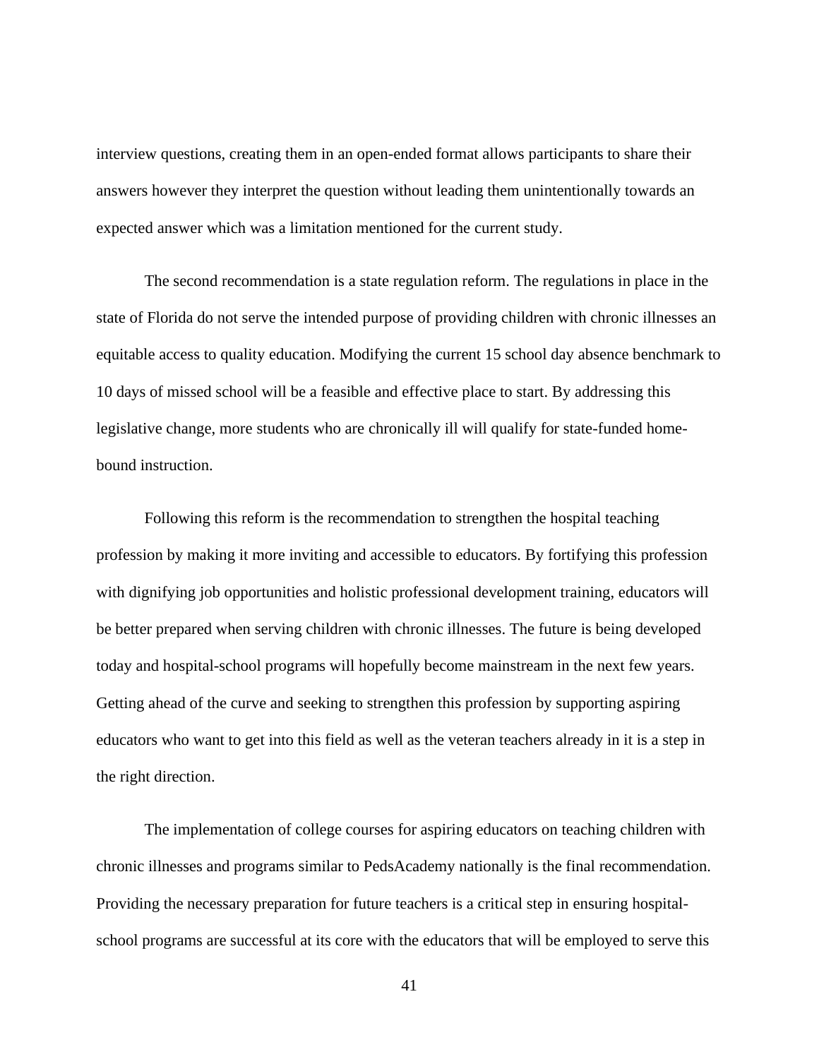interview questions, creating them in an open-ended format allows participants to share their answers however they interpret the question without leading them unintentionally towards an expected answer which was a limitation mentioned for the current study.

The second recommendation is a state regulation reform. The regulations in place in the state of Florida do not serve the intended purpose of providing children with chronic illnesses an equitable access to quality education. Modifying the current 15 school day absence benchmark to 10 days of missed school will be a feasible and effective place to start. By addressing this legislative change, more students who are chronically ill will qualify for state-funded home-bound instruction.

Following this reform is the recommendation to strengthen the hospital teaching profession by making it more inviting and accessible to educators. By fortifying this profession with dignifying job opportunities and holistic professional development training, educators will be better prepared when serving children with chronic illnesses. The future is being developed today and hospital-school programs will hopefully become mainstream in the next few years. Getting ahead of the curve and seeking to strengthen this profession by supporting aspiring educators who want to get into this field as well as the veteran teachers already in it is a step in the right direction.

The implementation of college courses for aspiring educators on teaching children with chronic illnesses and programs similar to PedsAcademy nationally is the final recommendation. Providing the necessary preparation for future teachers is a critical step in ensuring hospital-school programs are successful at its core with the educators that will be employed to serve this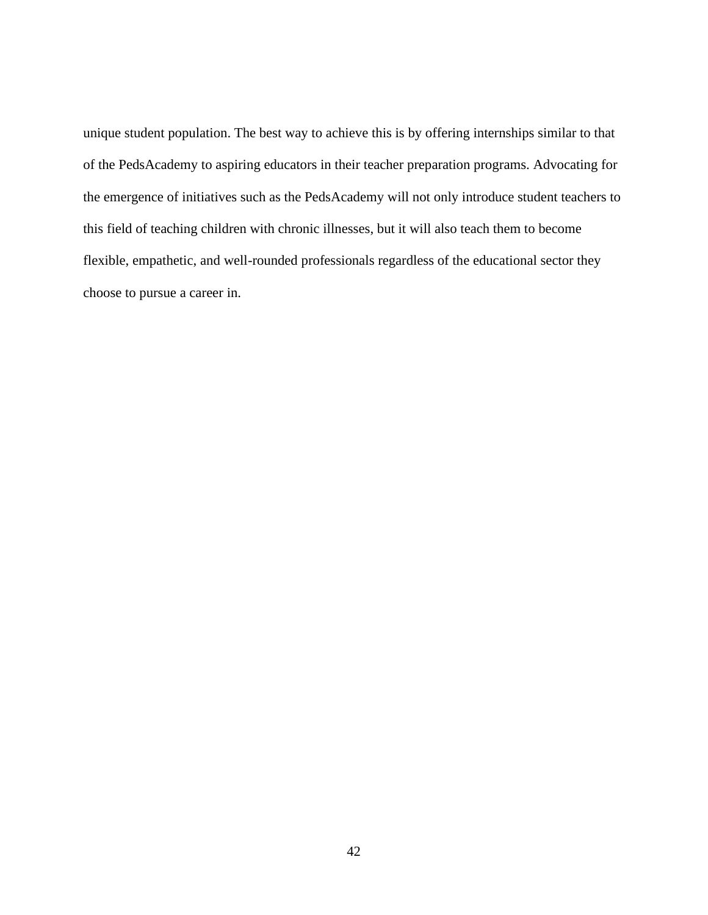unique student population. The best way to achieve this is by offering internships similar to that of the PedsAcademy to aspiring educators in their teacher preparation programs. Advocating for the emergence of initiatives such as the PedsAcademy will not only introduce student teachers to this field of teaching children with chronic illnesses, but it will also teach them to become flexible, empathetic, and well-rounded professionals regardless of the educational sector they choose to pursue a career in.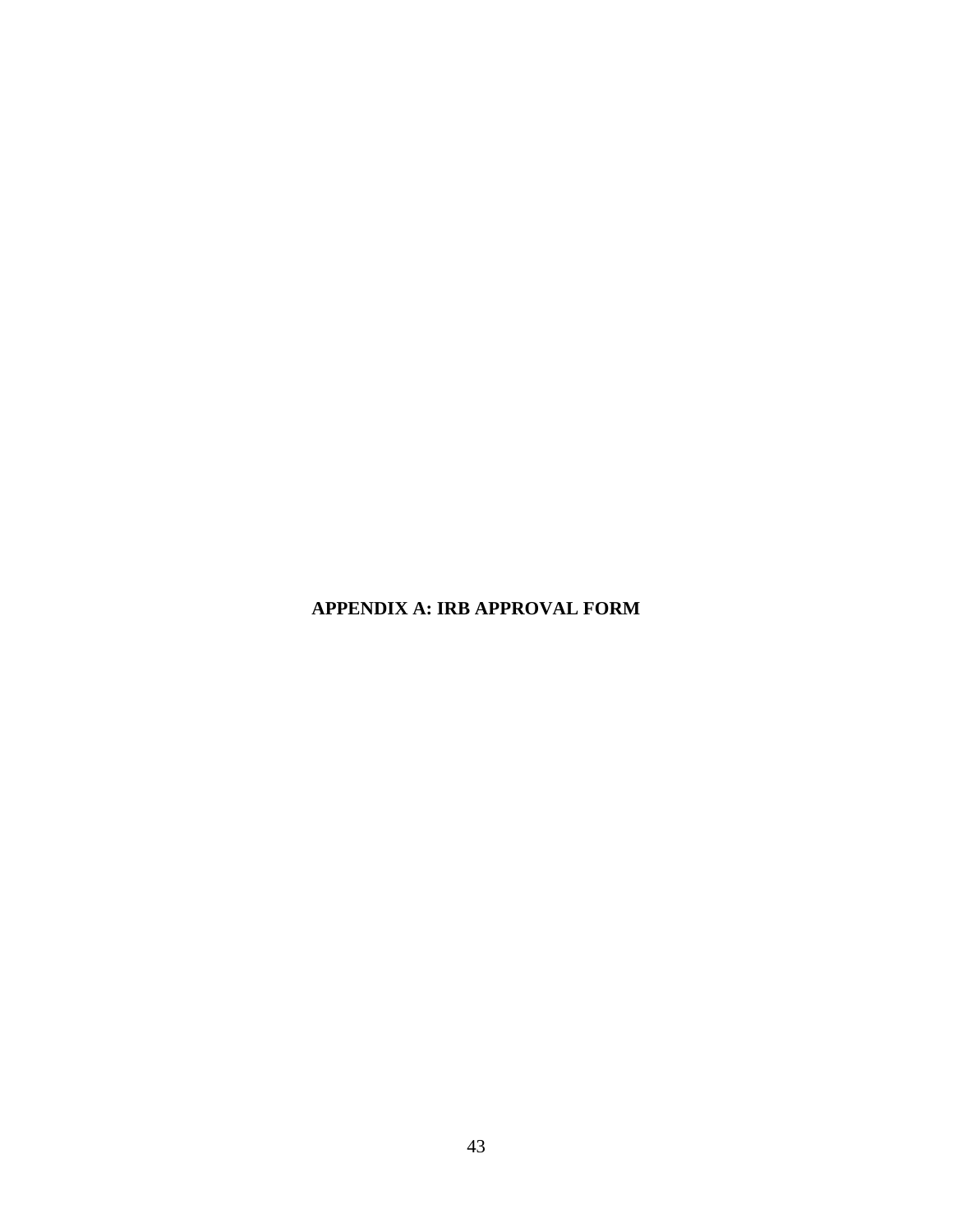# APPENDIX A: IRB APPROVAL FORM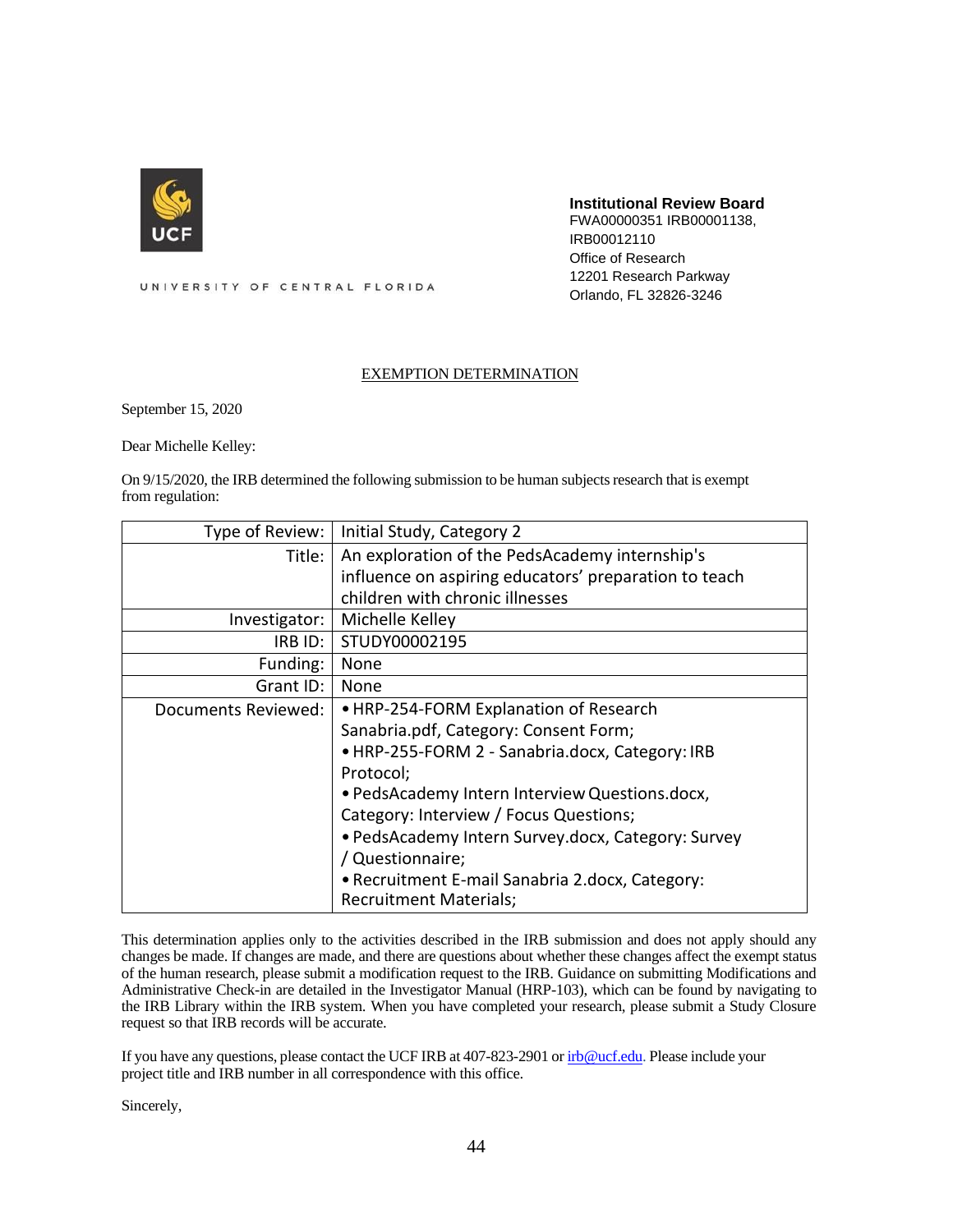UCF

UNIVERSITY OF CENTRAL FLORIDA

**Institutional Review Board**
FWA00000351 IRB00001138,
IRB00012110
Office of Research
12201 Research Parkway
Orlando, FL 32826-3246

EXEMPTION DETERMINATION

September 15, 2020

Dear Michelle Kelley:

On 9/15/2020, the IRB determined the following submission to be human subjects research that is exempt from regulation:

| | |
|---|---|
| Type of Review: | Initial Study, Category 2 |
| Title: | An exploration of the PedsAcademy internship's influence on aspiring educators' preparation to teach children with chronic illnesses |
| Investigator: | Michelle Kelley |
| IRB ID: | STUDY00002195 |
| Funding: | None |
| Grant ID: | None |
| Documents Reviewed: | • HRP-254-FORM Explanation of Research Sanabria.pdf, Category: Consent Form; • HRP-255-FORM 2 - Sanabria.docx, Category: IRB Protocol; • PedsAcademy Intern Interview Questions.docx, Category: Interview / Focus Questions; • PedsAcademy Intern Survey.docx, Category: Survey / Questionnaire; • Recruitment E-mail Sanabria 2.docx, Category: Recruitment Materials; |

This determination applies only to the activities described in the IRB submission and does not apply should any changes be made. If changes are made, and there are questions about whether these changes affect the exempt status of the human research, please submit a modification request to the IRB. Guidance on submitting Modifications and Administrative Check-in are detailed in the Investigator Manual (HRP-103), which can be found by navigating to the IRB Library within the IRB system. When you have completed your research, please submit a Study Closure request so that IRB records will be accurate.

If you have any questions, please contact the UCF IRB at 407-823-2901 or irb@ucf.edu. Please include your project title and IRB number in all correspondence with this office.

Sincerely,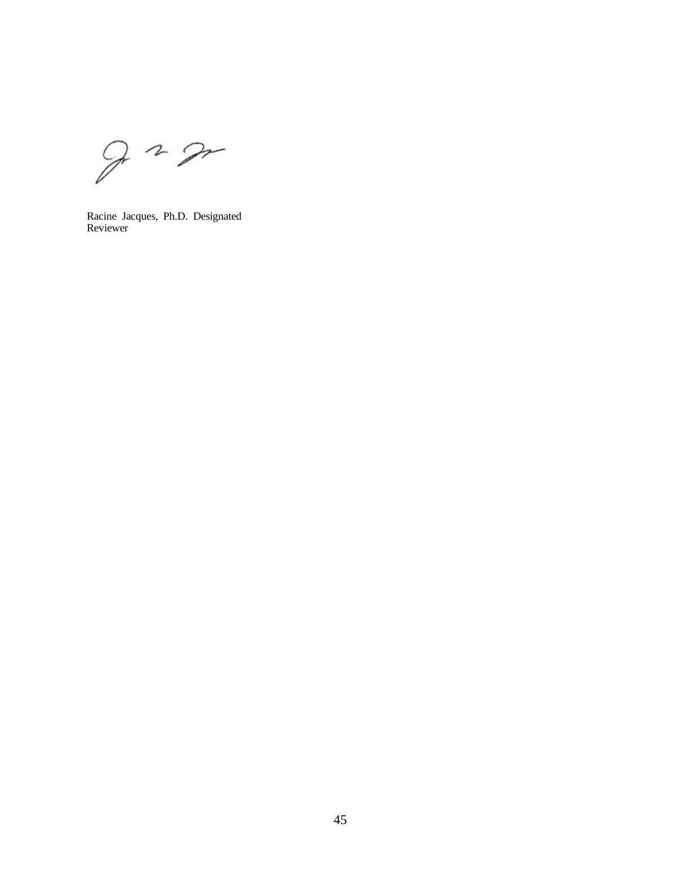Racine Jacques, Ph.D. Designated Reviewer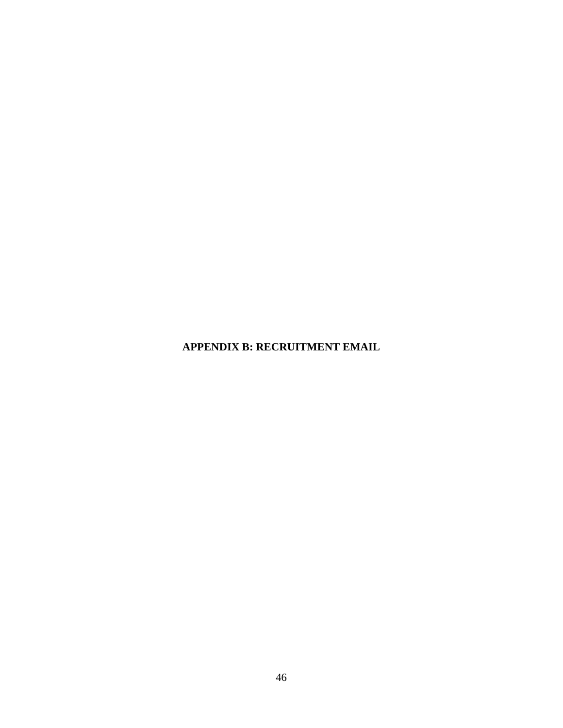# APPENDIX B: RECRUITMENT EMAIL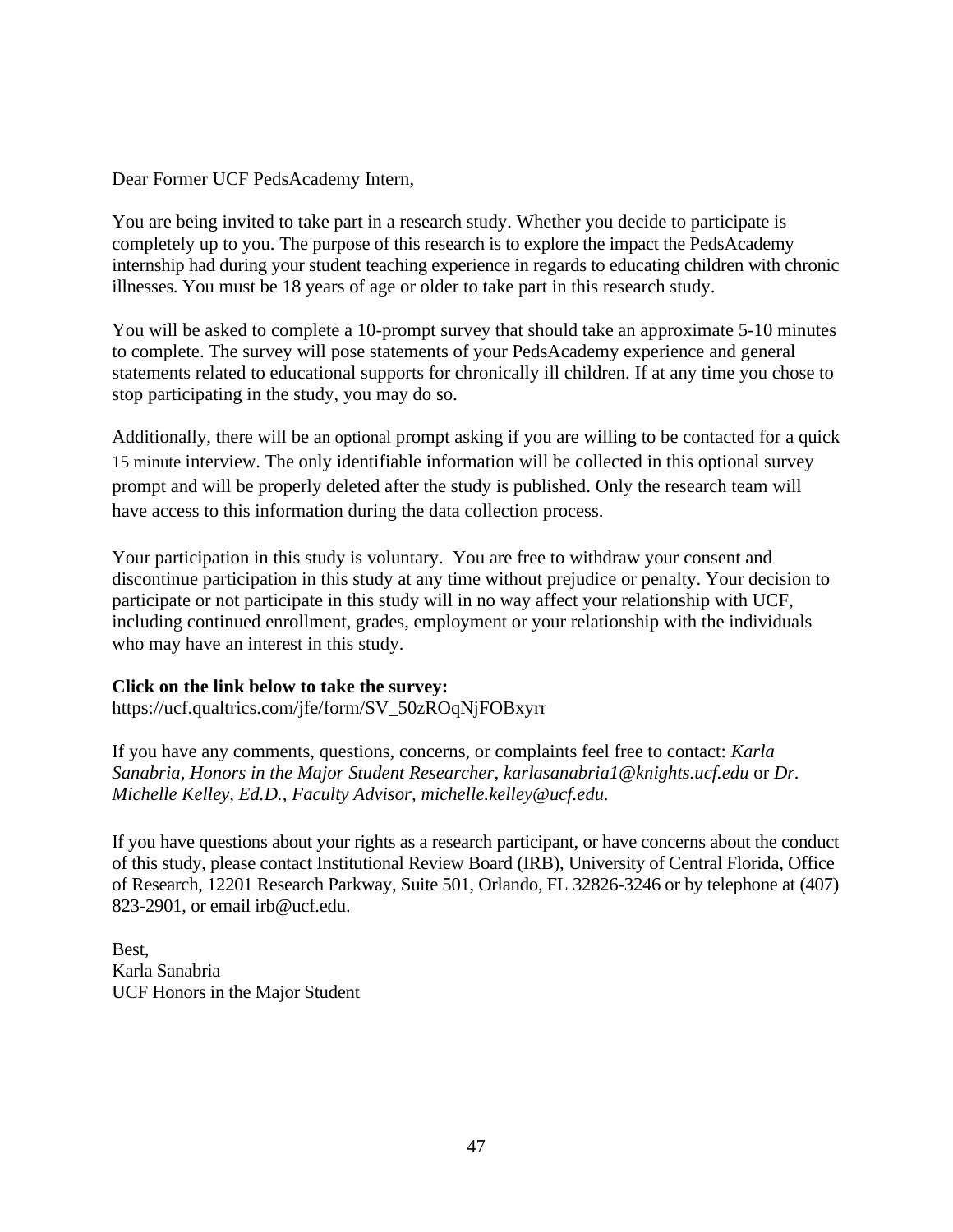Dear Former UCF PedsAcademy Intern,

You are being invited to take part in a research study. Whether you decide to participate is completely up to you. The purpose of this research is to explore the impact the PedsAcademy internship had during your student teaching experience in regards to educating children with chronic illnesses. You must be 18 years of age or older to take part in this research study.

You will be asked to complete a 10-prompt survey that should take an approximate 5-10 minutes to complete. The survey will pose statements of your PedsAcademy experience and general statements related to educational supports for chronically ill children. If at any time you chose to stop participating in the study, you may do so.

Additionally, there will be an optional prompt asking if you are willing to be contacted for a quick 15 minute interview. The only identifiable information will be collected in this optional survey prompt and will be properly deleted after the study is published. Only the research team will have access to this information during the data collection process.

Your participation in this study is voluntary. You are free to withdraw your consent and discontinue participation in this study at any time without prejudice or penalty. Your decision to participate or not participate in this study will in no way affect your relationship with UCF, including continued enrollment, grades, employment or your relationship with the individuals who may have an interest in this study.

**Click on the link below to take the survey:**
https://ucf.qualtrics.com/jfe/form/SV_50zROqNjFOBxyrr

If you have any comments, questions, concerns, or complaints feel free to contact: *Karla Sanabria, Honors in the Major Student Researcher, karlasanabria1@knights.ucf.edu* or *Dr. Michelle Kelley, Ed.D., Faculty Advisor, michelle.kelley@ucf.edu.*

If you have questions about your rights as a research participant, or have concerns about the conduct of this study, please contact Institutional Review Board (IRB), University of Central Florida, Office of Research, 12201 Research Parkway, Suite 501, Orlando, FL 32826-3246 or by telephone at (407) 823-2901, or email irb@ucf.edu.

Best,
Karla Sanabria
UCF Honors in the Major Student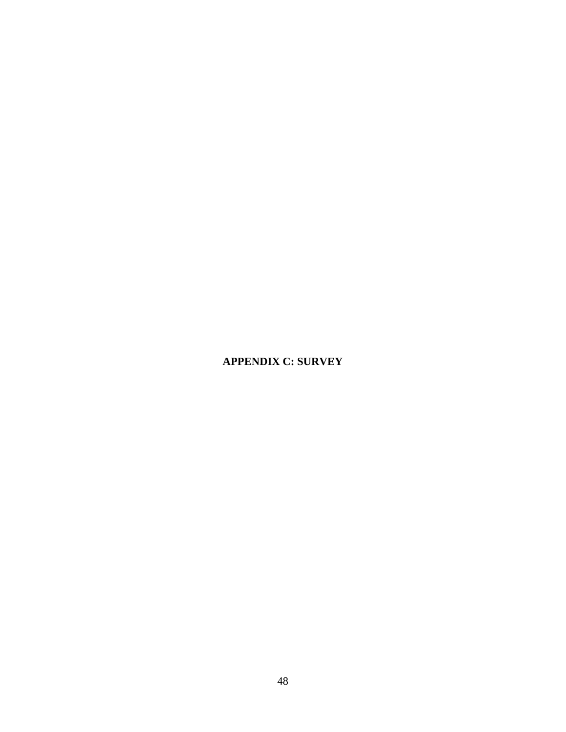# APPENDIX C: SURVEY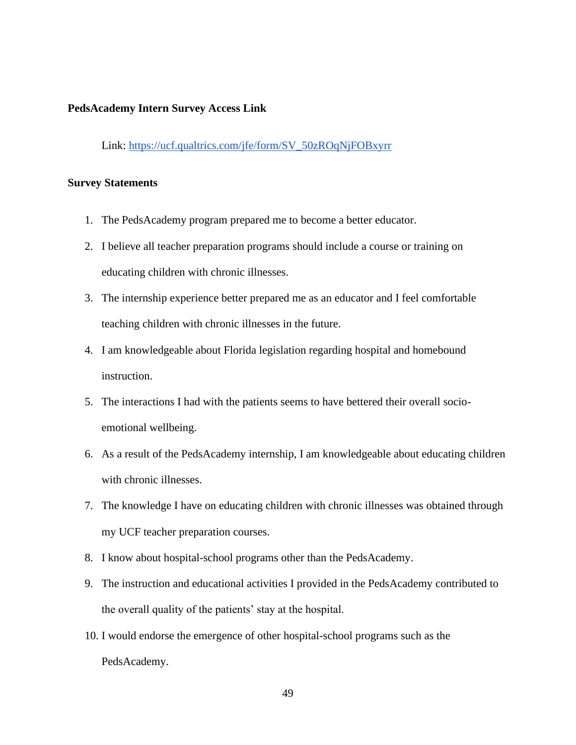**PedsAcademy Intern Survey Access Link**

Link: https://ucf.qualtrics.com/jfe/form/SV_50zROqNjFOBxyrr

**Survey Statements**

1. The PedsAcademy program prepared me to become a better educator.
2. I believe all teacher preparation programs should include a course or training on educating children with chronic illnesses.
3. The internship experience better prepared me as an educator and I feel comfortable teaching children with chronic illnesses in the future.
4. I am knowledgeable about Florida legislation regarding hospital and homebound instruction.
5. The interactions I had with the patients seems to have bettered their overall socio-emotional wellbeing.
6. As a result of the PedsAcademy internship, I am knowledgeable about educating children with chronic illnesses.
7. The knowledge I have on educating children with chronic illnesses was obtained through my UCF teacher preparation courses.
8. I know about hospital-school programs other than the PedsAcademy.
9. The instruction and educational activities I provided in the PedsAcademy contributed to the overall quality of the patients' stay at the hospital.
10. I would endorse the emergence of other hospital-school programs such as the PedsAcademy.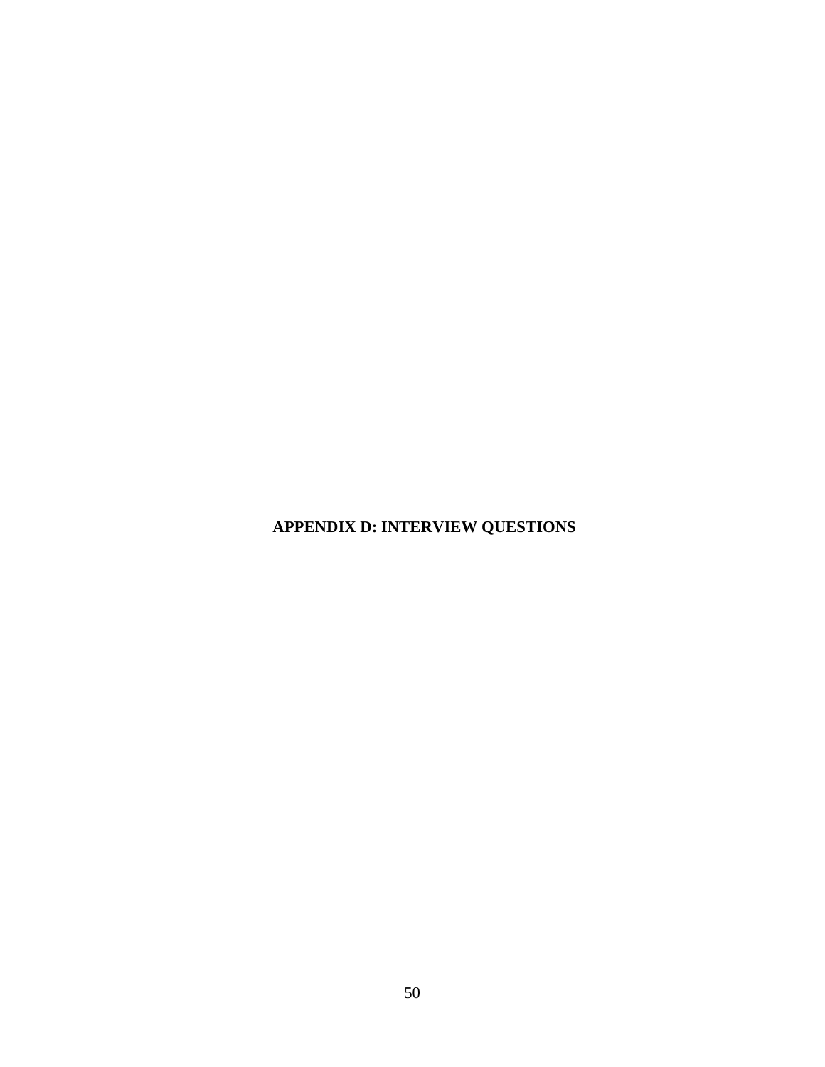# APPENDIX D: INTERVIEW QUESTIONS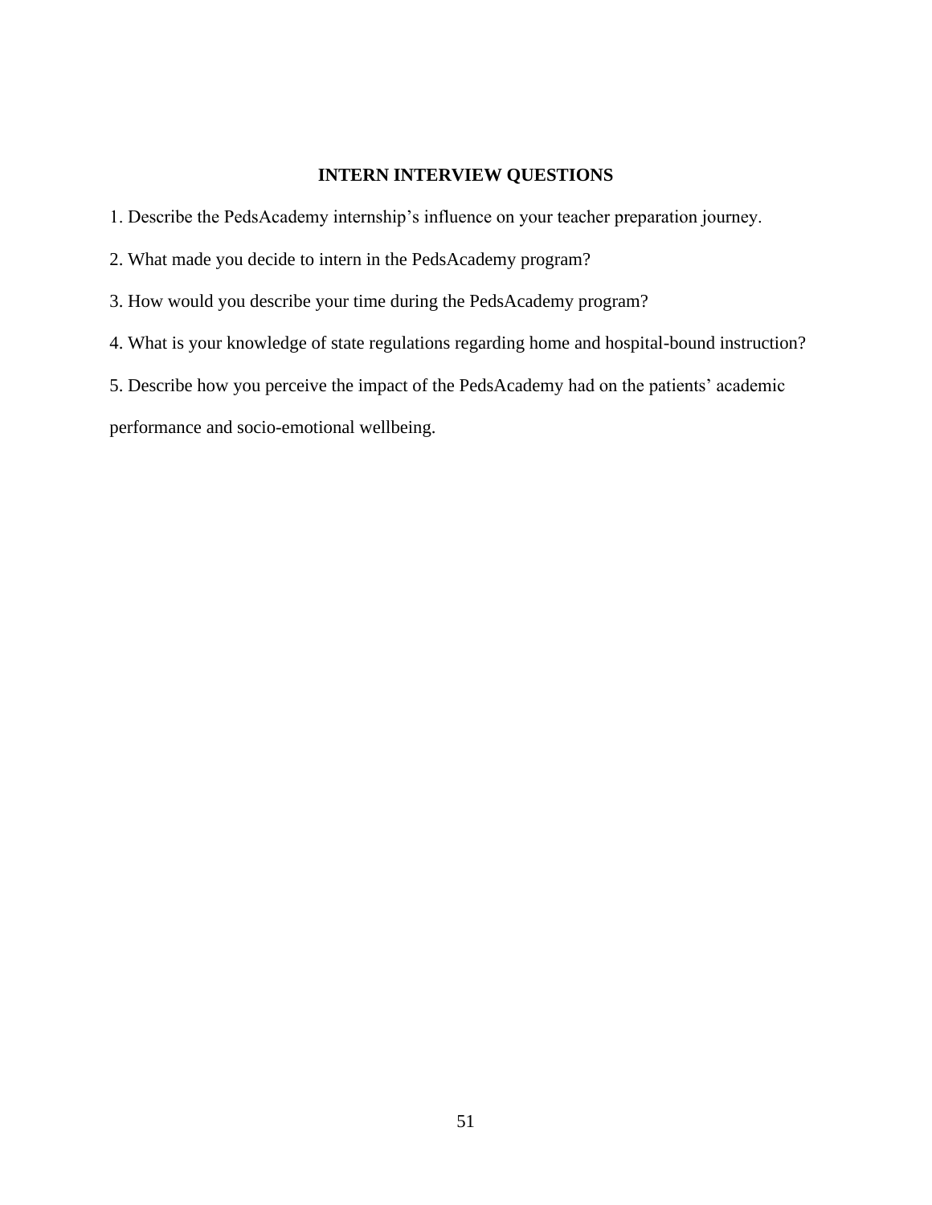## INTERN INTERVIEW QUESTIONS

1. Describe the PedsAcademy internship's influence on your teacher preparation journey.

2. What made you decide to intern in the PedsAcademy program?

3. How would you describe your time during the PedsAcademy program?

4. What is your knowledge of state regulations regarding home and hospital-bound instruction?

5. Describe how you perceive the impact of the PedsAcademy had on the patients' academic performance and socio-emotional wellbeing.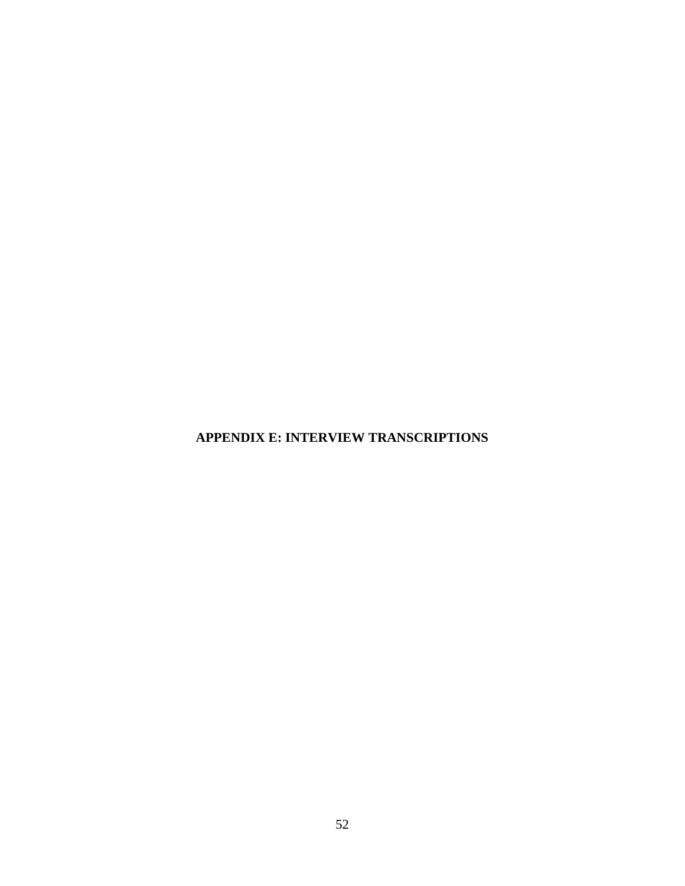# APPENDIX E: INTERVIEW TRANSCRIPTIONS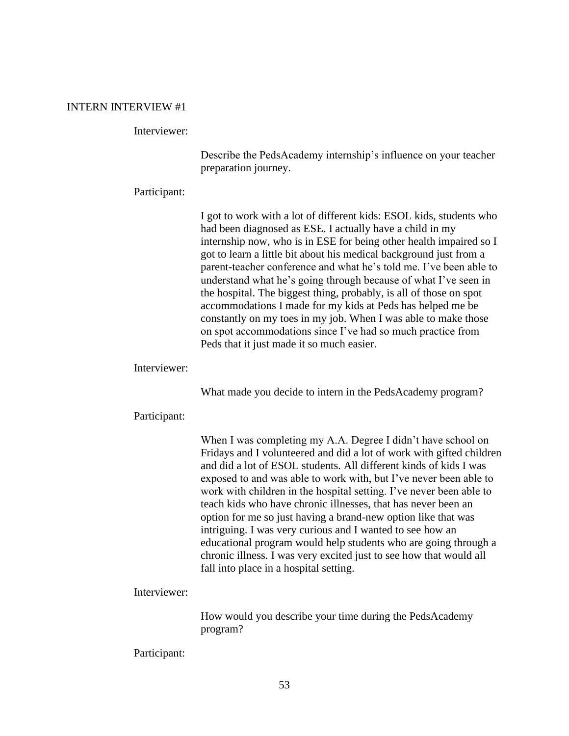INTERN INTERVIEW #1

Interviewer:

Describe the PedsAcademy internship's influence on your teacher preparation journey.

Participant:

I got to work with a lot of different kids: ESOL kids, students who had been diagnosed as ESE. I actually have a child in my internship now, who is in ESE for being other health impaired so I got to learn a little bit about his medical background just from a parent-teacher conference and what he's told me. I've been able to understand what he's going through because of what I've seen in the hospital. The biggest thing, probably, is all of those on spot accommodations I made for my kids at Peds has helped me be constantly on my toes in my job. When I was able to make those on spot accommodations since I've had so much practice from Peds that it just made it so much easier.

Interviewer:

What made you decide to intern in the PedsAcademy program?

Participant:

When I was completing my A.A. Degree I didn't have school on Fridays and I volunteered and did a lot of work with gifted children and did a lot of ESOL students. All different kinds of kids I was exposed to and was able to work with, but I've never been able to work with children in the hospital setting. I've never been able to teach kids who have chronic illnesses, that has never been an option for me so just having a brand-new option like that was intriguing. I was very curious and I wanted to see how an educational program would help students who are going through a chronic illness. I was very excited just to see how that would all fall into place in a hospital setting.

Interviewer:

How would you describe your time during the PedsAcademy program?

Participant: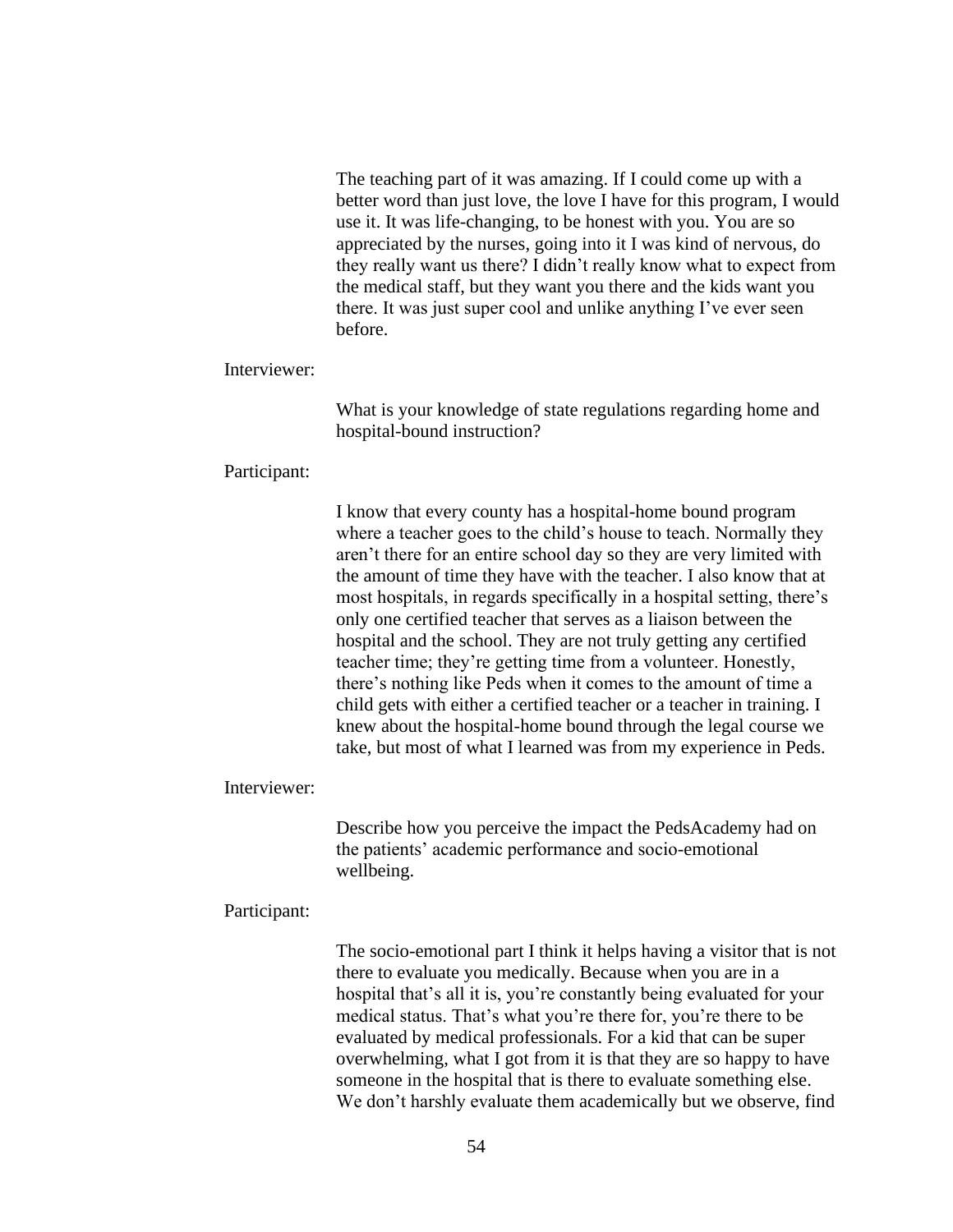The teaching part of it was amazing. If I could come up with a better word than just love, the love I have for this program, I would use it. It was life-changing, to be honest with you. You are so appreciated by the nurses, going into it I was kind of nervous, do they really want us there? I didn't really know what to expect from the medical staff, but they want you there and the kids want you there. It was just super cool and unlike anything I've ever seen before.

Interviewer:

What is your knowledge of state regulations regarding home and hospital-bound instruction?

Participant:

I know that every county has a hospital-home bound program where a teacher goes to the child's house to teach. Normally they aren't there for an entire school day so they are very limited with the amount of time they have with the teacher. I also know that at most hospitals, in regards specifically in a hospital setting, there's only one certified teacher that serves as a liaison between the hospital and the school. They are not truly getting any certified teacher time; they're getting time from a volunteer. Honestly, there's nothing like Peds when it comes to the amount of time a child gets with either a certified teacher or a teacher in training. I knew about the hospital-home bound through the legal course we take, but most of what I learned was from my experience in Peds.

Interviewer:

Describe how you perceive the impact the PedsAcademy had on the patients' academic performance and socio-emotional wellbeing.

Participant:

The socio-emotional part I think it helps having a visitor that is not there to evaluate you medically. Because when you are in a hospital that's all it is, you're constantly being evaluated for your medical status. That's what you're there for, you're there to be evaluated by medical professionals. For a kid that can be super overwhelming, what I got from it is that they are so happy to have someone in the hospital that is there to evaluate something else. We don't harshly evaluate them academically but we observe, find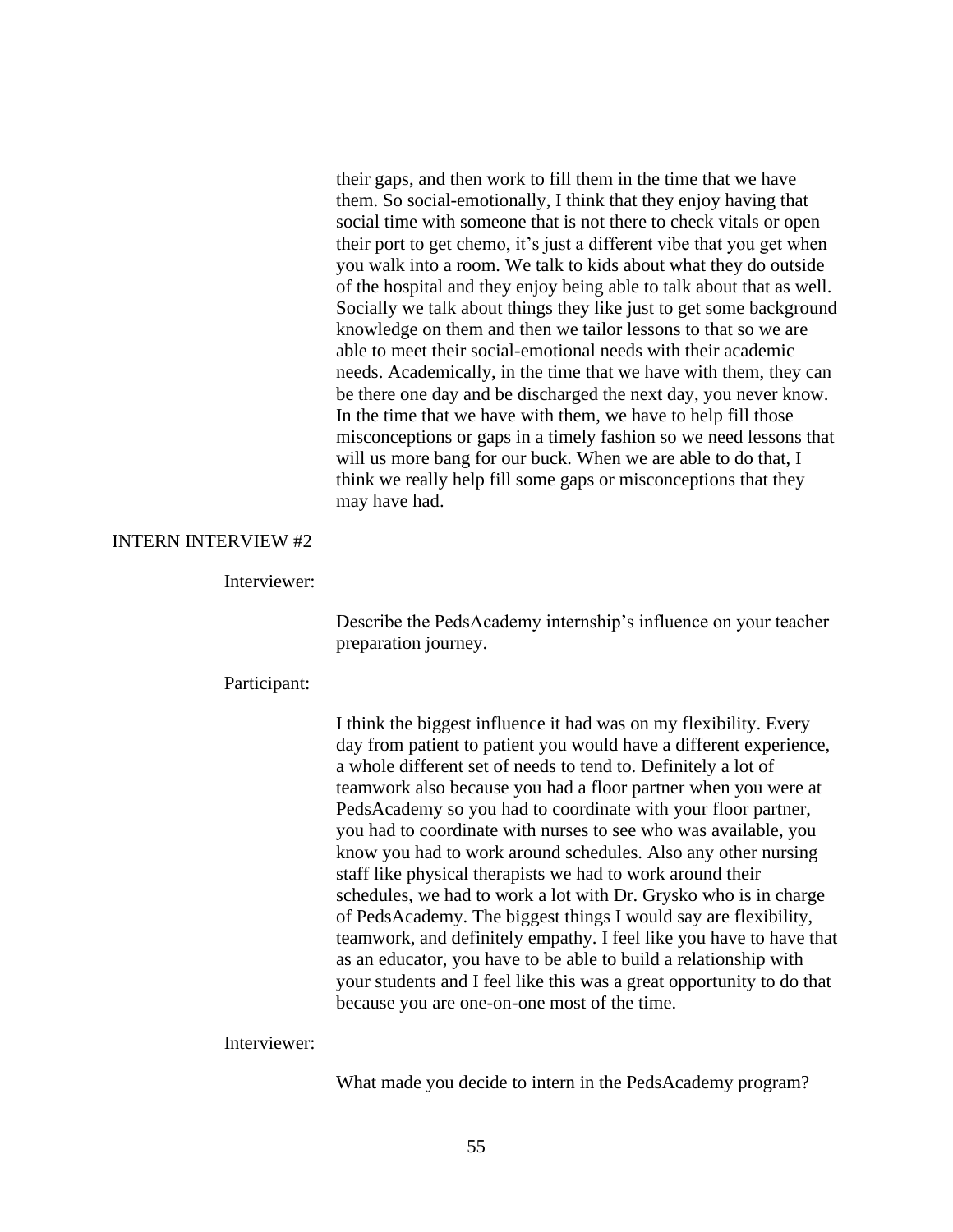their gaps, and then work to fill them in the time that we have them. So social-emotionally, I think that they enjoy having that social time with someone that is not there to check vitals or open their port to get chemo, it's just a different vibe that you get when you walk into a room. We talk to kids about what they do outside of the hospital and they enjoy being able to talk about that as well. Socially we talk about things they like just to get some background knowledge on them and then we tailor lessons to that so we are able to meet their social-emotional needs with their academic needs. Academically, in the time that we have with them, they can be there one day and be discharged the next day, you never know. In the time that we have with them, we have to help fill those misconceptions or gaps in a timely fashion so we need lessons that will us more bang for our buck. When we are able to do that, I think we really help fill some gaps or misconceptions that they may have had.

INTERN INTERVIEW #2

Interviewer:

Describe the PedsAcademy internship's influence on your teacher preparation journey.

Participant:

I think the biggest influence it had was on my flexibility. Every day from patient to patient you would have a different experience, a whole different set of needs to tend to. Definitely a lot of teamwork also because you had a floor partner when you were at PedsAcademy so you had to coordinate with your floor partner, you had to coordinate with nurses to see who was available, you know you had to work around schedules. Also any other nursing staff like physical therapists we had to work around their schedules, we had to work a lot with Dr. Grysko who is in charge of PedsAcademy. The biggest things I would say are flexibility, teamwork, and definitely empathy. I feel like you have to have that as an educator, you have to be able to build a relationship with your students and I feel like this was a great opportunity to do that because you are one-on-one most of the time.

Interviewer:

What made you decide to intern in the PedsAcademy program?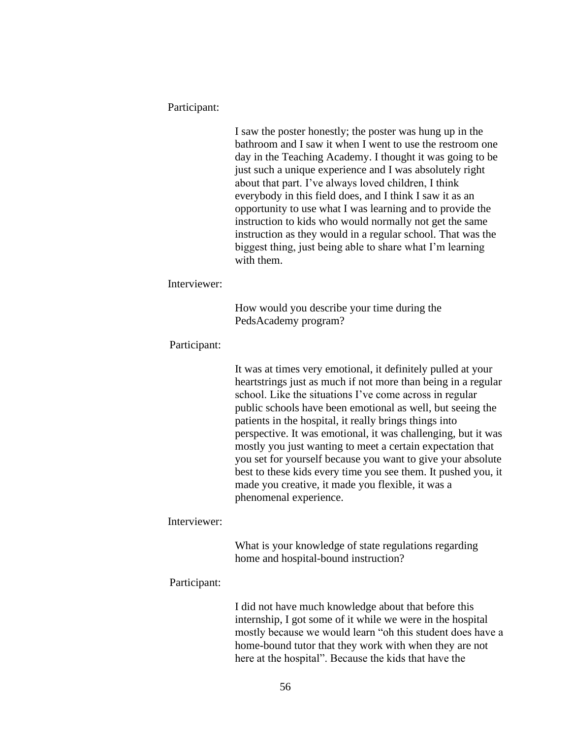Participant:

I saw the poster honestly; the poster was hung up in the bathroom and I saw it when I went to use the restroom one day in the Teaching Academy. I thought it was going to be just such a unique experience and I was absolutely right about that part. I've always loved children, I think everybody in this field does, and I think I saw it as an opportunity to use what I was learning and to provide the instruction to kids who would normally not get the same instruction as they would in a regular school. That was the biggest thing, just being able to share what I'm learning with them.

Interviewer:

How would you describe your time during the PedsAcademy program?

Participant:

It was at times very emotional, it definitely pulled at your heartstrings just as much if not more than being in a regular school. Like the situations I've come across in regular public schools have been emotional as well, but seeing the patients in the hospital, it really brings things into perspective. It was emotional, it was challenging, but it was mostly you just wanting to meet a certain expectation that you set for yourself because you want to give your absolute best to these kids every time you see them. It pushed you, it made you creative, it made you flexible, it was a phenomenal experience.

Interviewer:

What is your knowledge of state regulations regarding home and hospital-bound instruction?

Participant:

I did not have much knowledge about that before this internship, I got some of it while we were in the hospital mostly because we would learn "oh this student does have a home-bound tutor that they work with when they are not here at the hospital". Because the kids that have the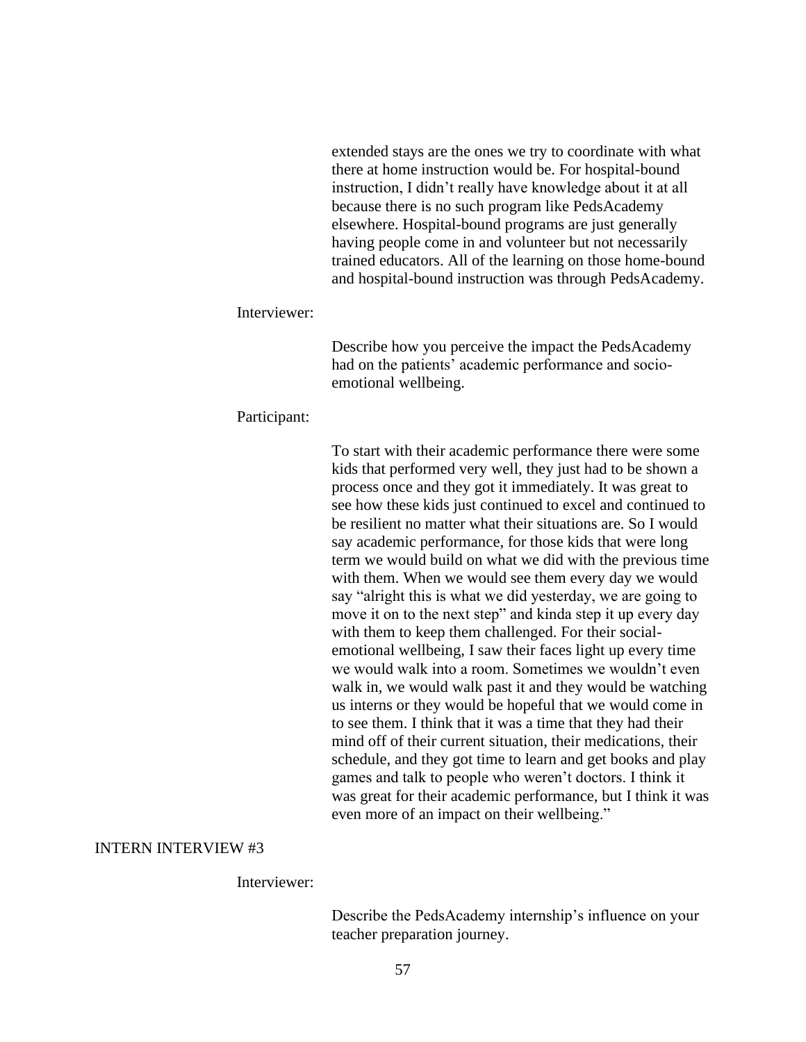extended stays are the ones we try to coordinate with what there at home instruction would be. For hospital-bound instruction, I didn't really have knowledge about it at all because there is no such program like PedsAcademy elsewhere. Hospital-bound programs are just generally having people come in and volunteer but not necessarily trained educators. All of the learning on those home-bound and hospital-bound instruction was through PedsAcademy.

Interviewer:

Describe how you perceive the impact the PedsAcademy had on the patients' academic performance and socio-emotional wellbeing.

Participant:

To start with their academic performance there were some kids that performed very well, they just had to be shown a process once and they got it immediately. It was great to see how these kids just continued to excel and continued to be resilient no matter what their situations are. So I would say academic performance, for those kids that were long term we would build on what we did with the previous time with them. When we would see them every day we would say "alright this is what we did yesterday, we are going to move it on to the next step" and kinda step it up every day with them to keep them challenged. For their social-emotional wellbeing, I saw their faces light up every time we would walk into a room. Sometimes we wouldn't even walk in, we would walk past it and they would be watching us interns or they would be hopeful that we would come in to see them. I think that it was a time that they had their mind off of their current situation, their medications, their schedule, and they got time to learn and get books and play games and talk to people who weren't doctors. I think it was great for their academic performance, but I think it was even more of an impact on their wellbeing."

INTERN INTERVIEW #3

Interviewer:

Describe the PedsAcademy internship's influence on your teacher preparation journey.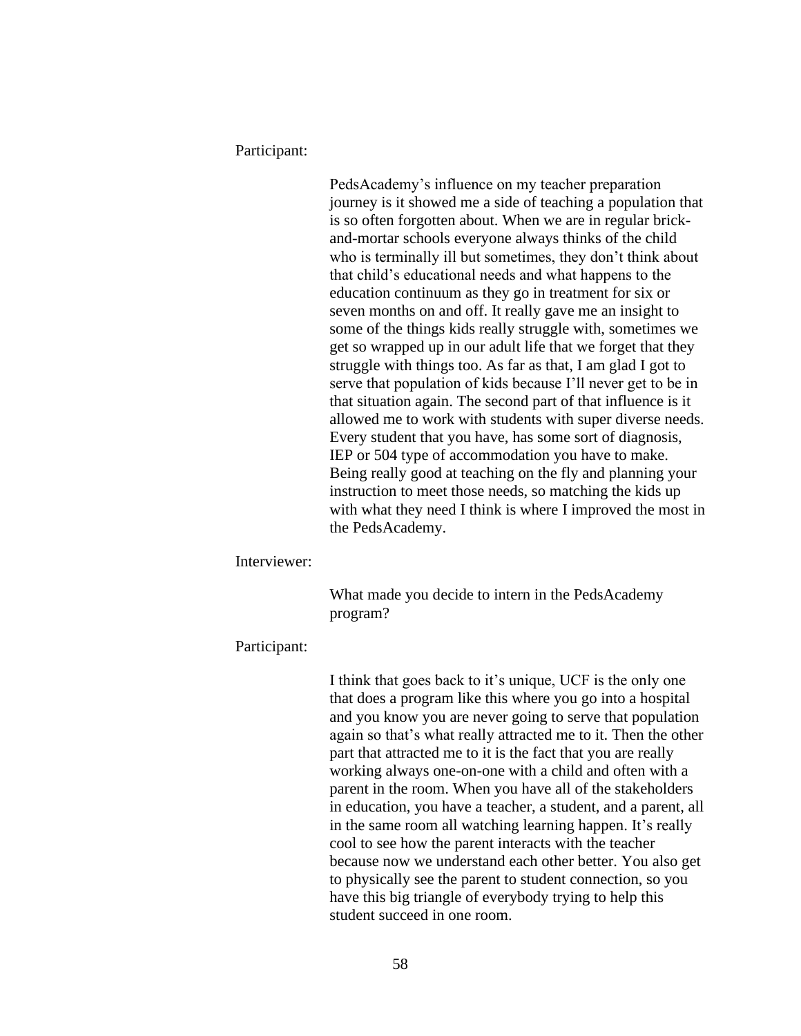Participant:

PedsAcademy's influence on my teacher preparation journey is it showed me a side of teaching a population that is so often forgotten about. When we are in regular brick-and-mortar schools everyone always thinks of the child who is terminally ill but sometimes, they don't think about that child's educational needs and what happens to the education continuum as they go in treatment for six or seven months on and off. It really gave me an insight to some of the things kids really struggle with, sometimes we get so wrapped up in our adult life that we forget that they struggle with things too. As far as that, I am glad I got to serve that population of kids because I'll never get to be in that situation again. The second part of that influence is it allowed me to work with students with super diverse needs. Every student that you have, has some sort of diagnosis, IEP or 504 type of accommodation you have to make. Being really good at teaching on the fly and planning your instruction to meet those needs, so matching the kids up with what they need I think is where I improved the most in the PedsAcademy.

Interviewer:

What made you decide to intern in the PedsAcademy program?

Participant:

I think that goes back to it's unique, UCF is the only one that does a program like this where you go into a hospital and you know you are never going to serve that population again so that's what really attracted me to it. Then the other part that attracted me to it is the fact that you are really working always one-on-one with a child and often with a parent in the room. When you have all of the stakeholders in education, you have a teacher, a student, and a parent, all in the same room all watching learning happen. It's really cool to see how the parent interacts with the teacher because now we understand each other better. You also get to physically see the parent to student connection, so you have this big triangle of everybody trying to help this student succeed in one room.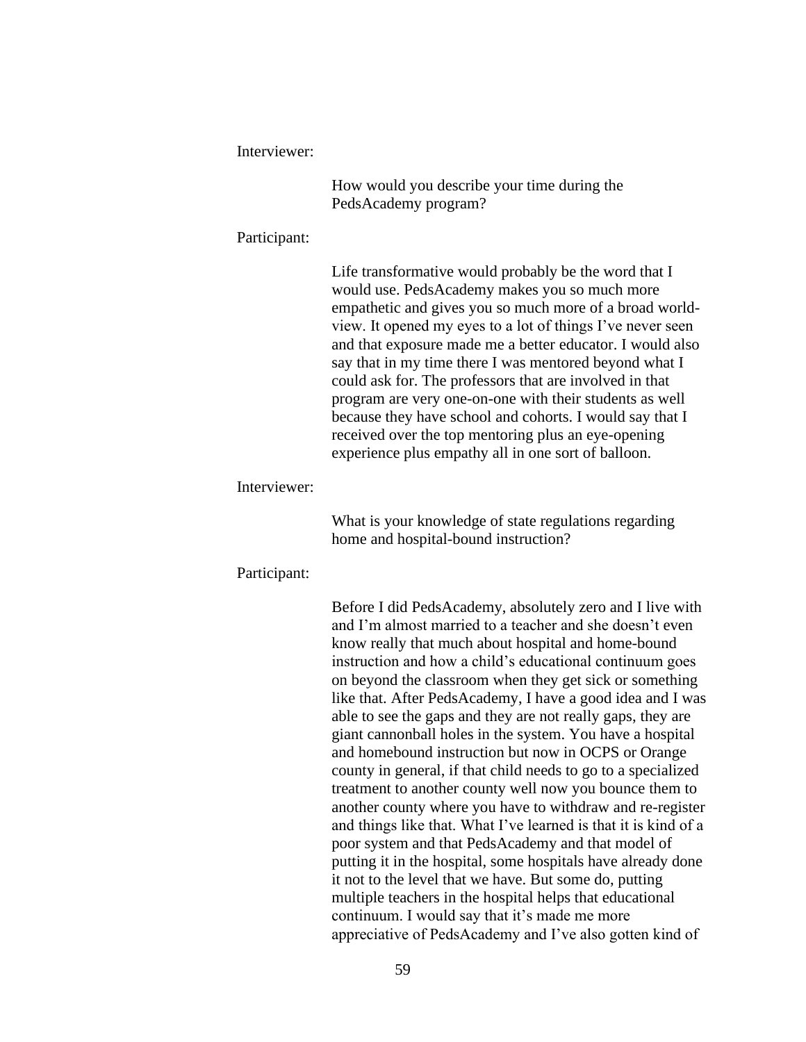Interviewer:

How would you describe your time during the PedsAcademy program?

Participant:

Life transformative would probably be the word that I would use. PedsAcademy makes you so much more empathetic and gives you so much more of a broad world-view. It opened my eyes to a lot of things I've never seen and that exposure made me a better educator. I would also say that in my time there I was mentored beyond what I could ask for. The professors that are involved in that program are very one-on-one with their students as well because they have school and cohorts. I would say that I received over the top mentoring plus an eye-opening experience plus empathy all in one sort of balloon.

Interviewer:

What is your knowledge of state regulations regarding home and hospital-bound instruction?

Participant:

Before I did PedsAcademy, absolutely zero and I live with and I'm almost married to a teacher and she doesn't even know really that much about hospital and home-bound instruction and how a child's educational continuum goes on beyond the classroom when they get sick or something like that. After PedsAcademy, I have a good idea and I was able to see the gaps and they are not really gaps, they are giant cannonball holes in the system. You have a hospital and homebound instruction but now in OCPS or Orange county in general, if that child needs to go to a specialized treatment to another county well now you bounce them to another county where you have to withdraw and re-register and things like that. What I've learned is that it is kind of a poor system and that PedsAcademy and that model of putting it in the hospital, some hospitals have already done it not to the level that we have. But some do, putting multiple teachers in the hospital helps that educational continuum. I would say that it's made me more appreciative of PedsAcademy and I've also gotten kind of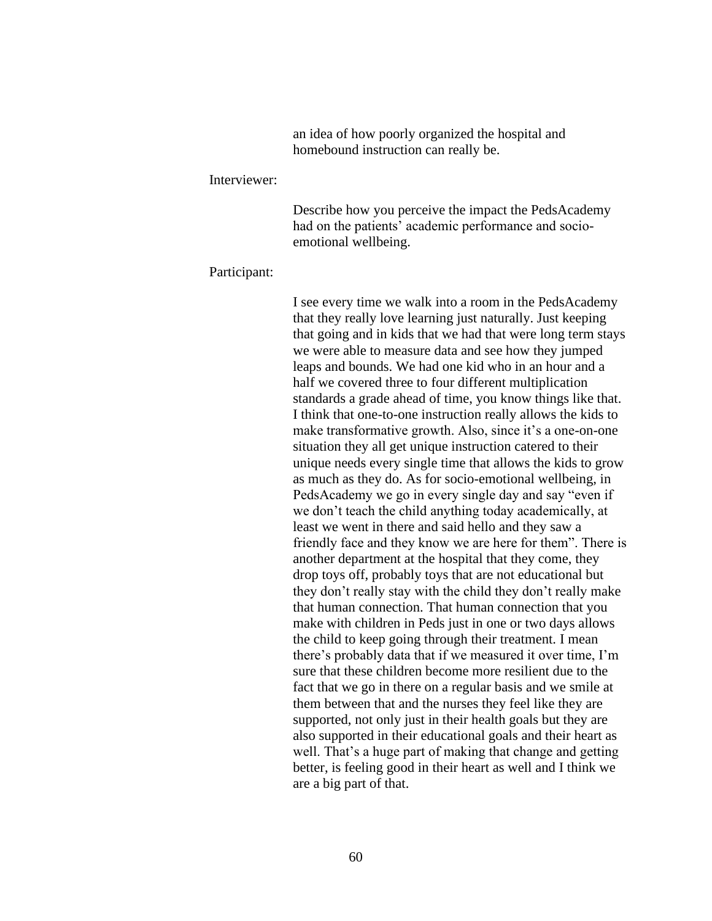an idea of how poorly organized the hospital and homebound instruction can really be.

Interviewer:

Describe how you perceive the impact the PedsAcademy had on the patients' academic performance and socio-emotional wellbeing.

Participant:

I see every time we walk into a room in the PedsAcademy that they really love learning just naturally. Just keeping that going and in kids that we had that were long term stays we were able to measure data and see how they jumped leaps and bounds. We had one kid who in an hour and a half we covered three to four different multiplication standards a grade ahead of time, you know things like that. I think that one-to-one instruction really allows the kids to make transformative growth. Also, since it's a one-on-one situation they all get unique instruction catered to their unique needs every single time that allows the kids to grow as much as they do. As for socio-emotional wellbeing, in PedsAcademy we go in every single day and say "even if we don't teach the child anything today academically, at least we went in there and said hello and they saw a friendly face and they know we are here for them". There is another department at the hospital that they come, they drop toys off, probably toys that are not educational but they don't really stay with the child they don't really make that human connection. That human connection that you make with children in Peds just in one or two days allows the child to keep going through their treatment. I mean there's probably data that if we measured it over time, I'm sure that these children become more resilient due to the fact that we go in there on a regular basis and we smile at them between that and the nurses they feel like they are supported, not only just in their health goals but they are also supported in their educational goals and their heart as well. That's a huge part of making that change and getting better, is feeling good in their heart as well and I think we are a big part of that.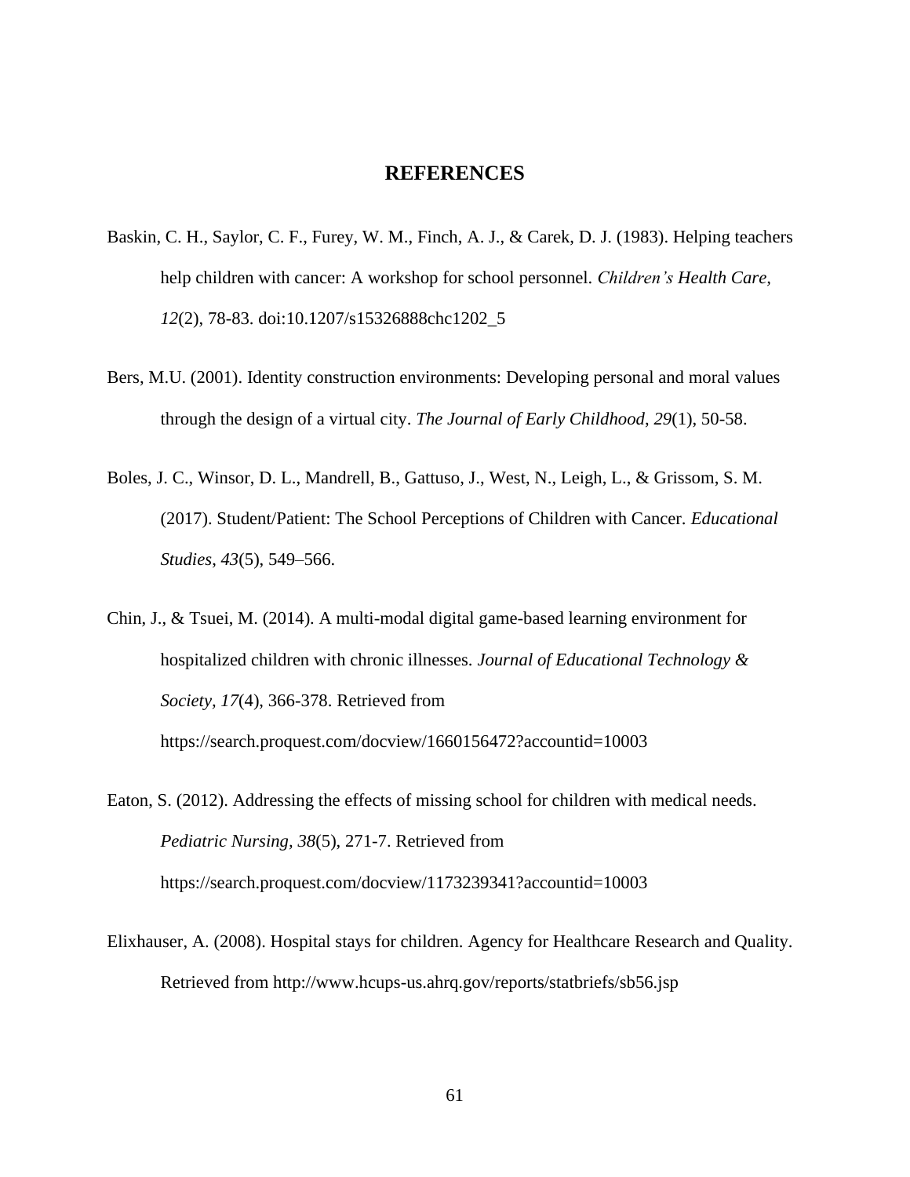# REFERENCES

Baskin, C. H., Saylor, C. F., Furey, W. M., Finch, A. J., & Carek, D. J. (1983). Helping teachers help children with cancer: A workshop for school personnel. *Children's Health Care, 12*(2), 78-83. doi:10.1207/s15326888chc1202_5

Bers, M.U. (2001). Identity construction environments: Developing personal and moral values through the design of a virtual city. *The Journal of Early Childhood*, *29*(1), 50-58.

Boles, J. C., Winsor, D. L., Mandrell, B., Gattuso, J., West, N., Leigh, L., & Grissom, S. M. (2017). Student/Patient: The School Perceptions of Children with Cancer. *Educational Studies*, *43*(5), 549–566.

Chin, J., & Tsuei, M. (2014). A multi-modal digital game-based learning environment for hospitalized children with chronic illnesses. *Journal of Educational Technology & Society, 17*(4), 366-378. Retrieved from https://search.proquest.com/docview/1660156472?accountid=10003

Eaton, S. (2012). Addressing the effects of missing school for children with medical needs. *Pediatric Nursing, 38*(5), 271-7. Retrieved from https://search.proquest.com/docview/1173239341?accountid=10003

Elixhauser, A. (2008). Hospital stays for children. Agency for Healthcare Research and Quality. Retrieved from http://www.hcups-us.ahrq.gov/reports/statbriefs/sb56.jsp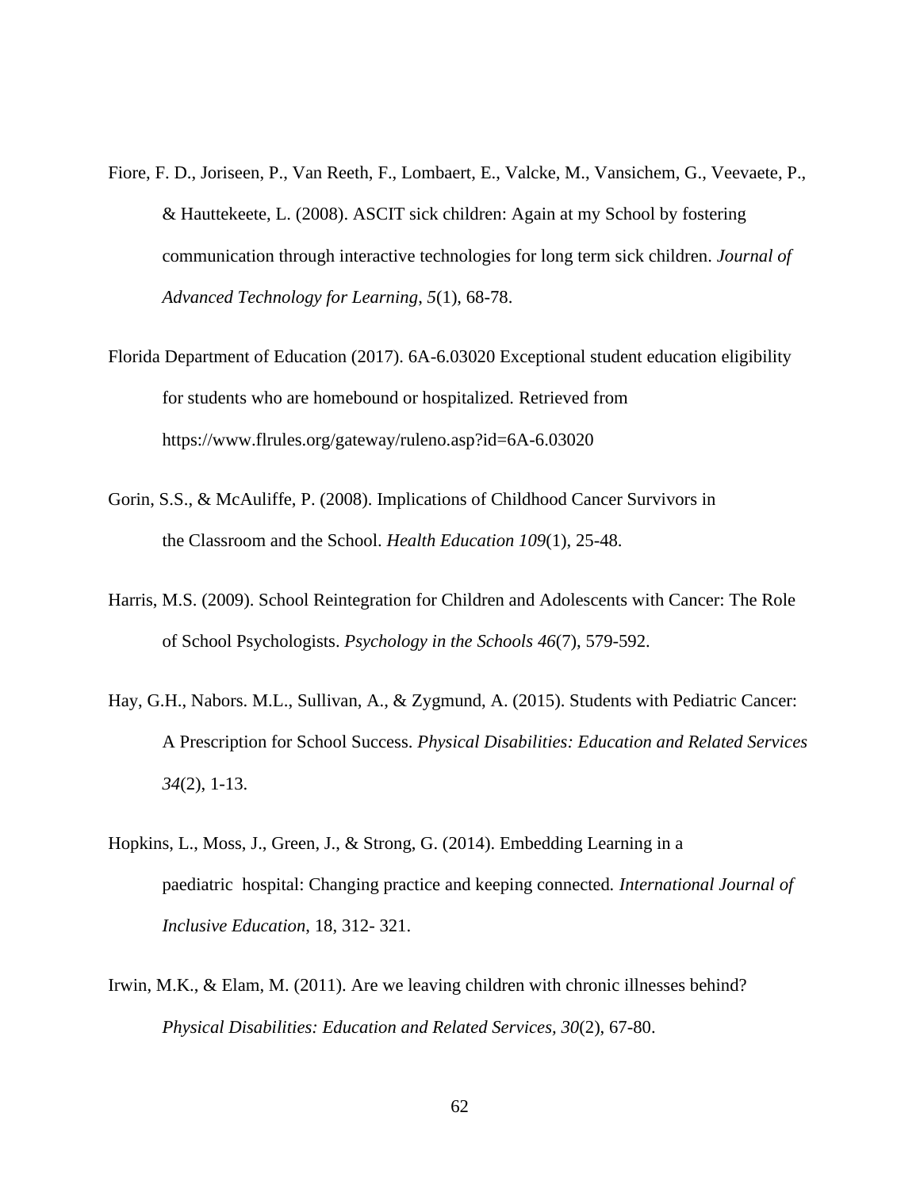Fiore, F. D., Joriseen, P., Van Reeth, F., Lombaert, E., Valcke, M., Vansichem, G., Veevaete, P., & Hauttekeete, L. (2008). ASCIT sick children: Again at my School by fostering communication through interactive technologies for long term sick children. *Journal of Advanced Technology for Learning*, *5*(1), 68-78.

Florida Department of Education (2017). 6A-6.03020 Exceptional student education eligibility for students who are homebound or hospitalized. Retrieved from https://www.flrules.org/gateway/ruleno.asp?id=6A-6.03020

Gorin, S.S., & McAuliffe, P. (2008). Implications of Childhood Cancer Survivors in the Classroom and the School. *Health Education 109*(1), 25-48.

Harris, M.S. (2009). School Reintegration for Children and Adolescents with Cancer: The Role of School Psychologists. *Psychology in the Schools 46*(7), 579-592.

Hay, G.H., Nabors. M.L., Sullivan, A., & Zygmund, A. (2015). Students with Pediatric Cancer: A Prescription for School Success. *Physical Disabilities: Education and Related Services 34*(2), 1-13.

Hopkins, L., Moss, J., Green, J., & Strong, G. (2014). Embedding Learning in a paediatric hospital: Changing practice and keeping connected. *International Journal of Inclusive Education*, 18, 312- 321.

Irwin, M.K., & Elam, M. (2011). Are we leaving children with chronic illnesses behind? *Physical Disabilities: Education and Related Services, 30*(2), 67-80.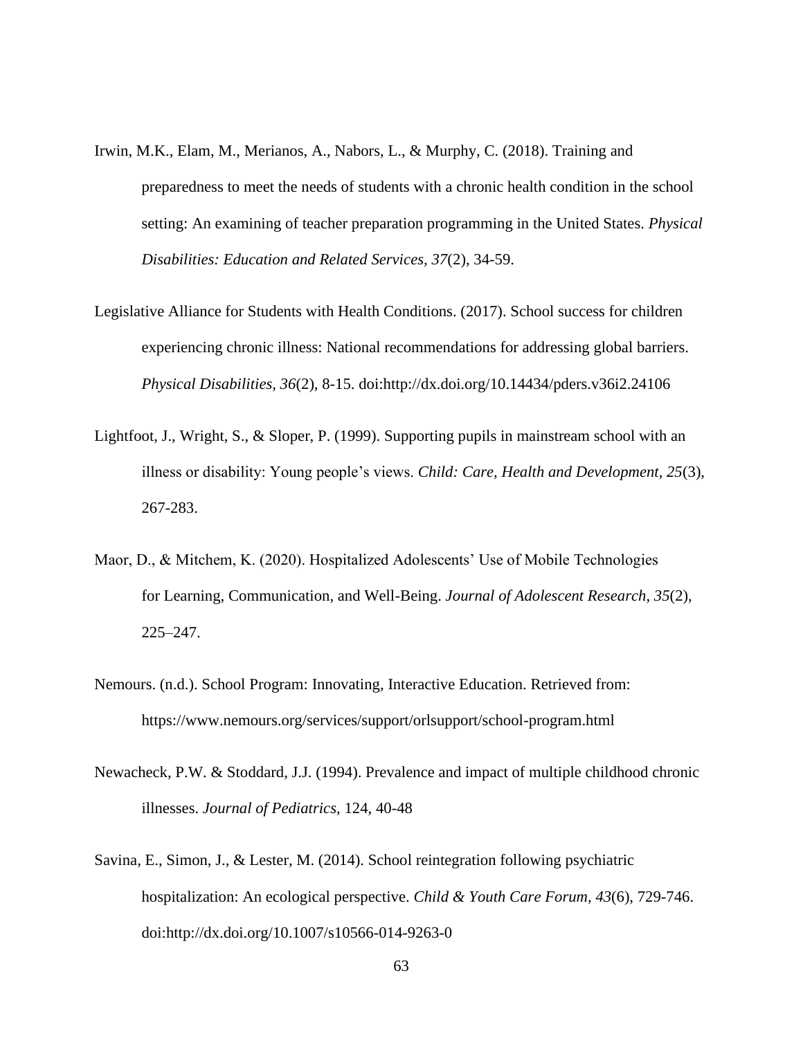Irwin, M.K., Elam, M., Merianos, A., Nabors, L., & Murphy, C. (2018). Training and preparedness to meet the needs of students with a chronic health condition in the school setting: An examining of teacher preparation programming in the United States. *Physical Disabilities: Education and Related Services, 37*(2), 34-59.

Legislative Alliance for Students with Health Conditions. (2017). School success for children experiencing chronic illness: National recommendations for addressing global barriers. *Physical Disabilities, 36*(2), 8-15. doi:http://dx.doi.org/10.14434/pders.v36i2.24106

Lightfoot, J., Wright, S., & Sloper, P. (1999). Supporting pupils in mainstream school with an illness or disability: Young people's views. *Child: Care, Health and Development*, *25*(3), 267-283.

Maor, D., & Mitchem, K. (2020). Hospitalized Adolescents' Use of Mobile Technologies for Learning, Communication, and Well-Being. *Journal of Adolescent Research*, *35*(2), 225–247.

Nemours. (n.d.). School Program: Innovating, Interactive Education. Retrieved from: https://www.nemours.org/services/support/orlsupport/school-program.html

Newacheck, P.W. & Stoddard, J.J. (1994). Prevalence and impact of multiple childhood chronic illnesses. *Journal of Pediatrics*, 124, 40-48

Savina, E., Simon, J., & Lester, M. (2014). School reintegration following psychiatric hospitalization: An ecological perspective. *Child & Youth Care Forum, 43*(6), 729-746. doi:http://dx.doi.org/10.1007/s10566-014-9263-0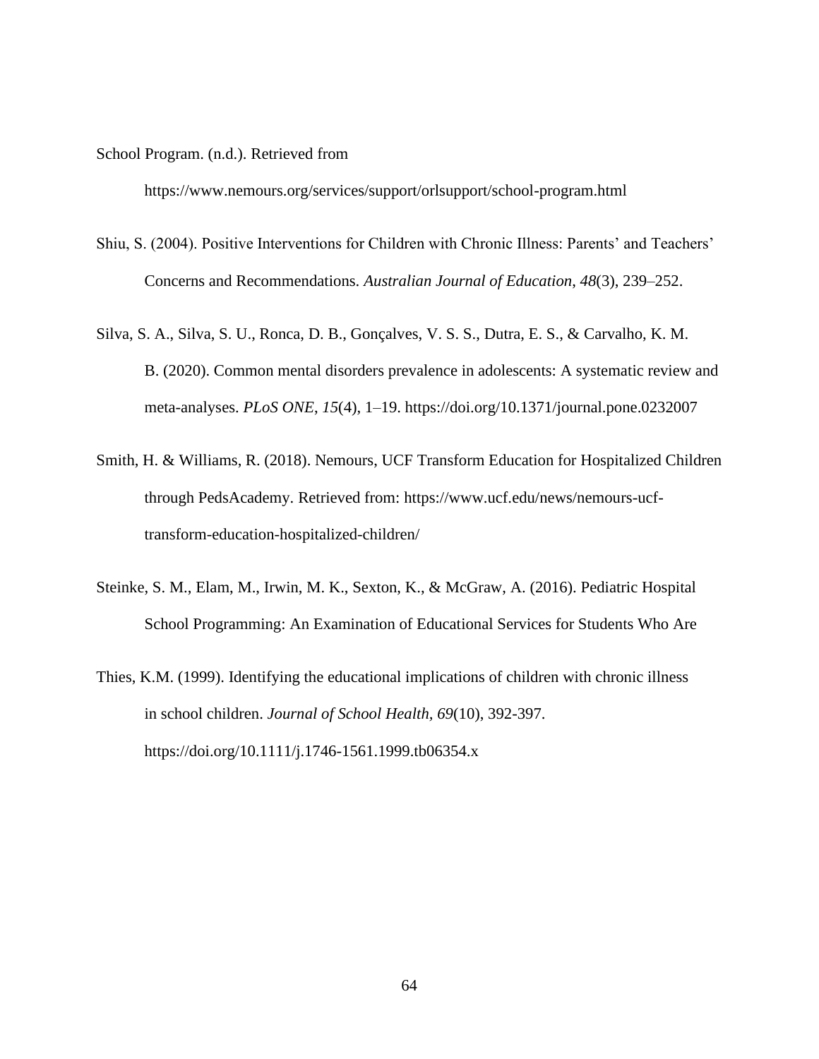School Program. (n.d.). Retrieved from https://www.nemours.org/services/support/orlsupport/school-program.html

Shiu, S. (2004). Positive Interventions for Children with Chronic Illness: Parents' and Teachers' Concerns and Recommendations. *Australian Journal of Education*, *48*(3), 239–252.

Silva, S. A., Silva, S. U., Ronca, D. B., Gonçalves, V. S. S., Dutra, E. S., & Carvalho, K. M. B. (2020). Common mental disorders prevalence in adolescents: A systematic review and meta-analyses. *PLoS ONE*, *15*(4), 1–19. https://doi.org/10.1371/journal.pone.0232007

Smith, H. & Williams, R. (2018). Nemours, UCF Transform Education for Hospitalized Children through PedsAcademy. Retrieved from: https://www.ucf.edu/news/nemours-ucf-transform-education-hospitalized-children/

Steinke, S. M., Elam, M., Irwin, M. K., Sexton, K., & McGraw, A. (2016). Pediatric Hospital School Programming: An Examination of Educational Services for Students Who Are

Thies, K.M. (1999). Identifying the educational implications of children with chronic illness in school children. *Journal of School Health*, *69*(10), 392-397. https://doi.org/10.1111/j.1746-1561.1999.tb06354.x